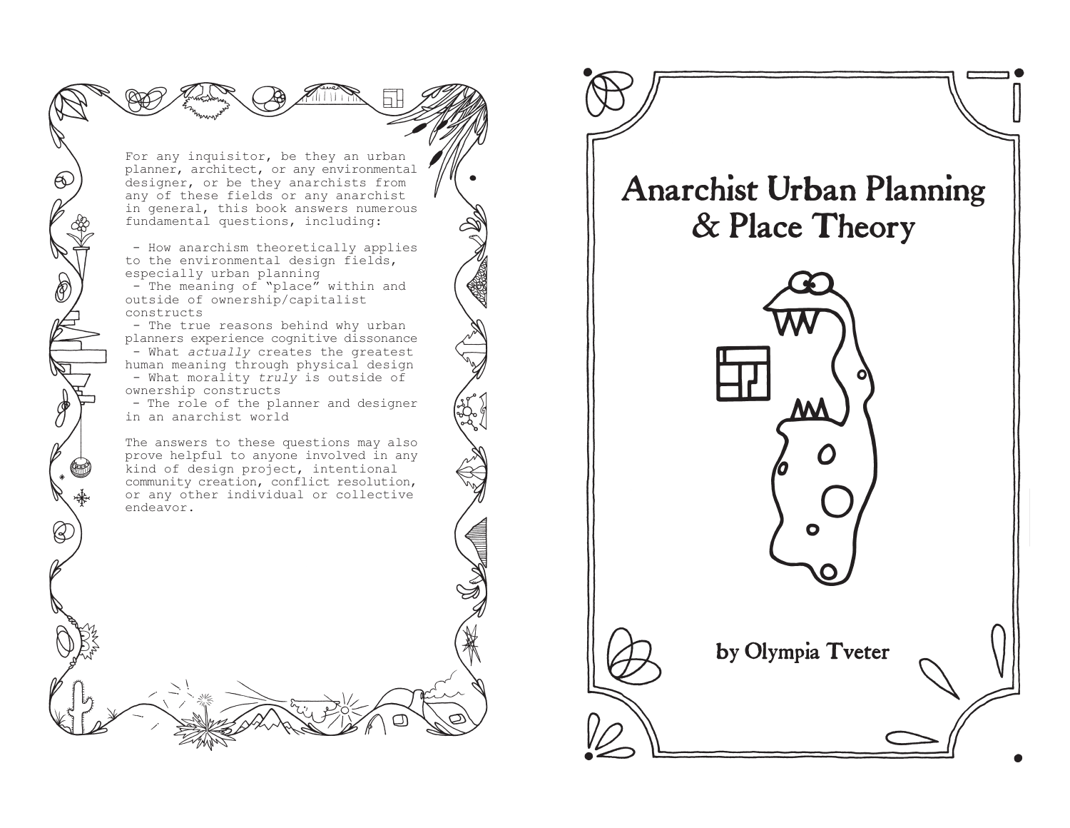For any inquisitor, be they an urban planner, architect, or any environmental designer, or be they anarchists from any of these fields or any anarchist in general, this book answers numerous fundamental questions, including:

- How anarchism theoretically applies to the environmental design fields, especially urban planning
- The meaning of "place" within and outside of ownership/capitalist constructs
- The true reasons behind why urban planners experience cognitive dissonance
- What *actually* creates the greatest human meaning through physical design
- What morality *truly* is outside of ownership constructs
- The role of the planner and designer in an anarchist world

The answers to these questions may also prove helpful to anyone involved in any kind of design project, intentional community creation, conflict resolution, or any other individual or collective endeavor.

# Anarchist Urban Planning & Place Theory

**by Olympia Tveter**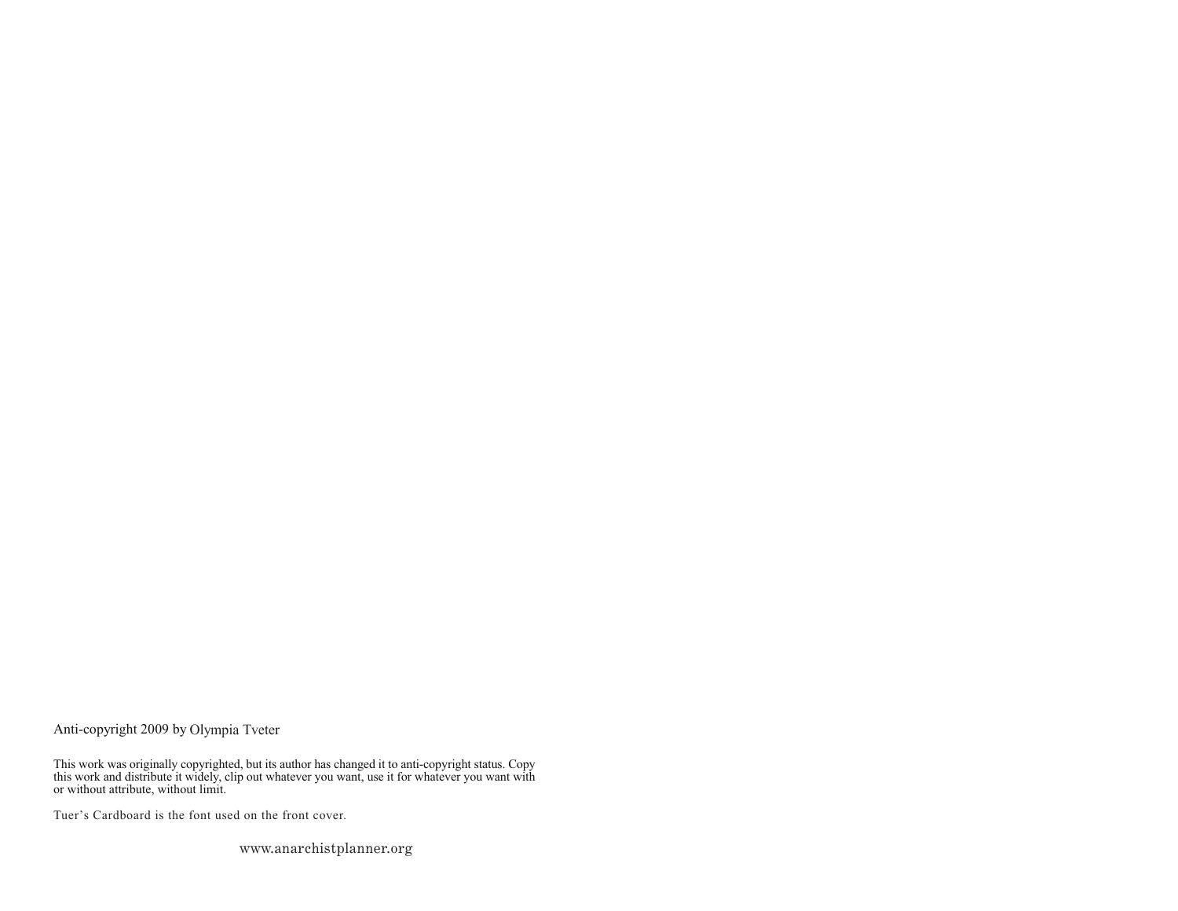Anti-copyright 2009 by Olympia Tveter

This work was originally copyrighted, but its author has changed it to anti-copyright status. Copy this work and distribute it widely, clip out whatever you want, use it for whatever you want with or without attribute, without limit.

Tuer's Cardboard is the font used on the front cover.

www.anarchistplanner.org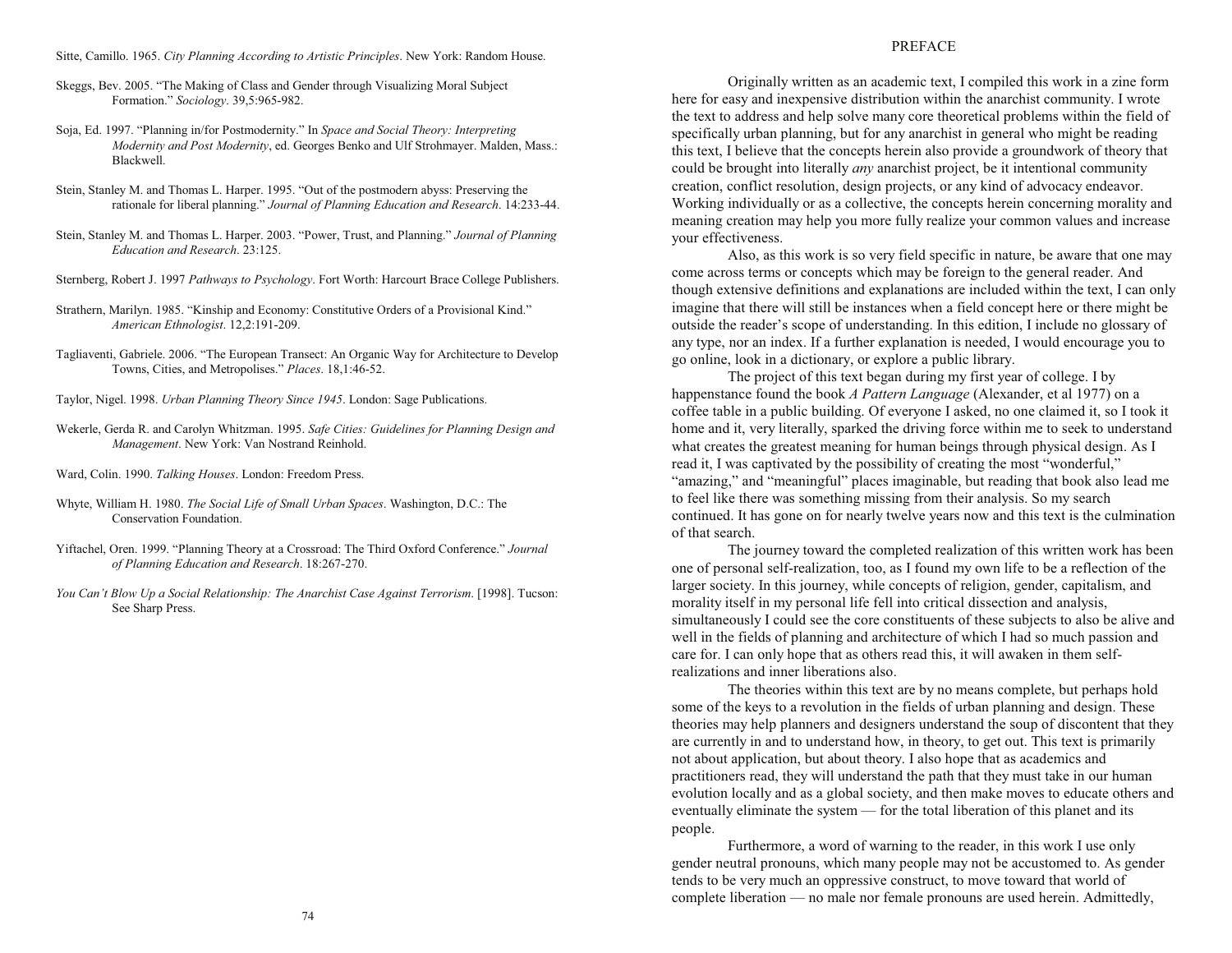Sitte, Camillo. 1965. *City Planning According to Artistic Principles*. New York: Random House.

Skeggs, Bev. 2005. "The Making of Class and Gender through Visualizing Moral Subject Formation." *Sociology*. 39,5:965-982.

Soja, Ed. 1997. "Planning in/for Postmodernity." In *Space and Social Theory: Interpreting Modernity and Post Modernity*, ed. Georges Benko and Ulf Strohmayer. Malden, Mass.: Blackwell.

Stein, Stanley M. and Thomas L. Harper. 1995. "Out of the postmodern abyss: Preserving the rationale for liberal planning." *Journal of Planning Education and Research*. 14:233-44.

Stein, Stanley M. and Thomas L. Harper. 2003. "Power, Trust, and Planning." *Journal of Planning Education and Research*. 23:125.

Sternberg, Robert J. 1997 *Pathways to Psychology*. Fort Worth: Harcourt Brace College Publishers.

Strathern, Marilyn. 1985. "Kinship and Economy: Constitutive Orders of a Provisional Kind." *American Ethnologist*. 12,2:191-209.

Tagliaventi, Gabriele. 2006. "The European Transect: An Organic Way for Architecture to Develop Towns, Cities, and Metropolises." *Places*. 18,1:46-52.

Taylor, Nigel. 1998. *Urban Planning Theory Since 1945*. London: Sage Publications.

Wekerle, Gerda R. and Carolyn Whitzman. 1995. *Safe Cities: Guidelines for Planning Design and Management*. New York: Van Nostrand Reinhold.

Ward, Colin. 1990. *Talking Houses*. London: Freedom Press.

Whyte, William H. 1980. *The Social Life of Small Urban Spaces*. Washington, D.C.: The Conservation Foundation.

Yiftachel, Oren. 1999. "Planning Theory at a Crossroad: The Third Oxford Conference." *Journal of Planning Education and Research*. 18:267-270.

*You Can't Blow Up a Social Relationship: The Anarchist Case Against Terrorism*. [1998]. Tucson: See Sharp Press.

# PREFACE

Originally written as an academic text, I compiled this work in a zine form here for easy and inexpensive distribution within the anarchist community. I wrote the text to address and help solve many core theoretical problems within the field of specifically urban planning, but for any anarchist in general who might be reading this text, I believe that the concepts herein also provide a groundwork of theory that could be brought into literally *any* anarchist project, be it intentional community creation, conflict resolution, design projects, or any kind of advocacy endeavor. Working individually or as a collective, the concepts herein concerning morality and meaning creation may help you more fully realize your common values and increase your effectiveness.

Also, as this work is so very field specific in nature, be aware that one may come across terms or concepts which may be foreign to the general reader. And though extensive definitions and explanations are included within the text, I can only imagine that there will still be instances when a field concept here or there might be outside the reader's scope of understanding. In this edition, I include no glossary of any type, nor an index. If a further explanation is needed, I would encourage you to go online, look in a dictionary, or explore a public library.

The project of this text began during my first year of college. I by happenstance found the book *A Pattern Language* (Alexander, et al 1977) on a coffee table in a public building. Of everyone I asked, no one claimed it, so I took it home and it, very literally, sparked the driving force within me to seek to understand what creates the greatest meaning for human beings through physical design. As I read it, I was captivated by the possibility of creating the most "wonderful," "amazing," and "meaningful" places imaginable, but reading that book also lead me to feel like there was something missing from their analysis. So my search continued. It has gone on for nearly twelve years now and this text is the culmination of that search.

The journey toward the completed realization of this written work has been one of personal self-realization, too, as I found my own life to be a reflection of the larger society. In this journey, while concepts of religion, gender, capitalism, and morality itself in my personal life fell into critical dissection and analysis, simultaneously I could see the core constituents of these subjects to also be alive and well in the fields of planning and architecture of which I had so much passion and care for. I can only hope that as others read this, it will awaken in them self-realizations and inner liberations also.

The theories within this text are by no means complete, but perhaps hold some of the keys to a revolution in the fields of urban planning and design. These theories may help planners and designers understand the soup of discontent that they are currently in and to understand how, in theory, to get out. This text is primarily not about application, but about theory. I also hope that as academics and practitioners read, they will understand the path that they must take in our human evolution locally and as a global society, and then make moves to educate others and eventually eliminate the system — for the total liberation of this planet and its people.

Furthermore, a word of warning to the reader, in this work I use only gender neutral pronouns, which many people may not be accustomed to. As gender tends to be very much an oppressive construct, to move toward that world of complete liberation — no male nor female pronouns are used herein. Admittedly,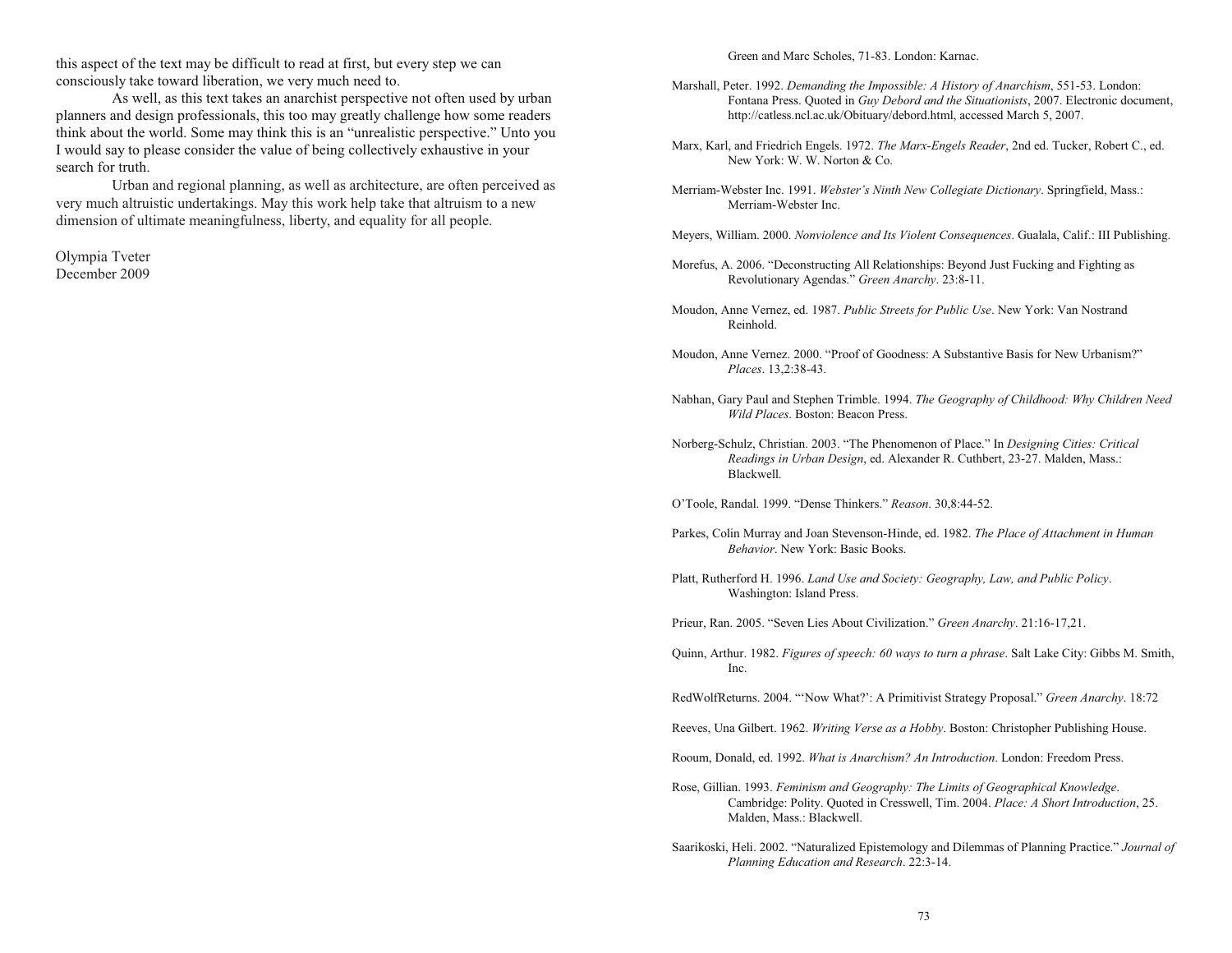this aspect of the text may be difficult to read at first, but every step we can consciously take toward liberation, we very much need to.

As well, as this text takes an anarchist perspective not often used by urban planners and design professionals, this too may greatly challenge how some readers think about the world. Some may think this is an "unrealistic perspective." Unto you I would say to please consider the value of being collectively exhaustive in your search for truth.

Urban and regional planning, as well as architecture, are often perceived as very much altruistic undertakings. May this work help take that altruism to a new dimension of ultimate meaningfulness, liberty, and equality for all people.

Olympia Tveter
December 2009

Green and Marc Scholes, 71-83. London: Karnac.

Marshall, Peter. 1992. *Demanding the Impossible: A History of Anarchism*, 551-53. London: Fontana Press. Quoted in *Guy Debord and the Situationists*, 2007. Electronic document, http://catless.ncl.ac.uk/Obituary/debord.html, accessed March 5, 2007.

Marx, Karl, and Friedrich Engels. 1972. *The Marx-Engels Reader*, 2nd ed. Tucker, Robert C., ed. New York: W. W. Norton & Co.

Merriam-Webster Inc. 1991. *Webster's Ninth New Collegiate Dictionary*. Springfield, Mass.: Merriam-Webster Inc.

Meyers, William. 2000. *Nonviolence and Its Violent Consequences*. Gualala, Calif.: III Publishing.

Morefus, A. 2006. "Deconstructing All Relationships: Beyond Just Fucking and Fighting as Revolutionary Agendas." *Green Anarchy*. 23:8-11.

Moudon, Anne Vernez, ed. 1987. *Public Streets for Public Use*. New York: Van Nostrand Reinhold.

Moudon, Anne Vernez. 2000. "Proof of Goodness: A Substantive Basis for New Urbanism?" *Places*. 13,2:38-43.

Nabhan, Gary Paul and Stephen Trimble. 1994. *The Geography of Childhood: Why Children Need Wild Places*. Boston: Beacon Press.

Norberg-Schulz, Christian. 2003. "The Phenomenon of Place." In *Designing Cities: Critical Readings in Urban Design*, ed. Alexander R. Cuthbert, 23-27. Malden, Mass.: Blackwell.

O'Toole, Randal. 1999. "Dense Thinkers." *Reason*. 30,8:44-52.

Parkes, Colin Murray and Joan Stevenson-Hinde, ed. 1982. *The Place of Attachment in Human Behavior*. New York: Basic Books.

Platt, Rutherford H. 1996. *Land Use and Society: Geography, Law, and Public Policy*. Washington: Island Press.

Prieur, Ran. 2005. "Seven Lies About Civilization." *Green Anarchy*. 21:16-17,21.

Quinn, Arthur. 1982. *Figures of speech: 60 ways to turn a phrase*. Salt Lake City: Gibbs M. Smith, Inc.

RedWolfReturns. 2004. "'Now What?': A Primitivist Strategy Proposal." *Green Anarchy*. 18:72

Reeves, Una Gilbert. 1962. *Writing Verse as a Hobby*. Boston: Christopher Publishing House.

Rooum, Donald, ed. 1992. *What is Anarchism? An Introduction*. London: Freedom Press.

Rose, Gillian. 1993. *Feminism and Geography: The Limits of Geographical Knowledge*. Cambridge: Polity. Quoted in Cresswell, Tim. 2004. *Place: A Short Introduction*, 25. Malden, Mass.: Blackwell.

Saarikoski, Heli. 2002. "Naturalized Epistemology and Dilemmas of Planning Practice." *Journal of Planning Education and Research*. 22:3-14.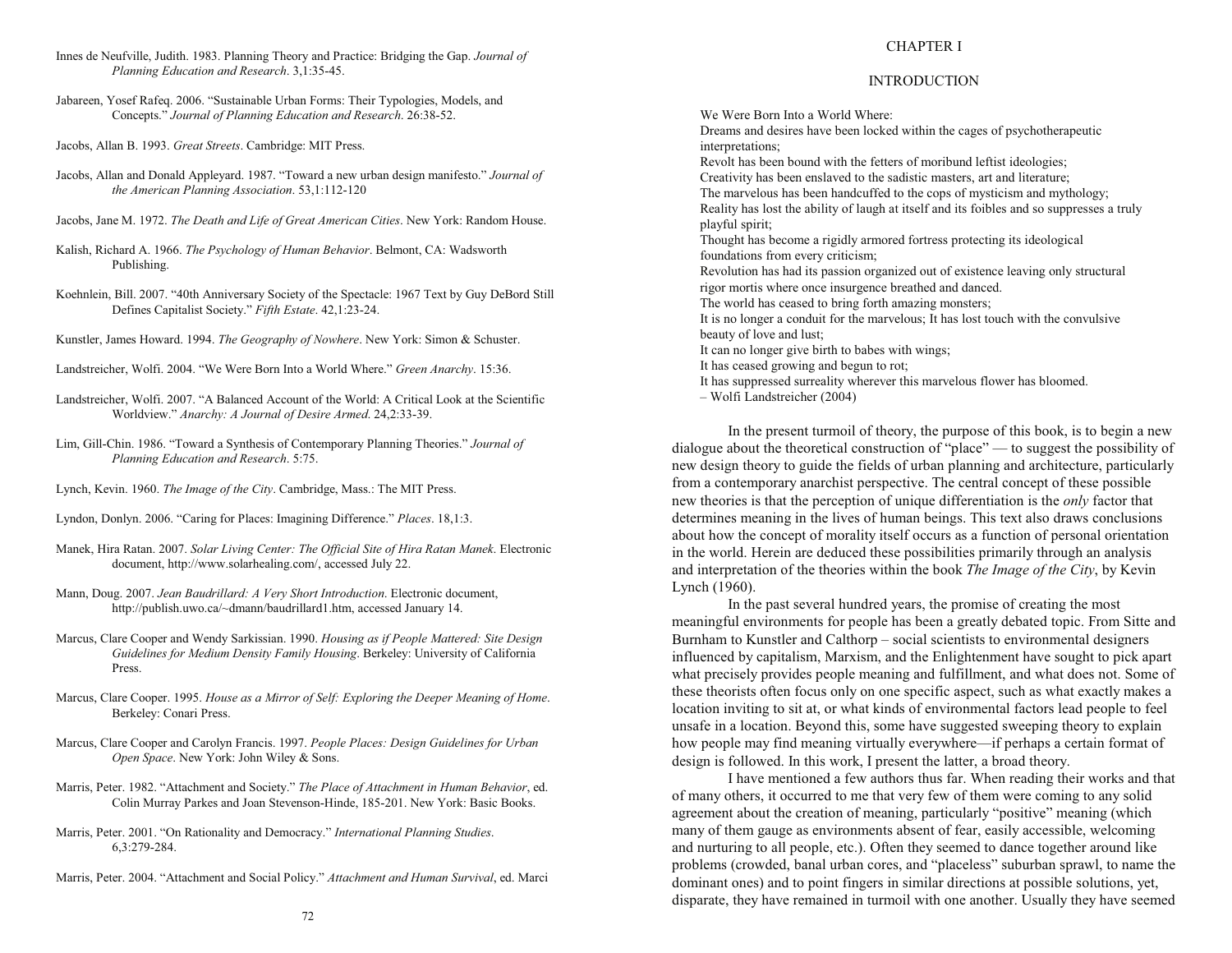Innes de Neufville, Judith. 1983. Planning Theory and Practice: Bridging the Gap. *Journal of Planning Education and Research*. 3,1:35-45.

Jabareen, Yosef Rafeq. 2006. "Sustainable Urban Forms: Their Typologies, Models, and Concepts." *Journal of Planning Education and Research*. 26:38-52.

Jacobs, Allan B. 1993. *Great Streets*. Cambridge: MIT Press.

Jacobs, Allan and Donald Appleyard. 1987. "Toward a new urban design manifesto." *Journal of the American Planning Association*. 53,1:112-120

Jacobs, Jane M. 1972. *The Death and Life of Great American Cities*. New York: Random House.

Kalish, Richard A. 1966. *The Psychology of Human Behavior*. Belmont, CA: Wadsworth Publishing.

Koehnlein, Bill. 2007. "40th Anniversary Society of the Spectacle: 1967 Text by Guy DeBord Still Defines Capitalist Society." *Fifth Estate*. 42,1:23-24.

Kunstler, James Howard. 1994. *The Geography of Nowhere*. New York: Simon & Schuster.

Landstreicher, Wolfi. 2004. "We Were Born Into a World Where." *Green Anarchy*. 15:36.

Landstreicher, Wolfi. 2007. "A Balanced Account of the World: A Critical Look at the Scientific Worldview." *Anarchy: A Journal of Desire Armed*. 24,2:33-39.

Lim, Gill-Chin. 1986. "Toward a Synthesis of Contemporary Planning Theories." *Journal of Planning Education and Research*. 5:75.

Lynch, Kevin. 1960. *The Image of the City*. Cambridge, Mass.: The MIT Press.

Lyndon, Donlyn. 2006. "Caring for Places: Imagining Difference." *Places*. 18,1:3.

Manek, Hira Ratan. 2007. *Solar Living Center: The Official Site of Hira Ratan Manek*. Electronic document, http://www.solarhealing.com/, accessed July 22.

Mann, Doug. 2007. *Jean Baudrillard: A Very Short Introduction*. Electronic document, http://publish.uwo.ca/~dmann/baudrillard1.htm, accessed January 14.

Marcus, Clare Cooper and Wendy Sarkissian. 1990. *Housing as if People Mattered: Site Design Guidelines for Medium Density Family Housing*. Berkeley: University of California Press.

Marcus, Clare Cooper. 1995. *House as a Mirror of Self: Exploring the Deeper Meaning of Home*. Berkeley: Conari Press.

Marcus, Clare Cooper and Carolyn Francis. 1997. *People Places: Design Guidelines for Urban Open Space*. New York: John Wiley & Sons.

Marris, Peter. 1982. "Attachment and Society." *The Place of Attachment in Human Behavior*, ed. Colin Murray Parkes and Joan Stevenson-Hinde, 185-201. New York: Basic Books.

Marris, Peter. 2001. "On Rationality and Democracy." *International Planning Studies*. 6,3:279-284.

Marris, Peter. 2004. "Attachment and Social Policy." *Attachment and Human Survival*, ed. Marci

# CHAPTER I

## INTRODUCTION

We Were Born Into a World Where:
Dreams and desires have been locked within the cages of psychotherapeutic interpretations;
Revolt has been bound with the fetters of moribund leftist ideologies;
Creativity has been enslaved to the sadistic masters, art and literature;
The marvelous has been handcuffed to the cops of mysticism and mythology;
Reality has lost the ability of laugh at itself and its foibles and so suppresses a truly playful spirit;
Thought has become a rigidly armored fortress protecting its ideological foundations from every criticism;
Revolution has had its passion organized out of existence leaving only structural rigor mortis where once insurgence breathed and danced.
The world has ceased to bring forth amazing monsters;
It is no longer a conduit for the marvelous; It has lost touch with the convulsive beauty of love and lust;
It can no longer give birth to babes with wings;
It has ceased growing and begun to rot;
It has suppressed surreality wherever this marvelous flower has bloomed.
– Wolfi Landstreicher (2004)

In the present turmoil of theory, the purpose of this book, is to begin a new dialogue about the theoretical construction of "place" — to suggest the possibility of new design theory to guide the fields of urban planning and architecture, particularly from a contemporary anarchist perspective. The central concept of these possible new theories is that the perception of unique differentiation is the *only* factor that determines meaning in the lives of human beings. This text also draws conclusions about how the concept of morality itself occurs as a function of personal orientation in the world. Herein are deduced these possibilities primarily through an analysis and interpretation of the theories within the book *The Image of the City*, by Kevin Lynch (1960).

In the past several hundred years, the promise of creating the most meaningful environments for people has been a greatly debated topic. From Sitte and Burnham to Kunstler and Calthorp – social scientists to environmental designers influenced by capitalism, Marxism, and the Enlightenment have sought to pick apart what precisely provides people meaning and fulfillment, and what does not. Some of these theorists often focus only on one specific aspect, such as what exactly makes a location inviting to sit at, or what kinds of environmental factors lead people to feel unsafe in a location. Beyond this, some have suggested sweeping theory to explain how people may find meaning virtually everywhere—if perhaps a certain format of design is followed. In this work, I present the latter, a broad theory.

I have mentioned a few authors thus far. When reading their works and that of many others, it occurred to me that very few of them were coming to any solid agreement about the creation of meaning, particularly "positive" meaning (which many of them gauge as environments absent of fear, easily accessible, welcoming and nurturing to all people, etc.). Often they seemed to dance together around like problems (crowded, banal urban cores, and "placeless" suburban sprawl, to name the dominant ones) and to point fingers in similar directions at possible solutions, yet, disparate, they have remained in turmoil with one another. Usually they have seemed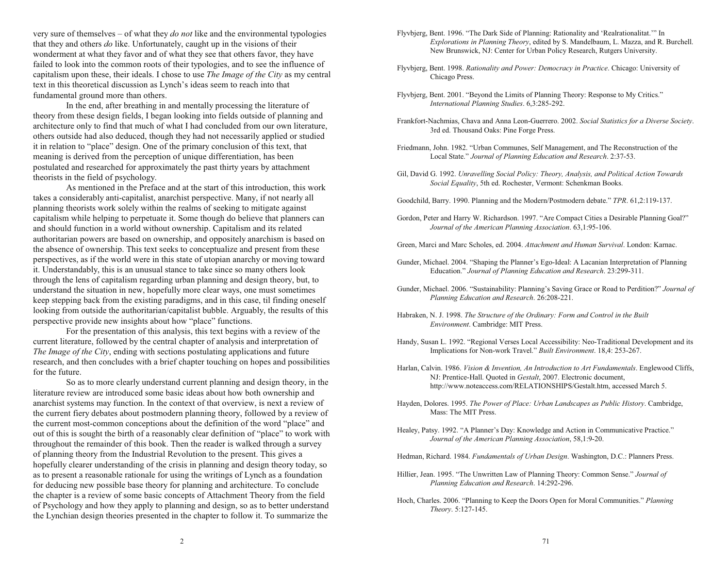very sure of themselves – of what they *do not* like and the environmental typologies that they and others *do* like. Unfortunately, caught up in the visions of their wonderment at what they favor and of what they see that others favor, they have failed to look into the common roots of their typologies, and to see the influence of capitalism upon these, their ideals. I chose to use *The Image of the City* as my central text in this theoretical discussion as Lynch's ideas seem to reach into that fundamental ground more than others.

In the end, after breathing in and mentally processing the literature of theory from these design fields, I began looking into fields outside of planning and architecture only to find that much of what I had concluded from our own literature, others outside had also deduced, though they had not necessarily applied or studied it in relation to "place" design. One of the primary conclusion of this text, that meaning is derived from the perception of unique differentiation, has been postulated and researched for approximately the past thirty years by attachment theorists in the field of psychology.

As mentioned in the Preface and at the start of this introduction, this work takes a considerably anti-capitalist, anarchist perspective. Many, if not nearly all planning theorists work solely within the realms of seeking to mitigate against capitalism while helping to perpetuate it. Some though do believe that planners can and should function in a world without ownership. Capitalism and its related authoritarian powers are based on ownership, and oppositely anarchism is based on the absence of ownership. This text seeks to conceptualize and present from these perspectives, as if the world were in this state of utopian anarchy or moving toward it. Understandably, this is an unusual stance to take since so many others look through the lens of capitalism regarding urban planning and design theory, but, to understand the situation in new, hopefully more clear ways, one must sometimes keep stepping back from the existing paradigms, and in this case, til finding oneself looking from outside the authoritarian/capitalist bubble. Arguably, the results of this perspective provide new insights about how "place" functions.

For the presentation of this analysis, this text begins with a review of the current literature, followed by the central chapter of analysis and interpretation of *The Image of the City*, ending with sections postulating applications and future research, and then concludes with a brief chapter touching on hopes and possibilities for the future.

So as to more clearly understand current planning and design theory, in the literature review are introduced some basic ideas about how both ownership and anarchist systems may function. In the context of that overview, is next a review of the current fiery debates about postmodern planning theory, followed by a review of the current most-common conceptions about the definition of the word "place" and out of this is sought the birth of a reasonably clear definition of "place" to work with throughout the remainder of this book. Then the reader is walked through a survey of planning theory from the Industrial Revolution to the present. This gives a hopefully clearer understanding of the crisis in planning and design theory today, so as to present a reasonable rationale for using the writings of Lynch as a foundation for deducing new possible base theory for planning and architecture. To conclude the chapter is a review of some basic concepts of Attachment Theory from the field of Psychology and how they apply to planning and design, so as to better understand the Lynchian design theories presented in the chapter to follow it. To summarize the

Flyvbjerg, Bent. 1996. "The Dark Side of Planning: Rationality and 'Realrationalitat.'" In *Explorations in Planning Theory*, edited by S. Mandelbaum, L. Mazza, and R. Burchell. New Brunswick, NJ: Center for Urban Policy Research, Rutgers University.

Flyvbjerg, Bent. 1998. *Rationality and Power: Democracy in Practice*. Chicago: University of Chicago Press.

Flyvbjerg, Bent. 2001. "Beyond the Limits of Planning Theory: Response to My Critics." *International Planning Studies*. 6,3:285-292.

Frankfort-Nachmias, Chava and Anna Leon-Guerrero. 2002. *Social Statistics for a Diverse Society*. 3rd ed. Thousand Oaks: Pine Forge Press.

Friedmann, John. 1982. "Urban Communes, Self Management, and The Reconstruction of the Local State." *Journal of Planning Education and Research*. 2:37-53.

Gil, David G. 1992. *Unravelling Social Policy: Theory, Analysis, and Political Action Towards Social Equality*, 5th ed. Rochester, Vermont: Schenkman Books.

Goodchild, Barry. 1990. Planning and the Modern/Postmodern debate." *TPR*. 61,2:119-137.

Gordon, Peter and Harry W. Richardson. 1997. "Are Compact Cities a Desirable Planning Goal?" *Journal of the American Planning Association*. 63,1:95-106.

Green, Marci and Marc Scholes, ed. 2004. *Attachment and Human Survival*. London: Karnac.

Gunder, Michael. 2004. "Shaping the Planner's Ego-Ideal: A Lacanian Interpretation of Planning Education." *Journal of Planning Education and Research*. 23:299-311.

Gunder, Michael. 2006. "Sustainability: Planning's Saving Grace or Road to Perdition?" *Journal of Planning Education and Research*. 26:208-221.

Habraken, N. J. 1998. *The Structure of the Ordinary: Form and Control in the Built Environment*. Cambridge: MIT Press.

Handy, Susan L. 1992. "Regional Verses Local Accessibility: Neo-Traditional Development and its Implications for Non-work Travel." *Built Environment*. 18,4: 253-267.

Harlan, Calvin. 1986. *Vision & Invention, An Introduction to Art Fundamentals*. Englewood Cliffs, NJ: Prentice-Hall. Quoted in *Gestalt*, 2007. Electronic document, http://www.noteaccess.com/RELATIONSHIPS/Gestalt.htm, accessed March 5.

Hayden, Dolores. 1995. *The Power of Place: Urban Landscapes as Public History*. Cambridge, Mass: The MIT Press.

Healey, Patsy. 1992. "A Planner's Day: Knowledge and Action in Communicative Practice." *Journal of the American Planning Association*, 58,1:9-20.

Hedman, Richard. 1984. *Fundamentals of Urban Design*. Washington, D.C.: Planners Press.

Hillier, Jean. 1995. "The Unwritten Law of Planning Theory: Common Sense." *Journal of Planning Education and Research*. 14:292-296.

Hoch, Charles. 2006. "Planning to Keep the Doors Open for Moral Communities." *Planning Theory*. 5:127-145.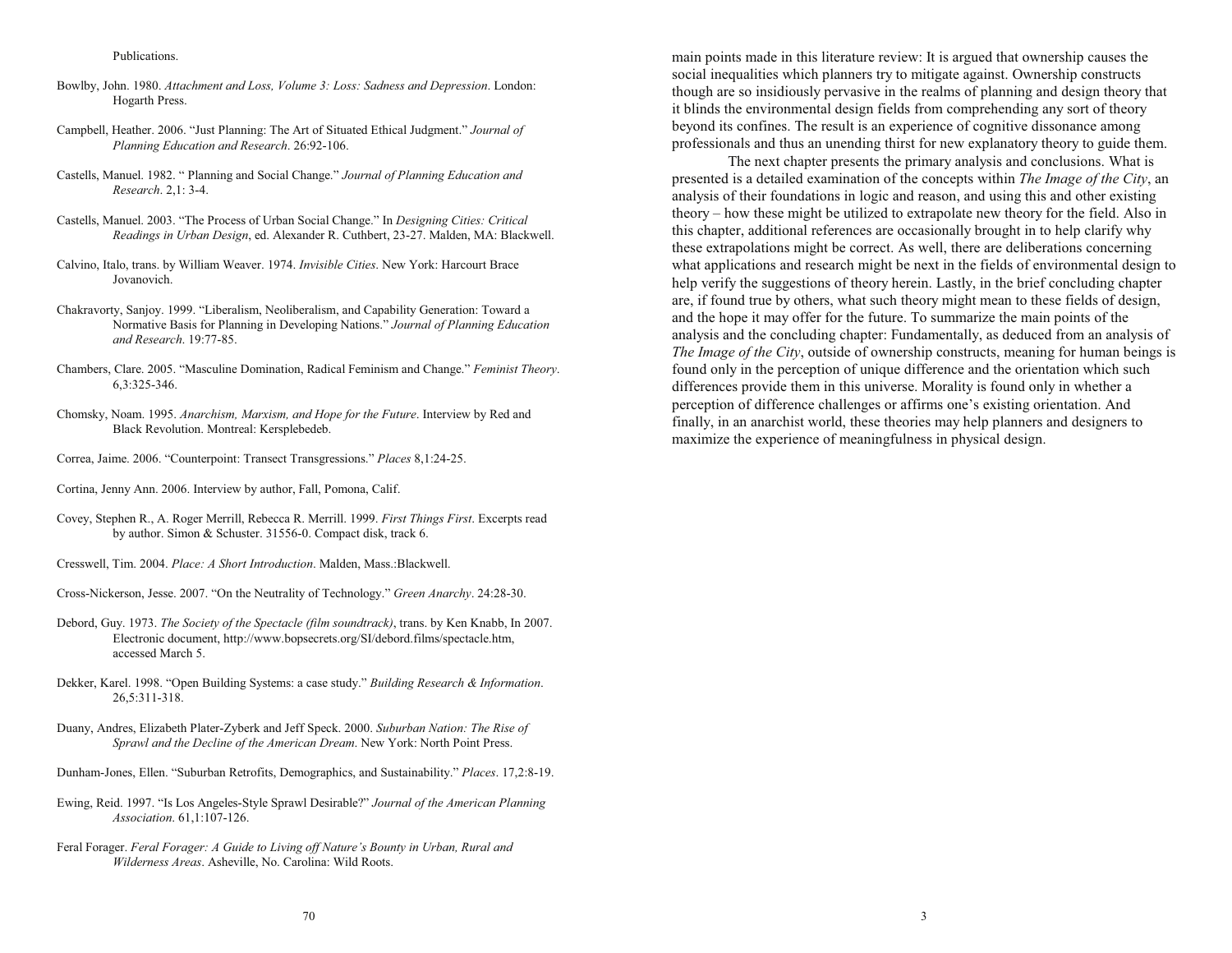Publications.

Bowlby, John. 1980. *Attachment and Loss, Volume 3: Loss: Sadness and Depression*. London: Hogarth Press.

Campbell, Heather. 2006. "Just Planning: The Art of Situated Ethical Judgment." *Journal of Planning Education and Research*. 26:92-106.

Castells, Manuel. 1982. " Planning and Social Change." *Journal of Planning Education and Research*. 2,1: 3-4.

Castells, Manuel. 2003. "The Process of Urban Social Change." In *Designing Cities: Critical Readings in Urban Design*, ed. Alexander R. Cuthbert, 23-27. Malden, MA: Blackwell.

Calvino, Italo, trans. by William Weaver. 1974. *Invisible Cities*. New York: Harcourt Brace Jovanovich.

Chakravorty, Sanjoy. 1999. "Liberalism, Neoliberalism, and Capability Generation: Toward a Normative Basis for Planning in Developing Nations." *Journal of Planning Education and Research*. 19:77-85.

Chambers, Clare. 2005. "Masculine Domination, Radical Feminism and Change." *Feminist Theory*. 6,3:325-346.

Chomsky, Noam. 1995. *Anarchism, Marxism, and Hope for the Future*. Interview by Red and Black Revolution. Montreal: Kersplebedeb.

Correa, Jaime. 2006. "Counterpoint: Transect Transgressions." *Places* 8,1:24-25.

Cortina, Jenny Ann. 2006. Interview by author, Fall, Pomona, Calif.

Covey, Stephen R., A. Roger Merrill, Rebecca R. Merrill. 1999. *First Things First*. Excerpts read by author. Simon & Schuster. 31556-0. Compact disk, track 6.

Cresswell, Tim. 2004. *Place: A Short Introduction*. Malden, Mass.:Blackwell.

Cross-Nickerson, Jesse. 2007. "On the Neutrality of Technology." *Green Anarchy*. 24:28-30.

Debord, Guy. 1973. *The Society of the Spectacle (film soundtrack)*, trans. by Ken Knabb, In 2007. Electronic document, http://www.bopsecrets.org/SI/debord.films/spectacle.htm, accessed March 5.

Dekker, Karel. 1998. "Open Building Systems: a case study." *Building Research & Information*. 26,5:311-318.

Duany, Andres, Elizabeth Plater-Zyberk and Jeff Speck. 2000. *Suburban Nation: The Rise of Sprawl and the Decline of the American Dream*. New York: North Point Press.

Dunham-Jones, Ellen. "Suburban Retrofits, Demographics, and Sustainability." *Places*. 17,2:8-19.

Ewing, Reid. 1997. "Is Los Angeles-Style Sprawl Desirable?" *Journal of the American Planning Association*. 61,1:107-126.

Feral Forager. *Feral Forager: A Guide to Living off Nature's Bounty in Urban, Rural and Wilderness Areas*. Asheville, No. Carolina: Wild Roots.

main points made in this literature review: It is argued that ownership causes the social inequalities which planners try to mitigate against. Ownership constructs though are so insidiously pervasive in the realms of planning and design theory that it blinds the environmental design fields from comprehending any sort of theory beyond its confines. The result is an experience of cognitive dissonance among professionals and thus an unending thirst for new explanatory theory to guide them.

The next chapter presents the primary analysis and conclusions. What is presented is a detailed examination of the concepts within *The Image of the City*, an analysis of their foundations in logic and reason, and using this and other existing theory – how these might be utilized to extrapolate new theory for the field. Also in this chapter, additional references are occasionally brought in to help clarify why these extrapolations might be correct. As well, there are deliberations concerning what applications and research might be next in the fields of environmental design to help verify the suggestions of theory herein. Lastly, in the brief concluding chapter are, if found true by others, what such theory might mean to these fields of design, and the hope it may offer for the future. To summarize the main points of the analysis and the concluding chapter: Fundamentally, as deduced from an analysis of *The Image of the City*, outside of ownership constructs, meaning for human beings is found only in the perception of unique difference and the orientation which such differences provide them in this universe. Morality is found only in whether a perception of difference challenges or affirms one's existing orientation. And finally, in an anarchist world, these theories may help planners and designers to maximize the experience of meaningfulness in physical design.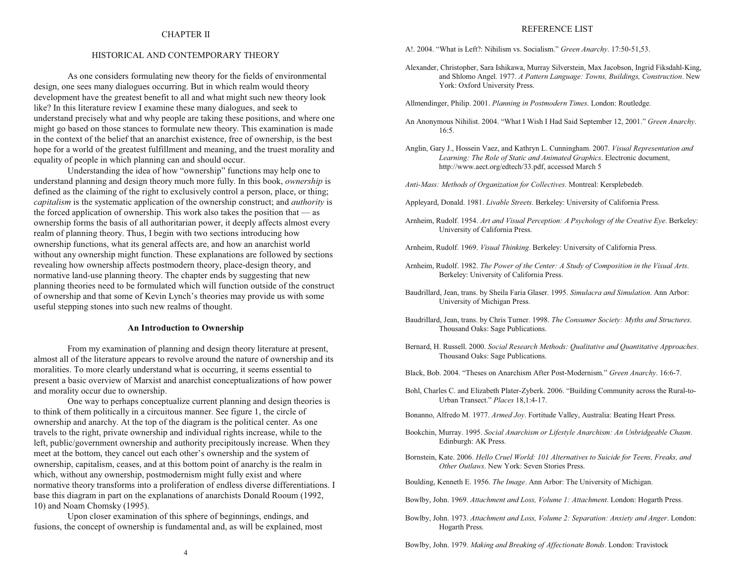## CHAPTER II

## HISTORICAL AND CONTEMPORARY THEORY

As one considers formulating new theory for the fields of environmental design, one sees many dialogues occurring. But in which realm would theory development have the greatest benefit to all and what might such new theory look like? In this literature review I examine these many dialogues, and seek to understand precisely what and why people are taking these positions, and where one might go based on those stances to formulate new theory. This examination is made in the context of the belief that an anarchist existence, free of ownership, is the best hope for a world of the greatest fulfillment and meaning, and the truest morality and equality of people in which planning can and should occur.

Understanding the idea of how "ownership" functions may help one to understand planning and design theory much more fully. In this book, *ownership* is defined as the claiming of the right to exclusively control a person, place, or thing; *capitalism* is the systematic application of the ownership construct; and *authority* is the forced application of ownership. This work also takes the position that — as ownership forms the basis of all authoritarian power, it deeply affects almost every realm of planning theory. Thus, I begin with two sections introducing how ownership functions, what its general affects are, and how an anarchist world without any ownership might function. These explanations are followed by sections revealing how ownership affects postmodern theory, place-design theory, and normative land-use planning theory. The chapter ends by suggesting that new planning theories need to be formulated which will function outside of the construct of ownership and that some of Kevin Lynch's theories may provide us with some useful stepping stones into such new realms of thought.

### An Introduction to Ownership

From my examination of planning and design theory literature at present, almost all of the literature appears to revolve around the nature of ownership and its moralities. To more clearly understand what is occurring, it seems essential to present a basic overview of Marxist and anarchist conceptualizations of how power and morality occur due to ownership.

One way to perhaps conceptualize current planning and design theories is to think of them politically in a circuitous manner. See figure 1, the circle of ownership and anarchy. At the top of the diagram is the political center. As one travels to the right, private ownership and individual rights increase, while to the left, public/government ownership and authority precipitously increase. When they meet at the bottom, they cancel out each other's ownership and the system of ownership, capitalism, ceases, and at this bottom point of anarchy is the realm in which, without any ownership, postmodernism might fully exist and where normative theory transforms into a proliferation of endless diverse differentiations. I base this diagram in part on the explanations of anarchists Donald Rooum (1992, 10) and Noam Chomsky (1995).

Upon closer examination of this sphere of beginnings, endings, and fusions, the concept of ownership is fundamental and, as will be explained, most

## REFERENCE LIST

A!. 2004. "What is Left?: Nihilism vs. Socialism." *Green Anarchy*. 17:50-51,53.

Alexander, Christopher, Sara Ishikawa, Murray Silverstein, Max Jacobson, Ingrid Fiksdahl-King, and Shlomo Angel. 1977. *A Pattern Language: Towns, Buildings, Construction*. New York: Oxford University Press.

Allmendinger, Philip. 2001. *Planning in Postmodern Times*. London: Routledge.

An Anonymous Nihilist. 2004. "What I Wish I Had Said September 12, 2001." *Green Anarchy*. 16:5.

Anglin, Gary J., Hossein Vaez, and Kathryn L. Cunningham. 2007. *Visual Representation and Learning: The Role of Static and Animated Graphics*. Electronic document, http://www.aect.org/edtech/33.pdf, accessed March 5

*Anti-Mass: Methods of Organization for Collectives*. Montreal: Kersplebedeb.

Appleyard, Donald. 1981. *Livable Streets*. Berkeley: University of California Press.

Arnheim, Rudolf. 1954. *Art and Visual Perception: A Psychology of the Creative Eye*. Berkeley: University of California Press.

Arnheim, Rudolf. 1969. *Visual Thinking*. Berkeley: University of California Press.

Arnheim, Rudolf. 1982. *The Power of the Center: A Study of Composition in the Visual Arts*. Berkeley: University of California Press.

Baudrillard, Jean, trans. by Sheila Faria Glaser. 1995. *Simulacra and Simulation*. Ann Arbor: University of Michigan Press.

Baudrillard, Jean, trans. by Chris Turner. 1998. *The Consumer Society: Myths and Structures*. Thousand Oaks: Sage Publications.

Bernard, H. Russell. 2000. *Social Research Methods: Qualitative and Quantitative Approaches*. Thousand Oaks: Sage Publications.

Black, Bob. 2004. "Theses on Anarchism After Post-Modernism." *Green Anarchy*. 16:6-7.

Bohl, Charles C. and Elizabeth Plater-Zyberk. 2006. "Building Community across the Rural-to-Urban Transect." *Places* 18,1:4-17.

Bonanno, Alfredo M. 1977. *Armed Joy*. Fortitude Valley, Australia: Beating Heart Press.

Bookchin, Murray. 1995. *Social Anarchism or Lifestyle Anarchism: An Unbridgeable Chasm*. Edinburgh: AK Press.

Bornstein, Kate. 2006. *Hello Cruel World: 101 Alternatives to Suicide for Teens, Freaks, and Other Outlaws*. New York: Seven Stories Press.

Boulding, Kenneth E. 1956. *The Image*. Ann Arbor: The University of Michigan.

Bowlby, John. 1969. *Attachment and Loss, Volume 1: Attachment*. London: Hogarth Press.

Bowlby, John. 1973. *Attachment and Loss, Volume 2: Separation: Anxiety and Anger*. London: Hogarth Press.

Bowlby, John. 1979. *Making and Breaking of Affectionate Bonds*. London: Travistock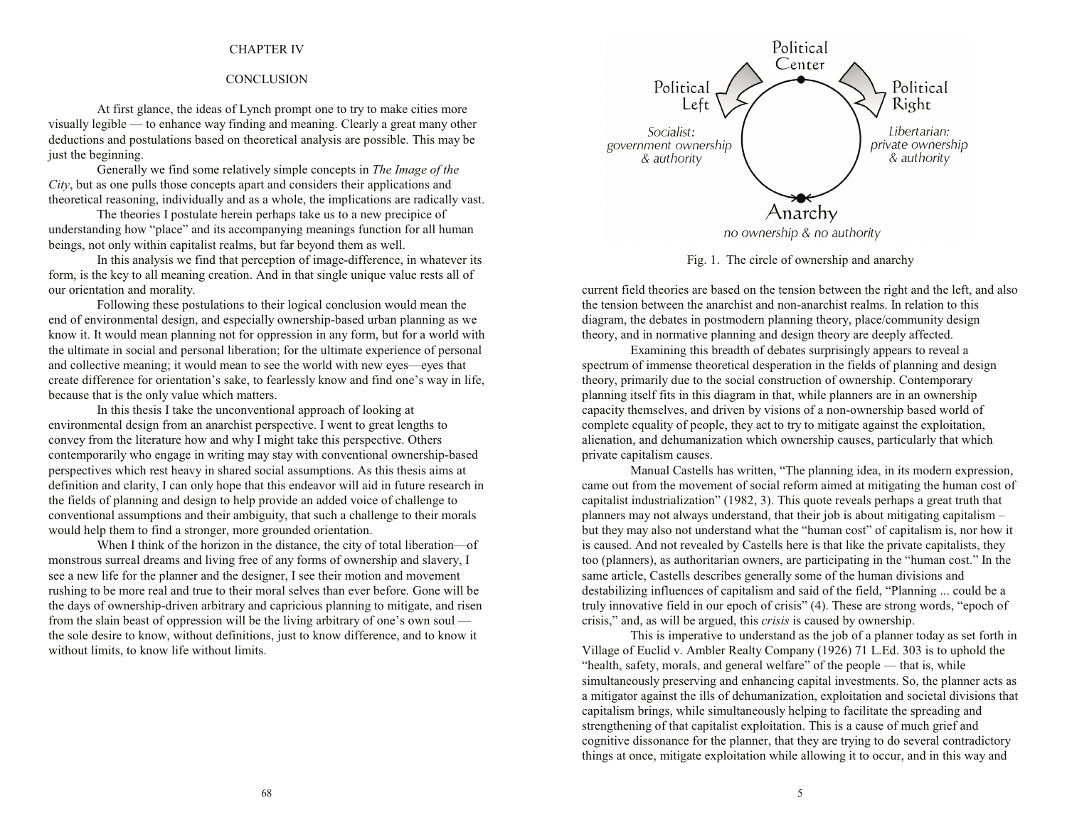# CHAPTER IV

## CONCLUSION

At first glance, the ideas of Lynch prompt one to try to make cities more visually legible — to enhance way finding and meaning. Clearly a great many other deductions and postulations based on theoretical analysis are possible. This may be just the beginning.

Generally we find some relatively simple concepts in *The Image of the City*, but as one pulls those concepts apart and considers their applications and theoretical reasoning, individually and as a whole, the implications are radically vast.

The theories I postulate herein perhaps take us to a new precipice of understanding how "place" and its accompanying meanings function for all human beings, not only within capitalist realms, but far beyond them as well.

In this analysis we find that perception of image-difference, in whatever its form, is the key to all meaning creation. And in that single unique value rests all of our orientation and morality.

Following these postulations to their logical conclusion would mean the end of environmental design, and especially ownership-based urban planning as we know it. It would mean planning not for oppression in any form, but for a world with the ultimate in social and personal liberation; for the ultimate experience of personal and collective meaning; it would mean to see the world with new eyes—eyes that create difference for orientation's sake, to fearlessly know and find one's way in life, because that is the only value which matters.

In this thesis I take the unconventional approach of looking at environmental design from an anarchist perspective. I went to great lengths to convey from the literature how and why I might take this perspective. Others contemporarily who engage in writing may stay with conventional ownership-based perspectives which rest heavy in shared social assumptions. As this thesis aims at definition and clarity, I can only hope that this endeavor will aid in future research in the fields of planning and design to help provide an added voice of challenge to conventional assumptions and their ambiguity, that such a challenge to their morals would help them to find a stronger, more grounded orientation.

When I think of the horizon in the distance, the city of total liberation—of monstrous surreal dreams and living free of any forms of ownership and slavery, I see a new life for the planner and the designer, I see their motion and movement rushing to be more real and true to their moral selves than ever before. Gone will be the days of ownership-driven arbitrary and capricious planning to mitigate, and risen from the slain beast of oppression will be the living arbitrary of one's own soul — the sole desire to know, without definitions, just to know difference, and to know it without limits, to know life without limits.

Political Center

Political Left — Socialist: government ownership & authority

Political Right — Libertarian: private ownership & authority

Anarchy — no ownership & no authority

Fig. 1. The circle of ownership and anarchy

current field theories are based on the tension between the right and the left, and also the tension between the anarchist and non-anarchist realms. In relation to this diagram, the debates in postmodern planning theory, place/community design theory, and in normative planning and design theory are deeply affected.

Examining this breadth of debates surprisingly appears to reveal a spectrum of immense theoretical desperation in the fields of planning and design theory, primarily due to the social construction of ownership. Contemporary planning itself fits in this diagram in that, while planners are in an ownership capacity themselves, and driven by visions of a non-ownership based world of complete equality of people, they act to try to mitigate against the exploitation, alienation, and dehumanization which ownership causes, particularly that which private capitalism causes.

Manual Castells has written, "The planning idea, in its modern expression, came out from the movement of social reform aimed at mitigating the human cost of capitalist industrialization" (1982, 3). This quote reveals perhaps a great truth that planners may not always understand, that their job is about mitigating capitalism – but they may also not understand what the "human cost" of capitalism is, nor how it is caused. And not revealed by Castells here is that like the private capitalists, they too (planners), as authoritarian owners, are participating in the "human cost." In the same article, Castells describes generally some of the human divisions and destabilizing influences of capitalism and said of the field, "Planning ... could be a truly innovative field in our epoch of crisis" (4). These are strong words, "epoch of crisis," and, as will be argued, this *crisis* is caused by ownership.

This is imperative to understand as the job of a planner today as set forth in Village of Euclid v. Ambler Realty Company (1926) 71 L.Ed. 303 is to uphold the "health, safety, morals, and general welfare" of the people — that is, while simultaneously preserving and enhancing capital investments. So, the planner acts as a mitigator against the ills of dehumanization, exploitation and societal divisions that capitalism brings, while simultaneously helping to facilitate the spreading and strengthening of that capitalist exploitation. This is a cause of much grief and cognitive dissonance for the planner, that they are trying to do several contradictory things at once, mitigate exploitation while allowing it to occur, and in this way and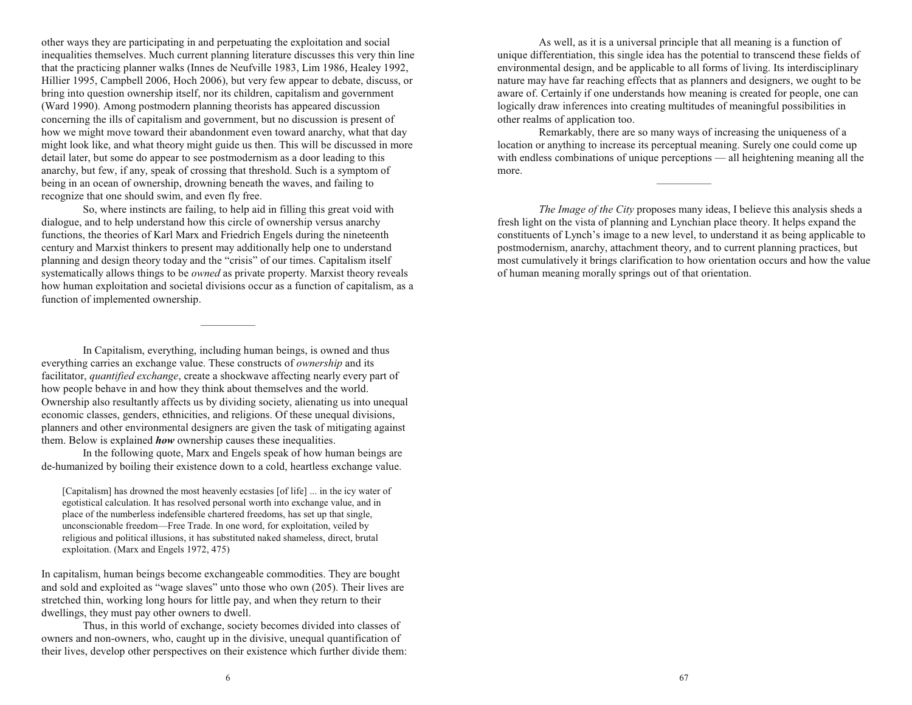other ways they are participating in and perpetuating the exploitation and social inequalities themselves. Much current planning literature discusses this very thin line that the practicing planner walks (Innes de Neufville 1983, Lim 1986, Healey 1992, Hillier 1995, Campbell 2006, Hoch 2006), but very few appear to debate, discuss, or bring into question ownership itself, nor its children, capitalism and government (Ward 1990). Among postmodern planning theorists has appeared discussion concerning the ills of capitalism and government, but no discussion is present of how we might move toward their abandonment even toward anarchy, what that day might look like, and what theory might guide us then. This will be discussed in more detail later, but some do appear to see postmodernism as a door leading to this anarchy, but few, if any, speak of crossing that threshold. Such is a symptom of being in an ocean of ownership, drowning beneath the waves, and failing to recognize that one should swim, and even fly free.

So, where instincts are failing, to help aid in filling this great void with dialogue, and to help understand how this circle of ownership versus anarchy functions, the theories of Karl Marx and Friedrich Engels during the nineteenth century and Marxist thinkers to present may additionally help one to understand planning and design theory today and the "crisis" of our times. Capitalism itself systematically allows things to be *owned* as private property. Marxist theory reveals how human exploitation and societal divisions occur as a function of capitalism, as a function of implemented ownership.

---

In Capitalism, everything, including human beings, is owned and thus everything carries an exchange value. These constructs of *ownership* and its facilitator, *quantified exchange*, create a shockwave affecting nearly every part of how people behave in and how they think about themselves and the world. Ownership also resultantly affects us by dividing society, alienating us into unequal economic classes, genders, ethnicities, and religions. Of these unequal divisions, planners and other environmental designers are given the task of mitigating against them. Below is explained ***how*** ownership causes these inequalities.

In the following quote, Marx and Engels speak of how human beings are de-humanized by boiling their existence down to a cold, heartless exchange value.

> [Capitalism] has drowned the most heavenly ecstasies [of life] ... in the icy water of egotistical calculation. It has resolved personal worth into exchange value, and in place of the numberless indefensible chartered freedoms, has set up that single, unconscionable freedom—Free Trade. In one word, for exploitation, veiled by religious and political illusions, it has substituted naked shameless, direct, brutal exploitation. (Marx and Engels 1972, 475)

In capitalism, human beings become exchangeable commodities. They are bought and sold and exploited as "wage slaves" unto those who own (205). Their lives are stretched thin, working long hours for little pay, and when they return to their dwellings, they must pay other owners to dwell.

Thus, in this world of exchange, society becomes divided into classes of owners and non-owners, who, caught up in the divisive, unequal quantification of their lives, develop other perspectives on their existence which further divide them:

As well, as it is a universal principle that all meaning is a function of unique differentiation, this single idea has the potential to transcend these fields of environmental design, and be applicable to all forms of living. Its interdisciplinary nature may have far reaching effects that as planners and designers, we ought to be aware of. Certainly if one understands how meaning is created for people, one can logically draw inferences into creating multitudes of meaningful possibilities in other realms of application too.

Remarkably, there are so many ways of increasing the uniqueness of a location or anything to increase its perceptual meaning. Surely one could come up with endless combinations of unique perceptions — all heightening meaning all the more.

---

*The Image of the City* proposes many ideas, I believe this analysis sheds a fresh light on the vista of planning and Lynchian place theory. It helps expand the constituents of Lynch's image to a new level, to understand it as being applicable to postmodernism, anarchy, attachment theory, and to current planning practices, but most cumulatively it brings clarification to how orientation occurs and how the value of human meaning morally springs out of that orientation.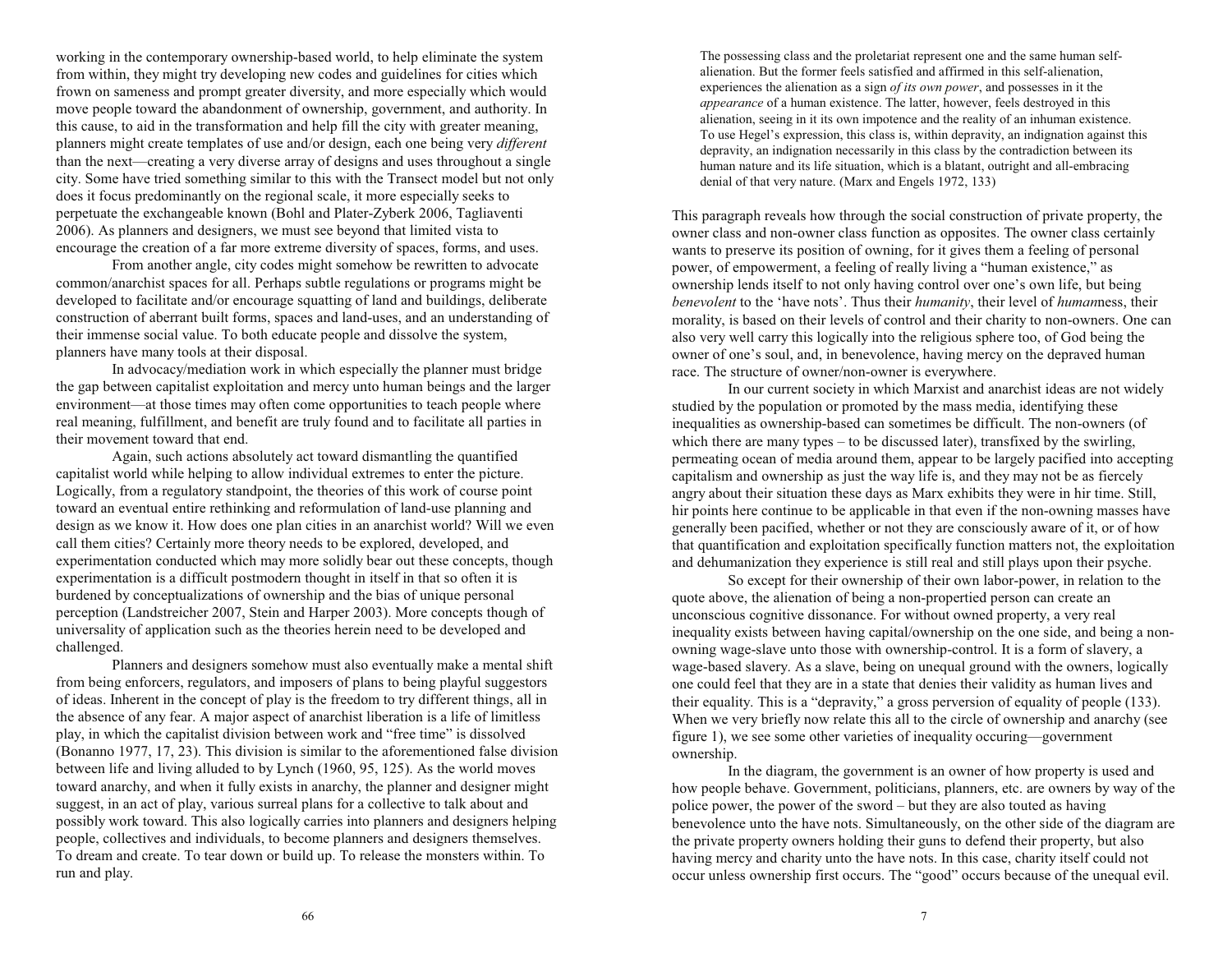working in the contemporary ownership-based world, to help eliminate the system from within, they might try developing new codes and guidelines for cities which frown on sameness and prompt greater diversity, and more especially which would move people toward the abandonment of ownership, government, and authority. In this cause, to aid in the transformation and help fill the city with greater meaning, planners might create templates of use and/or design, each one being very *different* than the next—creating a very diverse array of designs and uses throughout a single city. Some have tried something similar to this with the Transect model but not only does it focus predominantly on the regional scale, it more especially seeks to perpetuate the exchangeable known (Bohl and Plater-Zyberk 2006, Tagliaventi 2006). As planners and designers, we must see beyond that limited vista to encourage the creation of a far more extreme diversity of spaces, forms, and uses.

From another angle, city codes might somehow be rewritten to advocate common/anarchist spaces for all. Perhaps subtle regulations or programs might be developed to facilitate and/or encourage squatting of land and buildings, deliberate construction of aberrant built forms, spaces and land-uses, and an understanding of their immense social value. To both educate people and dissolve the system, planners have many tools at their disposal.

In advocacy/mediation work in which especially the planner must bridge the gap between capitalist exploitation and mercy unto human beings and the larger environment—at those times may often come opportunities to teach people where real meaning, fulfillment, and benefit are truly found and to facilitate all parties in their movement toward that end.

Again, such actions absolutely act toward dismantling the quantified capitalist world while helping to allow individual extremes to enter the picture. Logically, from a regulatory standpoint, the theories of this work of course point toward an eventual entire rethinking and reformulation of land-use planning and design as we know it. How does one plan cities in an anarchist world? Will we even call them cities? Certainly more theory needs to be explored, developed, and experimentation conducted which may more solidly bear out these concepts, though experimentation is a difficult postmodern thought in itself in that so often it is burdened by conceptualizations of ownership and the bias of unique personal perception (Landstreicher 2007, Stein and Harper 2003). More concepts though of universality of application such as the theories herein need to be developed and challenged.

Planners and designers somehow must also eventually make a mental shift from being enforcers, regulators, and imposers of plans to being playful suggestors of ideas. Inherent in the concept of play is the freedom to try different things, all in the absence of any fear. A major aspect of anarchist liberation is a life of limitless play, in which the capitalist division between work and "free time" is dissolved (Bonanno 1977, 17, 23). This division is similar to the aforementioned false division between life and living alluded to by Lynch (1960, 95, 125). As the world moves toward anarchy, and when it fully exists in anarchy, the planner and designer might suggest, in an act of play, various surreal plans for a collective to talk about and possibly work toward. This also logically carries into planners and designers helping people, collectives and individuals, to become planners and designers themselves. To dream and create. To tear down or build up. To release the monsters within. To run and play.

> The possessing class and the proletariat represent one and the same human self-alienation. But the former feels satisfied and affirmed in this self-alienation, experiences the alienation as a sign *of its own power*, and possesses in it the *appearance* of a human existence. The latter, however, feels destroyed in this alienation, seeing in it its own impotence and the reality of an inhuman existence. To use Hegel's expression, this class is, within depravity, an indignation against this depravity, an indignation necessarily in this class by the contradiction between its human nature and its life situation, which is a blatant, outright and all-embracing denial of that very nature. (Marx and Engels 1972, 133)

This paragraph reveals how through the social construction of private property, the owner class and non-owner class function as opposites. The owner class certainly wants to preserve its position of owning, for it gives them a feeling of personal power, of empowerment, a feeling of really living a "human existence," as ownership lends itself to not only having control over one's own life, but being *benevolent* to the 'have nots'. Thus their *humanity*, their level of *human*ness, their morality, is based on their levels of control and their charity to non-owners. One can also very well carry this logically into the religious sphere too, of God being the owner of one's soul, and, in benevolence, having mercy on the depraved human race. The structure of owner/non-owner is everywhere.

In our current society in which Marxist and anarchist ideas are not widely studied by the population or promoted by the mass media, identifying these inequalities as ownership-based can sometimes be difficult. The non-owners (of which there are many types – to be discussed later), transfixed by the swirling, permeating ocean of media around them, appear to be largely pacified into accepting capitalism and ownership as just the way life is, and they may not be as fiercely angry about their situation these days as Marx exhibits they were in hir time. Still, hir points here continue to be applicable in that even if the non-owning masses have generally been pacified, whether or not they are consciously aware of it, or of how that quantification and exploitation specifically function matters not, the exploitation and dehumanization they experience is still real and still plays upon their psyche.

So except for their ownership of their own labor-power, in relation to the quote above, the alienation of being a non-propertied person can create an unconscious cognitive dissonance. For without owned property, a very real inequality exists between having capital/ownership on the one side, and being a non-owning wage-slave unto those with ownership-control. It is a form of slavery, a wage-based slavery. As a slave, being on unequal ground with the owners, logically one could feel that they are in a state that denies their validity as human lives and their equality. This is a "depravity," a gross perversion of equality of people (133). When we very briefly now relate this all to the circle of ownership and anarchy (see figure 1), we see some other varieties of inequality occuring—government ownership.

In the diagram, the government is an owner of how property is used and how people behave. Government, politicians, planners, etc. are owners by way of the police power, the power of the sword – but they are also touted as having benevolence unto the have nots. Simultaneously, on the other side of the diagram are the private property owners holding their guns to defend their property, but also having mercy and charity unto the have nots. In this case, charity itself could not occur unless ownership first occurs. The "good" occurs because of the unequal evil.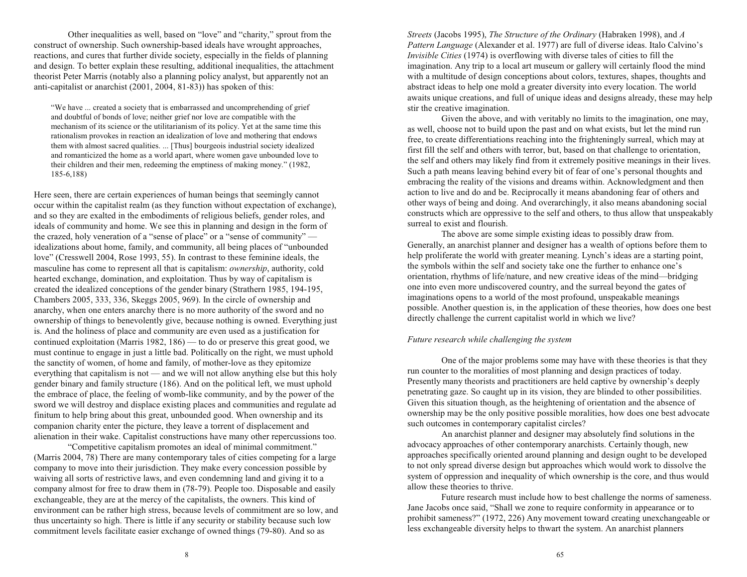Other inequalities as well, based on "love" and "charity," sprout from the construct of ownership. Such ownership-based ideals have wrought approaches, reactions, and cures that further divide society, especially in the fields of planning and design. To better explain these resulting, additional inequalities, the attachment theorist Peter Marris (notably also a planning policy analyst, but apparently not an anti-capitalist or anarchist (2001, 2004, 81-83)) has spoken of this:

> "We have ... created a society that is embarrassed and uncomprehending of grief and doubtful of bonds of love; neither grief nor love are compatible with the mechanism of its science or the utilitarianism of its policy. Yet at the same time this rationalism provokes in reaction an idealization of love and mothering that endows them with almost sacred qualities. ... [Thus] bourgeois industrial society idealized and romanticized the home as a world apart, where women gave unbounded love to their children and their men, redeeming the emptiness of making money." (1982, 185-6,188)

Here seen, there are certain experiences of human beings that seemingly cannot occur within the capitalist realm (as they function without expectation of exchange), and so they are exalted in the embodiments of religious beliefs, gender roles, and ideals of community and home. We see this in planning and design in the form of the crazed, holy veneration of a "sense of place" or a "sense of community" — idealizations about home, family, and community, all being places of "unbounded love" (Cresswell 2004, Rose 1993, 55). In contrast to these feminine ideals, the masculine has come to represent all that is capitalism: *ownership*, authority, cold hearted exchange, domination, and exploitation. Thus by way of capitalism is created the idealized conceptions of the gender binary (Strathern 1985, 194-195, Chambers 2005, 333, 336, Skeggs 2005, 969). In the circle of ownership and anarchy, when one enters anarchy there is no more authority of the sword and no ownership of things to benevolently give, because nothing is owned. Everything just is. And the holiness of place and community are even used as a justification for continued exploitation (Marris 1982, 186) — to do or preserve this great good, we must continue to engage in just a little bad. Politically on the right, we must uphold the sanctity of women, of home and family, of mother-love as they epitomize everything that capitalism is not — and we will not allow anything else but this holy gender binary and family structure (186). And on the political left, we must uphold the embrace of place, the feeling of womb-like community, and by the power of the sword we will destroy and displace existing places and communities and regulate ad finitum to help bring about this great, unbounded good. When ownership and its companion charity enter the picture, they leave a torrent of displacement and alienation in their wake. Capitalist constructions have many other repercussions too.

"Competitive capitalism promotes an ideal of minimal commitment." (Marris 2004, 78) There are many contemporary tales of cities competing for a large company to move into their jurisdiction. They make every concession possible by waiving all sorts of restrictive laws, and even condemning land and giving it to a company almost for free to draw them in (78-79). People too. Disposable and easily exchangeable, they are at the mercy of the capitalists, the owners. This kind of environment can be rather high stress, because levels of commitment are so low, and thus uncertainty so high. There is little if any security or stability because such low commitment levels facilitate easier exchange of owned things (79-80). And so as

*Streets* (Jacobs 1995), *The Structure of the Ordinary* (Habraken 1998), and *A Pattern Language* (Alexander et al. 1977) are full of diverse ideas. Italo Calvino's *Invisible Cities* (1974) is overflowing with diverse tales of cities to fill the imagination. Any trip to a local art museum or gallery will certainly flood the mind with a multitude of design conceptions about colors, textures, shapes, thoughts and abstract ideas to help one mold a greater diversity into every location. The world awaits unique creations, and full of unique ideas and designs already, these may help stir the creative imagination.

Given the above, and with veritably no limits to the imagination, one may, as well, choose not to build upon the past and on what exists, but let the mind run free, to create differentiations reaching into the frighteningly surreal, which may at first fill the self and others with terror, but, based on that challenge to orientation, the self and others may likely find from it extremely positive meanings in their lives. Such a path means leaving behind every bit of fear of one's personal thoughts and embracing the reality of the visions and dreams within. Acknowledgment and then action to live and do and be. Reciprocally it means abandoning fear of others and other ways of being and doing. And overarchingly, it also means abandoning social constructs which are oppressive to the self and others, to thus allow that unspeakably surreal to exist and flourish.

The above are some simple existing ideas to possibly draw from. Generally, an anarchist planner and designer has a wealth of options before them to help proliferate the world with greater meaning. Lynch's ideas are a starting point, the symbols within the self and society take one the further to enhance one's orientation, rhythms of life/nature, and new creative ideas of the mind—bridging one into even more undiscovered country, and the surreal beyond the gates of imaginations opens to a world of the most profound, unspeakable meanings possible. Another question is, in the application of these theories, how does one best directly challenge the current capitalist world in which we live?

*Future research while challenging the system*

One of the major problems some may have with these theories is that they run counter to the moralities of most planning and design practices of today. Presently many theorists and practitioners are held captive by ownership's deeply penetrating gaze. So caught up in its vision, they are blinded to other possibilities. Given this situation though, as the heightening of orientation and the absence of ownership may be the only positive possible moralities, how does one best advocate such outcomes in contemporary capitalist circles?

An anarchist planner and designer may absolutely find solutions in the advocacy approaches of other contemporary anarchists. Certainly though, new approaches specifically oriented around planning and design ought to be developed to not only spread diverse design but approaches which would work to dissolve the system of oppression and inequality of which ownership is the core, and thus would allow these theories to thrive.

Future research must include how to best challenge the norms of sameness. Jane Jacobs once said, "Shall we zone to require conformity in appearance or to prohibit sameness?" (1972, 226) Any movement toward creating unexchangeable or less exchangeable diversity helps to thwart the system. An anarchist planners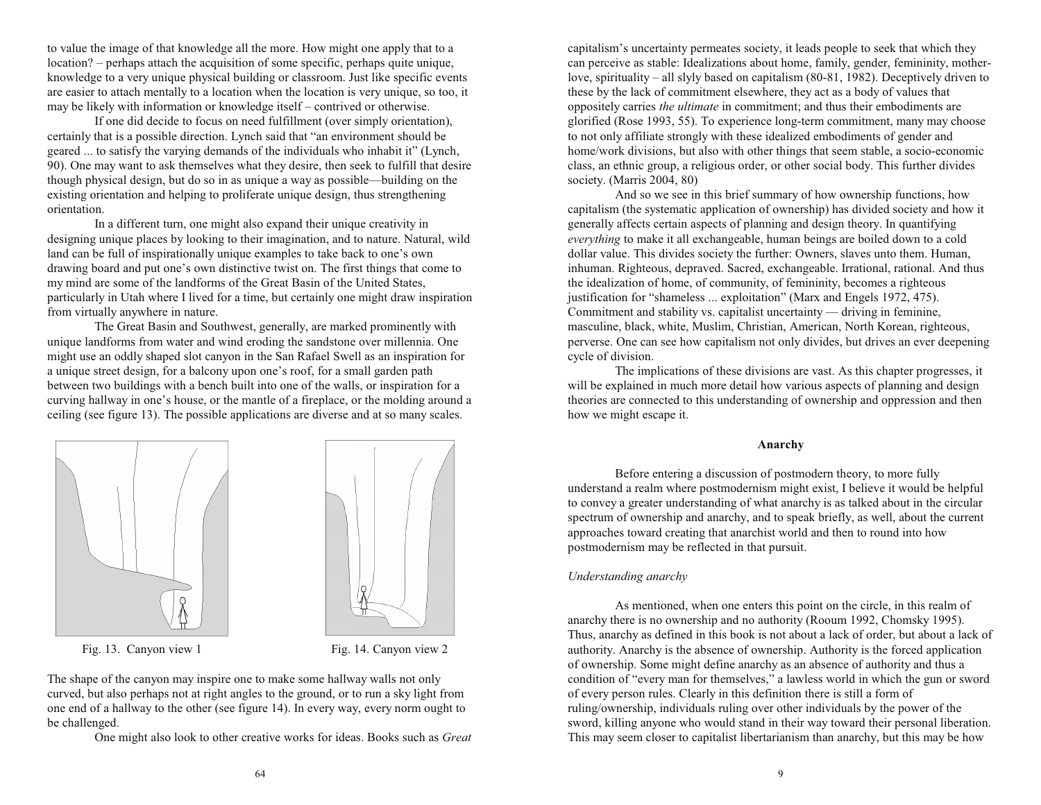to value the image of that knowledge all the more. How might one apply that to a location? – perhaps attach the acquisition of some specific, perhaps quite unique, knowledge to a very unique physical building or classroom. Just like specific events are easier to attach mentally to a location when the location is very unique, so too, it may be likely with information or knowledge itself – contrived or otherwise.

If one did decide to focus on need fulfillment (over simply orientation), certainly that is a possible direction. Lynch said that "an environment should be geared ... to satisfy the varying demands of the individuals who inhabit it" (Lynch, 90). One may want to ask themselves what they desire, then seek to fulfill that desire though physical design, but do so in as unique a way as possible—building on the existing orientation and helping to proliferate unique design, thus strengthening orientation.

In a different turn, one might also expand their unique creativity in designing unique places by looking to their imagination, and to nature. Natural, wild land can be full of inspirationally unique examples to take back to one's own drawing board and put one's own distinctive twist on. The first things that come to my mind are some of the landforms of the Great Basin of the United States, particularly in Utah where I lived for a time, but certainly one might draw inspiration from virtually anywhere in nature.

The Great Basin and Southwest, generally, are marked prominently with unique landforms from water and wind eroding the sandstone over millennia. One might use an oddly shaped slot canyon in the San Rafael Swell as an inspiration for a unique street design, for a balcony upon one's roof, for a small garden path between two buildings with a bench built into one of the walls, or inspiration for a curving hallway in one's house, or the mantle of a fireplace, or the molding around a ceiling (see figure 13). The possible applications are diverse and at so many scales.

Fig. 13. Canyon view 1

Fig. 14. Canyon view 2

The shape of the canyon may inspire one to make some hallway walls not only curved, but also perhaps not at right angles to the ground, or to run a sky light from one end of a hallway to the other (see figure 14). In every way, every norm ought to be challenged.

One might also look to other creative works for ideas. Books such as *Great*

capitalism's uncertainty permeates society, it leads people to seek that which they can perceive as stable: Idealizations about home, family, gender, femininity, mother-love, spirituality – all slyly based on capitalism (80-81, 1982). Deceptively driven to these by the lack of commitment elsewhere, they act as a body of values that oppositely carries *the ultimate* in commitment; and thus their embodiments are glorified (Rose 1993, 55). To experience long-term commitment, many may choose to not only affiliate strongly with these idealized embodiments of gender and home/work divisions, but also with other things that seem stable, a socio-economic class, an ethnic group, a religious order, or other social body. This further divides society. (Marris 2004, 80)

And so we see in this brief summary of how ownership functions, how capitalism (the systematic application of ownership) has divided society and how it generally affects certain aspects of planning and design theory. In quantifying *everything* to make it all exchangeable, human beings are boiled down to a cold dollar value. This divides society the further: Owners, slaves unto them. Human, inhuman. Righteous, depraved. Sacred, exchangeable. Irrational, rational. And thus the idealization of home, of community, of femininity, becomes a righteous justification for "shameless ... exploitation" (Marx and Engels 1972, 475). Commitment and stability vs. capitalist uncertainty — driving in feminine, masculine, black, white, Muslim, Christian, American, North Korean, righteous, perverse. One can see how capitalism not only divides, but drives an ever deepening cycle of division.

The implications of these divisions are vast. As this chapter progresses, it will be explained in much more detail how various aspects of planning and design theories are connected to this understanding of ownership and oppression and then how we might escape it.

**Anarchy**

Before entering a discussion of postmodern theory, to more fully understand a realm where postmodernism might exist, I believe it would be helpful to convey a greater understanding of what anarchy is as talked about in the circular spectrum of ownership and anarchy, and to speak briefly, as well, about the current approaches toward creating that anarchist world and then to round into how postmodernism may be reflected in that pursuit.

*Understanding anarchy*

As mentioned, when one enters this point on the circle, in this realm of anarchy there is no ownership and no authority (Rooum 1992, Chomsky 1995). Thus, anarchy as defined in this book is not about a lack of order, but about a lack of authority. Anarchy is the absence of ownership. Authority is the forced application of ownership. Some might define anarchy as an absence of authority and thus a condition of "every man for themselves," a lawless world in which the gun or sword of every person rules. Clearly in this definition there is still a form of ruling/ownership, individuals ruling over other individuals by the power of the sword, killing anyone who would stand in their way toward their personal liberation. This may seem closer to capitalist libertarianism than anarchy, but this may be how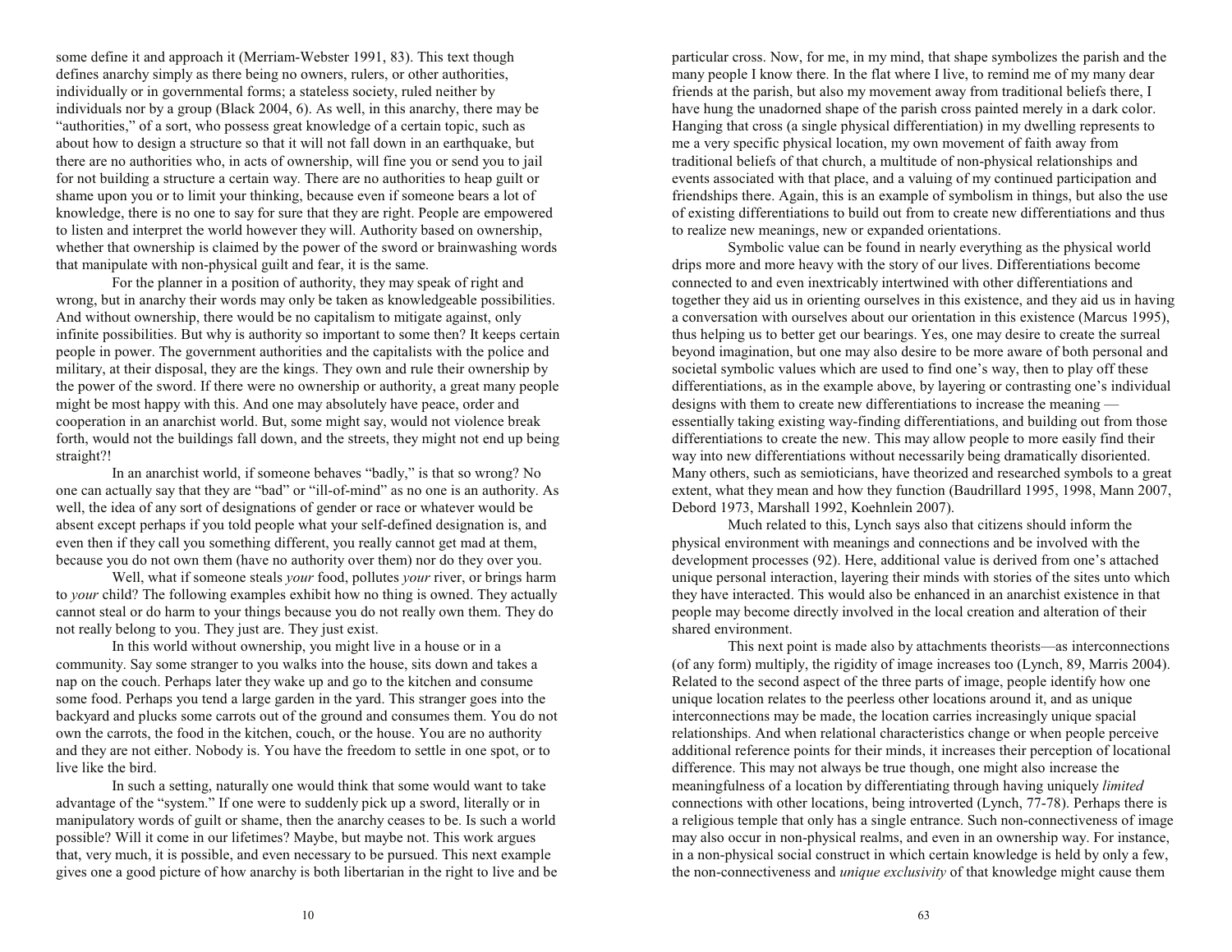some define it and approach it (Merriam-Webster 1991, 83). This text though defines anarchy simply as there being no owners, rulers, or other authorities, individually or in governmental forms; a stateless society, ruled neither by individuals nor by a group (Black 2004, 6). As well, in this anarchy, there may be "authorities," of a sort, who possess great knowledge of a certain topic, such as about how to design a structure so that it will not fall down in an earthquake, but there are no authorities who, in acts of ownership, will fine you or send you to jail for not building a structure a certain way. There are no authorities to heap guilt or shame upon you or to limit your thinking, because even if someone bears a lot of knowledge, there is no one to say for sure that they are right. People are empowered to listen and interpret the world however they will. Authority based on ownership, whether that ownership is claimed by the power of the sword or brainwashing words that manipulate with non-physical guilt and fear, it is the same.

For the planner in a position of authority, they may speak of right and wrong, but in anarchy their words may only be taken as knowledgeable possibilities. And without ownership, there would be no capitalism to mitigate against, only infinite possibilities. But why is authority so important to some then? It keeps certain people in power. The government authorities and the capitalists with the police and military, at their disposal, they are the kings. They own and rule their ownership by the power of the sword. If there were no ownership or authority, a great many people might be most happy with this. And one may absolutely have peace, order and cooperation in an anarchist world. But, some might say, would not violence break forth, would not the buildings fall down, and the streets, they might not end up being straight?!

In an anarchist world, if someone behaves "badly," is that so wrong? No one can actually say that they are "bad" or "ill-of-mind" as no one is an authority. As well, the idea of any sort of designations of gender or race or whatever would be absent except perhaps if you told people what your self-defined designation is, and even then if they call you something different, you really cannot get mad at them, because you do not own them (have no authority over them) nor do they over you.

Well, what if someone steals *your* food, pollutes *your* river, or brings harm to *your* child? The following examples exhibit how no thing is owned. They actually cannot steal or do harm to your things because you do not really own them. They do not really belong to you. They just are. They just exist.

In this world without ownership, you might live in a house or in a community. Say some stranger to you walks into the house, sits down and takes a nap on the couch. Perhaps later they wake up and go to the kitchen and consume some food. Perhaps you tend a large garden in the yard. This stranger goes into the backyard and plucks some carrots out of the ground and consumes them. You do not own the carrots, the food in the kitchen, couch, or the house. You are no authority and they are not either. Nobody is. You have the freedom to settle in one spot, or to live like the bird.

In such a setting, naturally one would think that some would want to take advantage of the "system." If one were to suddenly pick up a sword, literally or in manipulatory words of guilt or shame, then the anarchy ceases to be. Is such a world possible? Will it come in our lifetimes? Maybe, but maybe not. This work argues that, very much, it is possible, and even necessary to be pursued. This next example gives one a good picture of how anarchy is both libertarian in the right to live and be

particular cross. Now, for me, in my mind, that shape symbolizes the parish and the many people I know there. In the flat where I live, to remind me of my many dear friends at the parish, but also my movement away from traditional beliefs there, I have hung the unadorned shape of the parish cross painted merely in a dark color. Hanging that cross (a single physical differentiation) in my dwelling represents to me a very specific physical location, my own movement of faith away from traditional beliefs of that church, a multitude of non-physical relationships and events associated with that place, and a valuing of my continued participation and friendships there. Again, this is an example of symbolism in things, but also the use of existing differentiations to build out from to create new differentiations and thus to realize new meanings, new or expanded orientations.

Symbolic value can be found in nearly everything as the physical world drips more and more heavy with the story of our lives. Differentiations become connected to and even inextricably intertwined with other differentiations and together they aid us in orienting ourselves in this existence, and they aid us in having a conversation with ourselves about our orientation in this existence (Marcus 1995), thus helping us to better get our bearings. Yes, one may desire to create the surreal beyond imagination, but one may also desire to be more aware of both personal and societal symbolic values which are used to find one's way, then to play off these differentiations, as in the example above, by layering or contrasting one's individual designs with them to create new differentiations to increase the meaning — essentially taking existing way-finding differentiations, and building out from those differentiations to create the new. This may allow people to more easily find their way into new differentiations without necessarily being dramatically disoriented. Many others, such as semioticians, have theorized and researched symbols to a great extent, what they mean and how they function (Baudrillard 1995, 1998, Mann 2007, Debord 1973, Marshall 1992, Koehnlein 2007).

Much related to this, Lynch says also that citizens should inform the physical environment with meanings and connections and be involved with the development processes (92). Here, additional value is derived from one's attached unique personal interaction, layering their minds with stories of the sites unto which they have interacted. This would also be enhanced in an anarchist existence in that people may become directly involved in the local creation and alteration of their shared environment.

This next point is made also by attachments theorists—as interconnections (of any form) multiply, the rigidity of image increases too (Lynch, 89, Marris 2004). Related to the second aspect of the three parts of image, people identify how one unique location relates to the peerless other locations around it, and as unique interconnections may be made, the location carries increasingly unique spacial relationships. And when relational characteristics change or when people perceive additional reference points for their minds, it increases their perception of locational difference. This may not always be true though, one might also increase the meaningfulness of a location by differentiating through having uniquely *limited* connections with other locations, being introverted (Lynch, 77-78). Perhaps there is a religious temple that only has a single entrance. Such non-connectiveness of image may also occur in non-physical realms, and even in an ownership way. For instance, in a non-physical social construct in which certain knowledge is held by only a few, the non-connectiveness and *unique exclusivity* of that knowledge might cause them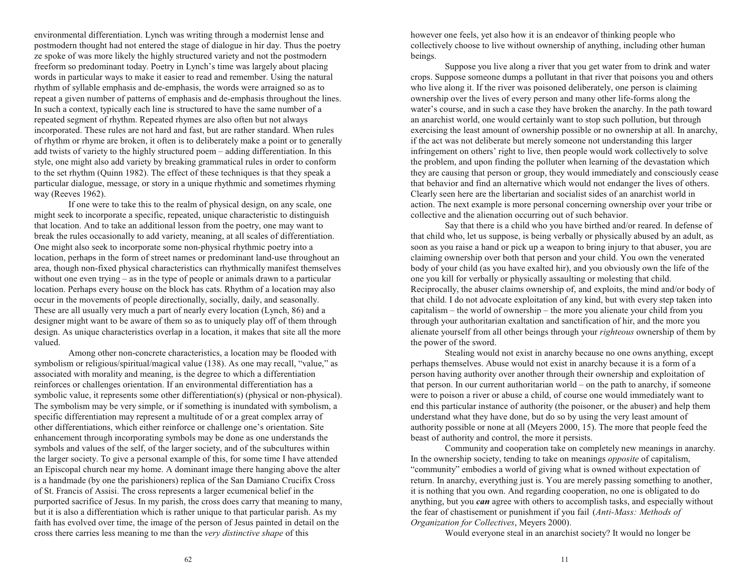environmental differentiation. Lynch was writing through a modernist lense and postmodern thought had not entered the stage of dialogue in hir day. Thus the poetry ze spoke of was more likely the highly structured variety and not the postmodern freeform so predominant today. Poetry in Lynch's time was largely about placing words in particular ways to make it easier to read and remember. Using the natural rhythm of syllable emphasis and de-emphasis, the words were arraigned so as to repeat a given number of patterns of emphasis and de-emphasis throughout the lines. In such a context, typically each line is structured to have the same number of a repeated segment of rhythm. Repeated rhymes are also often but not always incorporated. These rules are not hard and fast, but are rather standard. When rules of rhythm or rhyme are broken, it often is to deliberately make a point or to generally add twists of variety to the highly structured poem – adding differentiation. In this style, one might also add variety by breaking grammatical rules in order to conform to the set rhythm (Quinn 1982). The effect of these techniques is that they speak a particular dialogue, message, or story in a unique rhythmic and sometimes rhyming way (Reeves 1962).

If one were to take this to the realm of physical design, on any scale, one might seek to incorporate a specific, repeated, unique characteristic to distinguish that location. And to take an additional lesson from the poetry, one may want to break the rules occasionally to add variety, meaning, at all scales of differentiation. One might also seek to incorporate some non-physical rhythmic poetry into a location, perhaps in the form of street names or predominant land-use throughout an area, though non-fixed physical characteristics can rhythmically manifest themselves without one even trying – as in the type of people or animals drawn to a particular location. Perhaps every house on the block has cats. Rhythm of a location may also occur in the movements of people directionally, socially, daily, and seasonally. These are all usually very much a part of nearly every location (Lynch, 86) and a designer might want to be aware of them so as to uniquely play off of them through design. As unique characteristics overlap in a location, it makes that site all the more valued.

Among other non-concrete characteristics, a location may be flooded with symbolism or religious/spiritual/magical value (138). As one may recall, "value," as associated with morality and meaning, is the degree to which a differentiation reinforces or challenges orientation. If an environmental differentiation has a symbolic value, it represents some other differentiation(s) (physical or non-physical). The symbolism may be very simple, or if something is inundated with symbolism, a specific differentiation may represent a multitude of or a great complex array of other differentiations, which either reinforce or challenge one's orientation. Site enhancement through incorporating symbols may be done as one understands the symbols and values of the self, of the larger society, and of the subcultures within the larger society. To give a personal example of this, for some time I have attended an Episcopal church near my home. A dominant image there hanging above the alter is a handmade (by one the parishioners) replica of the San Damiano Crucifix Cross of St. Francis of Assisi. The cross represents a larger ecumenical belief in the purported sacrifice of Jesus. In my parish, the cross does carry that meaning to many, but it is also a differentiation which is rather unique to that particular parish. As my faith has evolved over time, the image of the person of Jesus painted in detail on the cross there carries less meaning to me than the *very distinctive shape* of this

however one feels, yet also how it is an endeavor of thinking people who collectively choose to live without ownership of anything, including other human beings.

Suppose you live along a river that you get water from to drink and water crops. Suppose someone dumps a pollutant in that river that poisons you and others who live along it. If the river was poisoned deliberately, one person is claiming ownership over the lives of every person and many other life-forms along the water's course, and in such a case they have broken the anarchy. In the path toward an anarchist world, one would certainly want to stop such pollution, but through exercising the least amount of ownership possible or no ownership at all. In anarchy, if the act was not deliberate but merely someone not understanding this larger infringement on others' right to live, then people would work collectively to solve the problem, and upon finding the polluter when learning of the devastation which they are causing that person or group, they would immediately and consciously cease that behavior and find an alternative which would not endanger the lives of others. Clearly seen here are the libertarian and socialist sides of an anarchist world in action. The next example is more personal concerning ownership over your tribe or collective and the alienation occurring out of such behavior.

Say that there is a child who you have birthed and/or reared. In defense of that child who, let us suppose, is being verbally or physically abused by an adult, as soon as you raise a hand or pick up a weapon to bring injury to that abuser, you are claiming ownership over both that person and your child. You own the venerated body of your child (as you have exalted hir), and you obviously own the life of the one you kill for verbally or physically assaulting or molesting that child. Reciprocally, the abuser claims ownership of, and exploits, the mind and/or body of that child. I do not advocate exploitation of any kind, but with every step taken into capitalism – the world of ownership – the more you alienate your child from you through your authoritarian exaltation and sanctification of hir, and the more you alienate yourself from all other beings through your *righteous* ownership of them by the power of the sword.

Stealing would not exist in anarchy because no one owns anything, except perhaps themselves. Abuse would not exist in anarchy because it is a form of a person having authority over another through their ownership and exploitation of that person. In our current authoritarian world – on the path to anarchy, if someone were to poison a river or abuse a child, of course one would immediately want to end this particular instance of authority (the poisoner, or the abuser) and help them understand what they have done, but do so by using the very least amount of authority possible or none at all (Meyers 2000, 15). The more that people feed the beast of authority and control, the more it persists.

Community and cooperation take on completely new meanings in anarchy. In the ownership society, tending to take on meanings *opposite* of capitalism, "community" embodies a world of giving what is owned without expectation of return. In anarchy, everything just is. You are merely passing something to another, it is nothing that you own. And regarding cooperation, no one is obligated to do anything, but you ***can*** agree with others to accomplish tasks, and especially without the fear of chastisement or punishment if you fail (*Anti-Mass: Methods of Organization for Collectives*, Meyers 2000).

Would everyone steal in an anarchist society? It would no longer be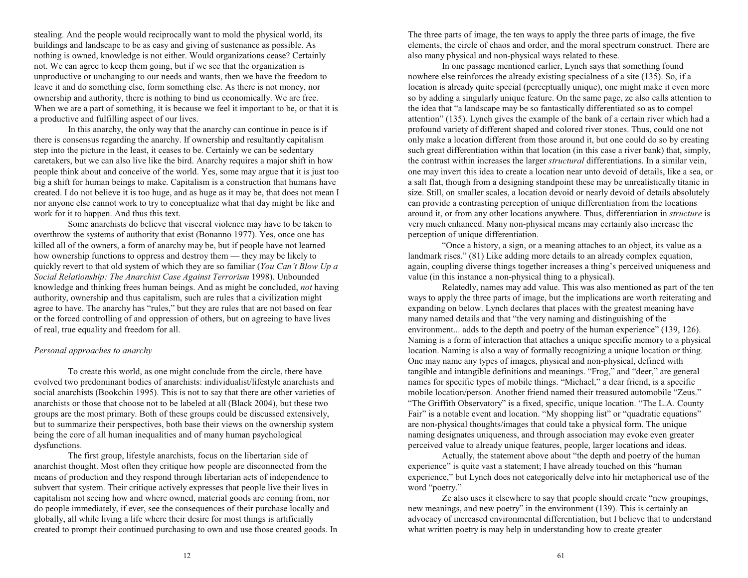stealing. And the people would reciprocally want to mold the physical world, its buildings and landscape to be as easy and giving of sustenance as possible. As nothing is owned, knowledge is not either. Would organizations cease? Certainly not. We can agree to keep them going, but if we see that the organization is unproductive or unchanging to our needs and wants, then we have the freedom to leave it and do something else, form something else. As there is not money, nor ownership and authority, there is nothing to bind us economically. We are free. When we are a part of something, it is because we feel it important to be, or that it is a productive and fulfilling aspect of our lives.

In this anarchy, the only way that the anarchy can continue in peace is if there is consensus regarding the anarchy. If ownership and resultantly capitalism step into the picture in the least, it ceases to be. Certainly we can be sedentary caretakers, but we can also live like the bird. Anarchy requires a major shift in how people think about and conceive of the world. Yes, some may argue that it is just too big a shift for human beings to make. Capitalism is a construction that humans have created. I do not believe it is too huge, and as huge as it may be, that does not mean I nor anyone else cannot work to try to conceptualize what that day might be like and work for it to happen. And thus this text.

Some anarchists do believe that visceral violence may have to be taken to overthrow the systems of authority that exist (Bonanno 1977). Yes, once one has killed all of the owners, a form of anarchy may be, but if people have not learned how ownership functions to oppress and destroy them — they may be likely to quickly revert to that old system of which they are so familiar (*You Can't Blow Up a Social Relationship: The Anarchist Case Against Terrorism* 1998). Unbounded knowledge and thinking frees human beings. And as might be concluded, *not* having authority, ownership and thus capitalism, such are rules that a civilization might agree to have. The anarchy has "rules," but they are rules that are not based on fear or the forced controlling of and oppression of others, but on agreeing to have lives of real, true equality and freedom for all.

*Personal approaches to anarchy*

To create this world, as one might conclude from the circle, there have evolved two predominant bodies of anarchists: individualist/lifestyle anarchists and social anarchists (Bookchin 1995). This is not to say that there are other varieties of anarchists or those that choose not to be labeled at all (Black 2004), but these two groups are the most primary. Both of these groups could be discussed extensively, but to summarize their perspectives, both base their views on the ownership system being the core of all human inequalities and of many human psychological dysfunctions.

The first group, lifestyle anarchists, focus on the libertarian side of anarchist thought. Most often they critique how people are disconnected from the means of production and they respond through libertarian acts of independence to subvert that system. Their critique actively expresses that people live their lives in capitalism not seeing how and where owned, material goods are coming from, nor do people immediately, if ever, see the consequences of their purchase locally and globally, all while living a life where their desire for most things is artificially created to prompt their continued purchasing to own and use those created goods. In

The three parts of image, the ten ways to apply the three parts of image, the five elements, the circle of chaos and order, and the moral spectrum construct. There are also many physical and non-physical ways related to these.

In one passage mentioned earlier, Lynch says that something found nowhere else reinforces the already existing specialness of a site (135). So, if a location is already quite special (perceptually unique), one might make it even more so by adding a singularly unique feature. On the same page, ze also calls attention to the idea that "a landscape may be so fantastically differentiated so as to compel attention" (135). Lynch gives the example of the bank of a certain river which had a profound variety of different shaped and colored river stones. Thus, could one not only make a location different from those around it, but one could do so by creating such great differentiation within that location (in this case a river bank) that, simply, the contrast within increases the larger *structural* differentiations. In a similar vein, one may invert this idea to create a location near unto devoid of details, like a sea, or a salt flat, though from a designing standpoint these may be unrealistically titanic in size. Still, on smaller scales, a location devoid or nearly devoid of details absolutely can provide a contrasting perception of unique differentiation from the locations around it, or from any other locations anywhere. Thus, differentiation in *structure* is very much enhanced. Many non-physical means may certainly also increase the perception of unique differentiation.

"Once a history, a sign, or a meaning attaches to an object, its value as a landmark rises." (81) Like adding more details to an already complex equation, again, coupling diverse things together increases a thing's perceived uniqueness and value (in this instance a non-physical thing to a physical).

Relatedly, names may add value. This was also mentioned as part of the ten ways to apply the three parts of image, but the implications are worth reiterating and expanding on below. Lynch declares that places with the greatest meaning have many named details and that "the very naming and distinguishing of the environment... adds to the depth and poetry of the human experience" (139, 126). Naming is a form of interaction that attaches a unique specific memory to a physical location. Naming is also a way of formally recognizing a unique location or thing. One may name any types of images, physical and non-physical, defined with tangible and intangible definitions and meanings. "Frog," and "deer," are general names for specific types of mobile things. "Michael," a dear friend, is a specific mobile location/person. Another friend named their treasured automobile "Zeus." "The Griffith Observatory" is a fixed, specific, unique location. "The L.A. County Fair" is a notable event and location. "My shopping list" or "quadratic equations" are non-physical thoughts/images that could take a physical form. The unique naming designates uniqueness, and through association may evoke even greater perceived value to already unique features, people, larger locations and ideas.

Actually, the statement above about "the depth and poetry of the human experience" is quite vast a statement; I have already touched on this "human experience," but Lynch does not categorically delve into hir metaphorical use of the word "poetry."

Ze also uses it elsewhere to say that people should create "new groupings, new meanings, and new poetry" in the environment (139). This is certainly an advocacy of increased environmental differentiation, but I believe that to understand what written poetry is may help in understanding how to create greater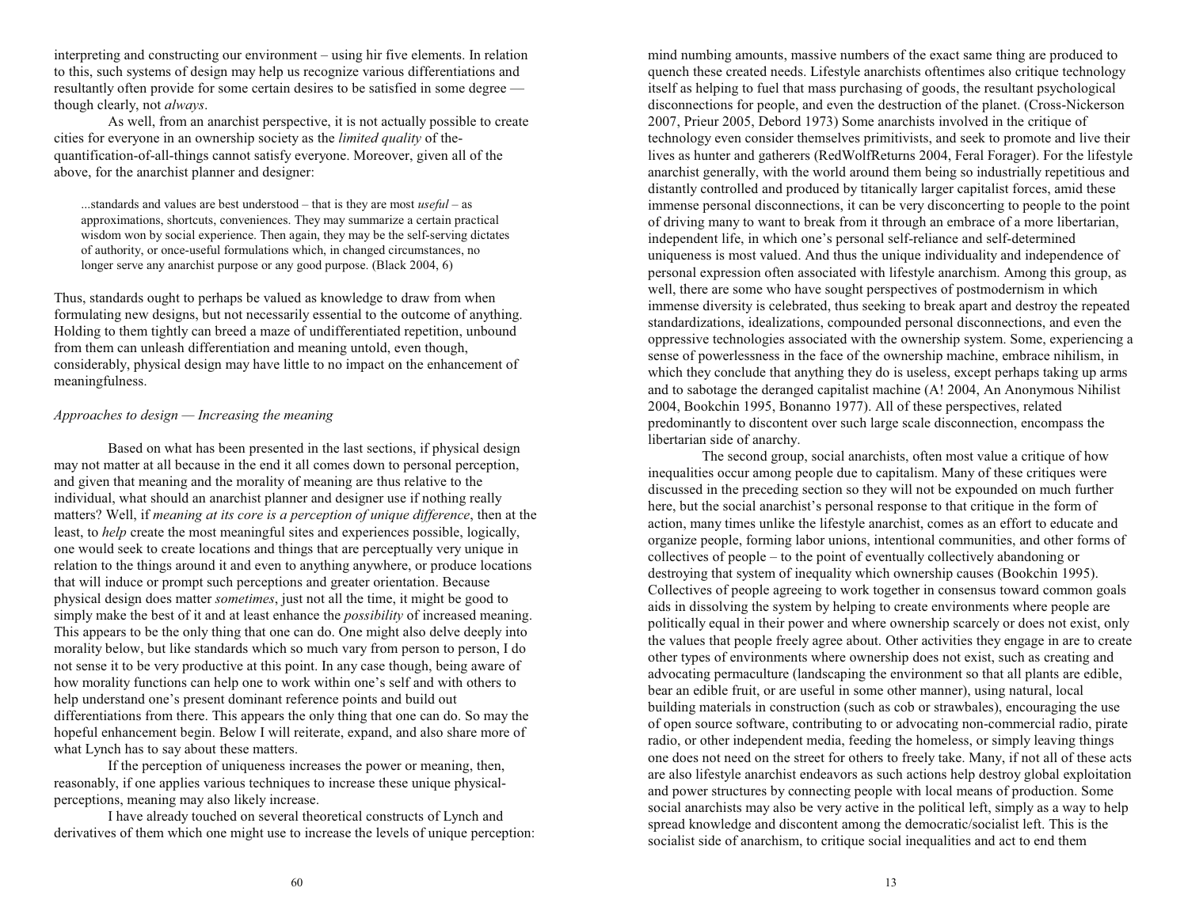interpreting and constructing our environment – using hir five elements. In relation to this, such systems of design may help us recognize various differentiations and resultantly often provide for some certain desires to be satisfied in some degree — though clearly, not *always*.

As well, from an anarchist perspective, it is not actually possible to create cities for everyone in an ownership society as the *limited quality* of the-quantification-of-all-things cannot satisfy everyone. Moreover, given all of the above, for the anarchist planner and designer:

> ...standards and values are best understood – that is they are most *useful* – as approximations, shortcuts, conveniences. They may summarize a certain practical wisdom won by social experience. Then again, they may be the self-serving dictates of authority, or once-useful formulations which, in changed circumstances, no longer serve any anarchist purpose or any good purpose. (Black 2004, 6)

Thus, standards ought to perhaps be valued as knowledge to draw from when formulating new designs, but not necessarily essential to the outcome of anything. Holding to them tightly can breed a maze of undifferentiated repetition, unbound from them can unleash differentiation and meaning untold, even though, considerably, physical design may have little to no impact on the enhancement of meaningfulness.

*Approaches to design — Increasing the meaning*

Based on what has been presented in the last sections, if physical design may not matter at all because in the end it all comes down to personal perception, and given that meaning and the morality of meaning are thus relative to the individual, what should an anarchist planner and designer use if nothing really matters? Well, if *meaning at its core is a perception of unique difference*, then at the least, to *help* create the most meaningful sites and experiences possible, logically, one would seek to create locations and things that are perceptually very unique in relation to the things around it and even to anything anywhere, or produce locations that will induce or prompt such perceptions and greater orientation. Because physical design does matter *sometimes*, just not all the time, it might be good to simply make the best of it and at least enhance the *possibility* of increased meaning. This appears to be the only thing that one can do. One might also delve deeply into morality below, but like standards which so much vary from person to person, I do not sense it to be very productive at this point. In any case though, being aware of how morality functions can help one to work within one's self and with others to help understand one's present dominant reference points and build out differentiations from there. This appears the only thing that one can do. So may the hopeful enhancement begin. Below I will reiterate, expand, and also share more of what Lynch has to say about these matters.

If the perception of uniqueness increases the power or meaning, then, reasonably, if one applies various techniques to increase these unique physical-perceptions, meaning may also likely increase.

I have already touched on several theoretical constructs of Lynch and derivatives of them which one might use to increase the levels of unique perception:

mind numbing amounts, massive numbers of the exact same thing are produced to quench these created needs. Lifestyle anarchists oftentimes also critique technology itself as helping to fuel that mass purchasing of goods, the resultant psychological disconnections for people, and even the destruction of the planet. (Cross-Nickerson 2007, Prieur 2005, Debord 1973) Some anarchists involved in the critique of technology even consider themselves primitivists, and seek to promote and live their lives as hunter and gatherers (RedWolfReturns 2004, Feral Forager). For the lifestyle anarchist generally, with the world around them being so industrially repetitious and distantly controlled and produced by titanically larger capitalist forces, amid these immense personal disconnections, it can be very disconcerting to people to the point of driving many to want to break from it through an embrace of a more libertarian, independent life, in which one's personal self-reliance and self-determined uniqueness is most valued. And thus the unique individuality and independence of personal expression often associated with lifestyle anarchism. Among this group, as well, there are some who have sought perspectives of postmodernism in which immense diversity is celebrated, thus seeking to break apart and destroy the repeated standardizations, idealizations, compounded personal disconnections, and even the oppressive technologies associated with the ownership system. Some, experiencing a sense of powerlessness in the face of the ownership machine, embrace nihilism, in which they conclude that anything they do is useless, except perhaps taking up arms and to sabotage the deranged capitalist machine (A! 2004, An Anonymous Nihilist 2004, Bookchin 1995, Bonanno 1977). All of these perspectives, related predominantly to discontent over such large scale disconnection, encompass the libertarian side of anarchy.

The second group, social anarchists, often most value a critique of how inequalities occur among people due to capitalism. Many of these critiques were discussed in the preceding section so they will not be expounded on much further here, but the social anarchist's personal response to that critique in the form of action, many times unlike the lifestyle anarchist, comes as an effort to educate and organize people, forming labor unions, intentional communities, and other forms of collectives of people – to the point of eventually collectively abandoning or destroying that system of inequality which ownership causes (Bookchin 1995). Collectives of people agreeing to work together in consensus toward common goals aids in dissolving the system by helping to create environments where people are politically equal in their power and where ownership scarcely or does not exist, only the values that people freely agree about. Other activities they engage in are to create other types of environments where ownership does not exist, such as creating and advocating permaculture (landscaping the environment so that all plants are edible, bear an edible fruit, or are useful in some other manner), using natural, local building materials in construction (such as cob or strawbales), encouraging the use of open source software, contributing to or advocating non-commercial radio, pirate radio, or other independent media, feeding the homeless, or simply leaving things one does not need on the street for others to freely take. Many, if not all of these acts are also lifestyle anarchist endeavors as such actions help destroy global exploitation and power structures by connecting people with local means of production. Some social anarchists may also be very active in the political left, simply as a way to help spread knowledge and discontent among the democratic/socialist left. This is the socialist side of anarchism, to critique social inequalities and act to end them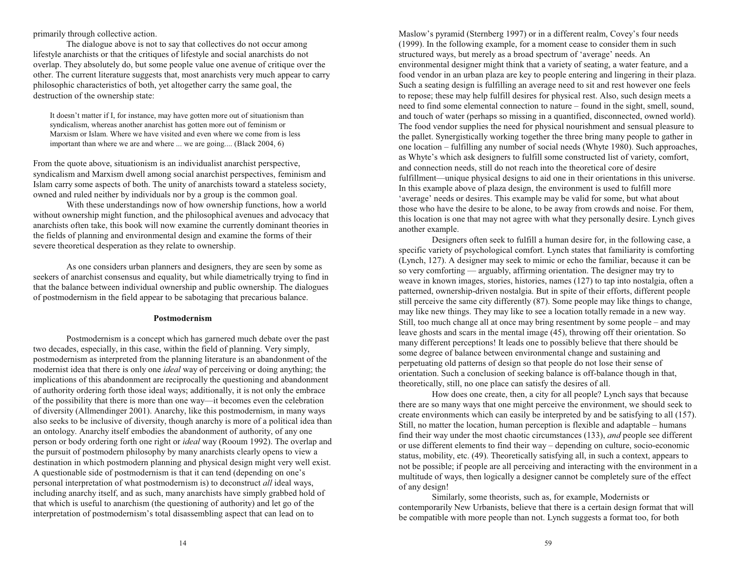primarily through collective action.

The dialogue above is not to say that collectives do not occur among lifestyle anarchists or that the critiques of lifestyle and social anarchists do not overlap. They absolutely do, but some people value one avenue of critique over the other. The current literature suggests that, most anarchists very much appear to carry philosophic characteristics of both, yet altogether carry the same goal, the destruction of the ownership state:

> It doesn't matter if I, for instance, may have gotten more out of situationism than syndicalism, whereas another anarchist has gotten more out of feminism or Marxism or Islam. Where we have visited and even where we come from is less important than where we are and where ... we are going.... (Black 2004, 6)

From the quote above, situationism is an individualist anarchist perspective, syndicalism and Marxism dwell among social anarchist perspectives, feminism and Islam carry some aspects of both. The unity of anarchists toward a stateless society, owned and ruled neither by individuals nor by a group is the common goal.

With these understandings now of how ownership functions, how a world without ownership might function, and the philosophical avenues and advocacy that anarchists often take, this book will now examine the currently dominant theories in the fields of planning and environmental design and examine the forms of their severe theoretical desperation as they relate to ownership.

As one considers urban planners and designers, they are seen by some as seekers of anarchist consensus and equality, but while diametrically trying to find in that the balance between individual ownership and public ownership. The dialogues of postmodernism in the field appear to be sabotaging that precarious balance.

## Postmodernism

Postmodernism is a concept which has garnered much debate over the past two decades, especially, in this case, within the field of planning. Very simply, postmodernism as interpreted from the planning literature is an abandonment of the modernist idea that there is only one *ideal* way of perceiving or doing anything; the implications of this abandonment are reciprocally the questioning and abandonment of authority ordering forth those ideal ways; additionally, it is not only the embrace of the possibility that there is more than one way—it becomes even the celebration of diversity (Allmendinger 2001). Anarchy, like this postmodernism, in many ways also seeks to be inclusive of diversity, though anarchy is more of a political idea than an ontology. Anarchy itself embodies the abandonment of authority, of any one person or body ordering forth one right or *ideal* way (Rooum 1992). The overlap and the pursuit of postmodern philosophy by many anarchists clearly opens to view a destination in which postmodern planning and physical design might very well exist. A questionable side of postmodernism is that it can tend (depending on one's personal interpretation of what postmodernism is) to deconstruct *all* ideal ways, including anarchy itself, and as such, many anarchists have simply grabbed hold of that which is useful to anarchism (the questioning of authority) and let go of the interpretation of postmodernism's total disassembling aspect that can lead on to

Maslow's pyramid (Sternberg 1997) or in a different realm, Covey's four needs (1999). In the following example, for a moment cease to consider them in such structured ways, but merely as a broad spectrum of 'average' needs. An environmental designer might think that a variety of seating, a water feature, and a food vendor in an urban plaza are key to people entering and lingering in their plaza. Such a seating design is fulfilling an average need to sit and rest however one feels to repose; these may help fulfill desires for physical rest. Also, such design meets a need to find some elemental connection to nature – found in the sight, smell, sound, and touch of water (perhaps so missing in a quantified, disconnected, owned world). The food vendor supplies the need for physical nourishment and sensual pleasure to the pallet. Synergistically working together the three bring many people to gather in one location – fulfilling any number of social needs (Whyte 1980). Such approaches, as Whyte's which ask designers to fulfill some constructed list of variety, comfort, and connection needs, still do not reach into the theoretical core of desire fulfillment—unique physical designs to aid one in their orientations in this universe. In this example above of plaza design, the environment is used to fulfill more 'average' needs or desires. This example may be valid for some, but what about those who have the desire to be alone, to be away from crowds and noise. For them, this location is one that may not agree with what they personally desire. Lynch gives another example.

Designers often seek to fulfill a human desire for, in the following case, a specific variety of psychological comfort. Lynch states that familiarity is comforting (Lynch, 127). A designer may seek to mimic or echo the familiar, because it can be so very comforting — arguably, affirming orientation. The designer may try to weave in known images, stories, histories, names (127) to tap into nostalgia, often a patterned, ownership-driven nostalgia. But in spite of their efforts, different people still perceive the same city differently (87). Some people may like things to change, may like new things. They may like to see a location totally remade in a new way. Still, too much change all at once may bring resentment by some people – and may leave ghosts and scars in the mental image (45), throwing off their orientation. So many different perceptions! It leads one to possibly believe that there should be some degree of balance between environmental change and sustaining and perpetuating old patterns of design so that people do not lose their sense of orientation. Such a conclusion of seeking balance is off-balance though in that, theoretically, still, no one place can satisfy the desires of all.

How does one create, then, a city for all people? Lynch says that because there are so many ways that one might perceive the environment, we should seek to create environments which can easily be interpreted by and be satisfying to all (157). Still, no matter the location, human perception is flexible and adaptable – humans find their way under the most chaotic circumstances (133), *and* people see different or use different elements to find their way – depending on culture, socio-economic status, mobility, etc. (49). Theoretically satisfying all, in such a context, appears to not be possible; if people are all perceiving and interacting with the environment in a multitude of ways, then logically a designer cannot be completely sure of the effect of any design!

Similarly, some theorists, such as, for example, Modernists or contemporarily New Urbanists, believe that there is a certain design format that will be compatible with more people than not. Lynch suggests a format too, for both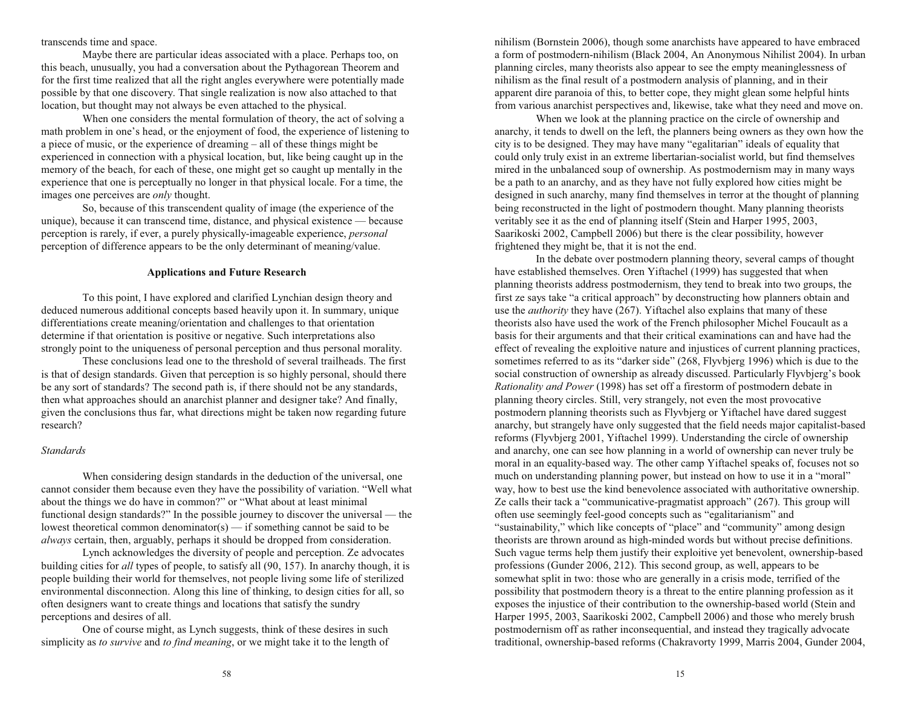transcends time and space.

Maybe there are particular ideas associated with a place. Perhaps too, on this beach, unusually, you had a conversation about the Pythagorean Theorem and for the first time realized that all the right angles everywhere were potentially made possible by that one discovery. That single realization is now also attached to that location, but thought may not always be even attached to the physical.

When one considers the mental formulation of theory, the act of solving a math problem in one's head, or the enjoyment of food, the experience of listening to a piece of music, or the experience of dreaming – all of these things might be experienced in connection with a physical location, but, like being caught up in the memory of the beach, for each of these, one might get so caught up mentally in the experience that one is perceptually no longer in that physical locale. For a time, the images one perceives are *only* thought.

So, because of this transcendent quality of image (the experience of the unique), because it can transcend time, distance, and physical existence — because perception is rarely, if ever, a purely physically-imageable experience, *personal* perception of difference appears to be the only determinant of meaning/value.

## Applications and Future Research

To this point, I have explored and clarified Lynchian design theory and deduced numerous additional concepts based heavily upon it. In summary, unique differentiations create meaning/orientation and challenges to that orientation determine if that orientation is positive or negative. Such interpretations also strongly point to the uniqueness of personal perception and thus personal morality.

These conclusions lead one to the threshold of several trailheads. The first is that of design standards. Given that perception is so highly personal, should there be any sort of standards? The second path is, if there should not be any standards, then what approaches should an anarchist planner and designer take? And finally, given the conclusions thus far, what directions might be taken now regarding future research?

### *Standards*

When considering design standards in the deduction of the universal, one cannot consider them because even they have the possibility of variation. "Well what about the things we do have in common?" or "What about at least minimal functional design standards?" In the possible journey to discover the universal — the lowest theoretical common denominator(s) — if something cannot be said to be *always* certain, then, arguably, perhaps it should be dropped from consideration.

Lynch acknowledges the diversity of people and perception. Ze advocates building cities for *all* types of people, to satisfy all (90, 157). In anarchy though, it is people building their world for themselves, not people living some life of sterilized environmental disconnection. Along this line of thinking, to design cities for all, so often designers want to create things and locations that satisfy the sundry perceptions and desires of all.

One of course might, as Lynch suggests, think of these desires in such simplicity as *to survive* and *to find meaning*, or we might take it to the length of

nihilism (Bornstein 2006), though some anarchists have appeared to have embraced a form of postmodern-nihilism (Black 2004, An Anonymous Nihilist 2004). In urban planning circles, many theorists also appear to see the empty meaninglessness of nihilism as the final result of a postmodern analysis of planning, and in their apparent dire paranoia of this, to better cope, they might glean some helpful hints from various anarchist perspectives and, likewise, take what they need and move on.

When we look at the planning practice on the circle of ownership and anarchy, it tends to dwell on the left, the planners being owners as they own how the city is to be designed. They may have many "egalitarian" ideals of equality that could only truly exist in an extreme libertarian-socialist world, but find themselves mired in the unbalanced soup of ownership. As postmodernism may in many ways be a path to an anarchy, and as they have not fully explored how cities might be designed in such anarchy, many find themselves in terror at the thought of planning being reconstructed in the light of postmodern thought. Many planning theorists veritably see it as the end of planning itself (Stein and Harper 1995, 2003, Saarikoski 2002, Campbell 2006) but there is the clear possibility, however frightened they might be, that it is not the end.

In the debate over postmodern planning theory, several camps of thought have established themselves. Oren Yiftachel (1999) has suggested that when planning theorists address postmodernism, they tend to break into two groups, the first ze says take "a critical approach" by deconstructing how planners obtain and use the *authority* they have (267). Yiftachel also explains that many of these theorists also have used the work of the French philosopher Michel Foucault as a basis for their arguments and that their critical examinations can and have had the effect of revealing the exploitive nature and injustices of current planning practices, sometimes referred to as its "darker side" (268, Flyvbjerg 1996) which is due to the social construction of ownership as already discussed. Particularly Flyvbjerg's book *Rationality and Power* (1998) has set off a firestorm of postmodern debate in planning theory circles. Still, very strangely, not even the most provocative postmodern planning theorists such as Flyvbjerg or Yiftachel have dared suggest anarchy, but strangely have only suggested that the field needs major capitalist-based reforms (Flyvbjerg 2001, Yiftachel 1999). Understanding the circle of ownership and anarchy, one can see how planning in a world of ownership can never truly be moral in an equality-based way. The other camp Yiftachel speaks of, focuses not so much on understanding planning power, but instead on how to use it in a "moral" way, how to best use the kind benevolence associated with authoritative ownership. Ze calls their tack a "communicative-pragmatist approach" (267). This group will often use seemingly feel-good concepts such as "egalitarianism" and "sustainability," which like concepts of "place" and "community" among design theorists are thrown around as high-minded words but without precise definitions. Such vague terms help them justify their exploitive yet benevolent, ownership-based professions (Gunder 2006, 212). This second group, as well, appears to be somewhat split in two: those who are generally in a crisis mode, terrified of the possibility that postmodern theory is a threat to the entire planning profession as it exposes the injustice of their contribution to the ownership-based world (Stein and Harper 1995, 2003, Saarikoski 2002, Campbell 2006) and those who merely brush postmodernism off as rather inconsequential, and instead they tragically advocate traditional, ownership-based reforms (Chakravorty 1999, Marris 2004, Gunder 2004,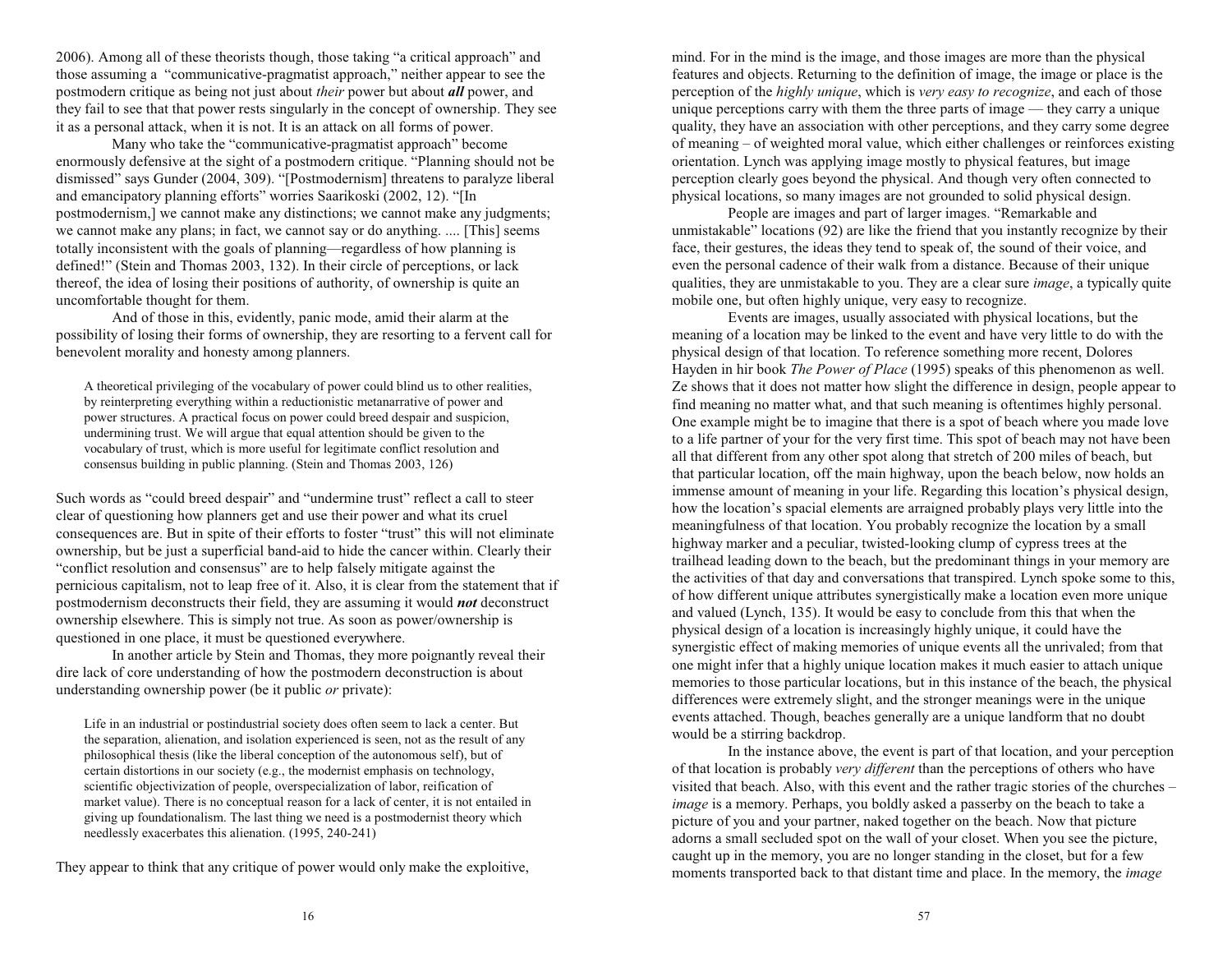2006). Among all of these theorists though, those taking "a critical approach" and those assuming a "communicative-pragmatist approach," neither appear to see the postmodern critique as being not just about *their* power but about ***all*** power, and they fail to see that that power rests singularly in the concept of ownership. They see it as a personal attack, when it is not. It is an attack on all forms of power.

Many who take the "communicative-pragmatist approach" become enormously defensive at the sight of a postmodern critique. "Planning should not be dismissed" says Gunder (2004, 309). "[Postmodernism] threatens to paralyze liberal and emancipatory planning efforts" worries Saarikoski (2002, 12). "[In postmodernism,] we cannot make any distinctions; we cannot make any judgments; we cannot make any plans; in fact, we cannot say or do anything. .... [This] seems totally inconsistent with the goals of planning—regardless of how planning is defined!" (Stein and Thomas 2003, 132). In their circle of perceptions, or lack thereof, the idea of losing their positions of authority, of ownership is quite an uncomfortable thought for them.

And of those in this, evidently, panic mode, amid their alarm at the possibility of losing their forms of ownership, they are resorting to a fervent call for benevolent morality and honesty among planners.

> A theoretical privileging of the vocabulary of power could blind us to other realities, by reinterpreting everything within a reductionistic metanarrative of power and power structures. A practical focus on power could breed despair and suspicion, undermining trust. We will argue that equal attention should be given to the vocabulary of trust, which is more useful for legitimate conflict resolution and consensus building in public planning. (Stein and Thomas 2003, 126)

Such words as "could breed despair" and "undermine trust" reflect a call to steer clear of questioning how planners get and use their power and what its cruel consequences are. But in spite of their efforts to foster "trust" this will not eliminate ownership, but be just a superficial band-aid to hide the cancer within. Clearly their "conflict resolution and consensus" are to help falsely mitigate against the pernicious capitalism, not to leap free of it. Also, it is clear from the statement that if postmodernism deconstructs their field, they are assuming it would ***not*** deconstruct ownership elsewhere. This is simply not true. As soon as power/ownership is questioned in one place, it must be questioned everywhere.

In another article by Stein and Thomas, they more poignantly reveal their dire lack of core understanding of how the postmodern deconstruction is about understanding ownership power (be it public *or* private):

> Life in an industrial or postindustrial society does often seem to lack a center. But the separation, alienation, and isolation experienced is seen, not as the result of any philosophical thesis (like the liberal conception of the autonomous self), but of certain distortions in our society (e.g., the modernist emphasis on technology, scientific objectivization of people, overspecialization of labor, reification of market value). There is no conceptual reason for a lack of center, it is not entailed in giving up foundationalism. The last thing we need is a postmodernist theory which needlessly exacerbates this alienation. (1995, 240-241)

They appear to think that any critique of power would only make the exploitive,

mind. For in the mind is the image, and those images are more than the physical features and objects. Returning to the definition of image, the image or place is the perception of the *highly unique*, which is *very easy to recognize*, and each of those unique perceptions carry with them the three parts of image — they carry a unique quality, they have an association with other perceptions, and they carry some degree of meaning – of weighted moral value, which either challenges or reinforces existing orientation. Lynch was applying image mostly to physical features, but image perception clearly goes beyond the physical. And though very often connected to physical locations, so many images are not grounded to solid physical design.

People are images and part of larger images. "Remarkable and unmistakable" locations (92) are like the friend that you instantly recognize by their face, their gestures, the ideas they tend to speak of, the sound of their voice, and even the personal cadence of their walk from a distance. Because of their unique qualities, they are unmistakable to you. They are a clear sure *image*, a typically quite mobile one, but often highly unique, very easy to recognize.

Events are images, usually associated with physical locations, but the meaning of a location may be linked to the event and have very little to do with the physical design of that location. To reference something more recent, Dolores Hayden in hir book *The Power of Place* (1995) speaks of this phenomenon as well. Ze shows that it does not matter how slight the difference in design, people appear to find meaning no matter what, and that such meaning is oftentimes highly personal. One example might be to imagine that there is a spot of beach where you made love to a life partner of your for the very first time. This spot of beach may not have been all that different from any other spot along that stretch of 200 miles of beach, but that particular location, off the main highway, upon the beach below, now holds an immense amount of meaning in your life. Regarding this location's physical design, how the location's spacial elements are arraigned probably plays very little into the meaningfulness of that location. You probably recognize the location by a small highway marker and a peculiar, twisted-looking clump of cypress trees at the trailhead leading down to the beach, but the predominant things in your memory are the activities of that day and conversations that transpired. Lynch spoke some to this, of how different unique attributes synergistically make a location even more unique and valued (Lynch, 135). It would be easy to conclude from this that when the physical design of a location is increasingly highly unique, it could have the synergistic effect of making memories of unique events all the unrivaled; from that one might infer that a highly unique location makes it much easier to attach unique memories to those particular locations, but in this instance of the beach, the physical differences were extremely slight, and the stronger meanings were in the unique events attached. Though, beaches generally are a unique landform that no doubt would be a stirring backdrop.

In the instance above, the event is part of that location, and your perception of that location is probably *very different* than the perceptions of others who have visited that beach. Also, with this event and the rather tragic stories of the churches – *image* is a memory. Perhaps, you boldly asked a passerby on the beach to take a picture of you and your partner, naked together on the beach. Now that picture adorns a small secluded spot on the wall of your closet. When you see the picture, caught up in the memory, you are no longer standing in the closet, but for a few moments transported back to that distant time and place. In the memory, the *image*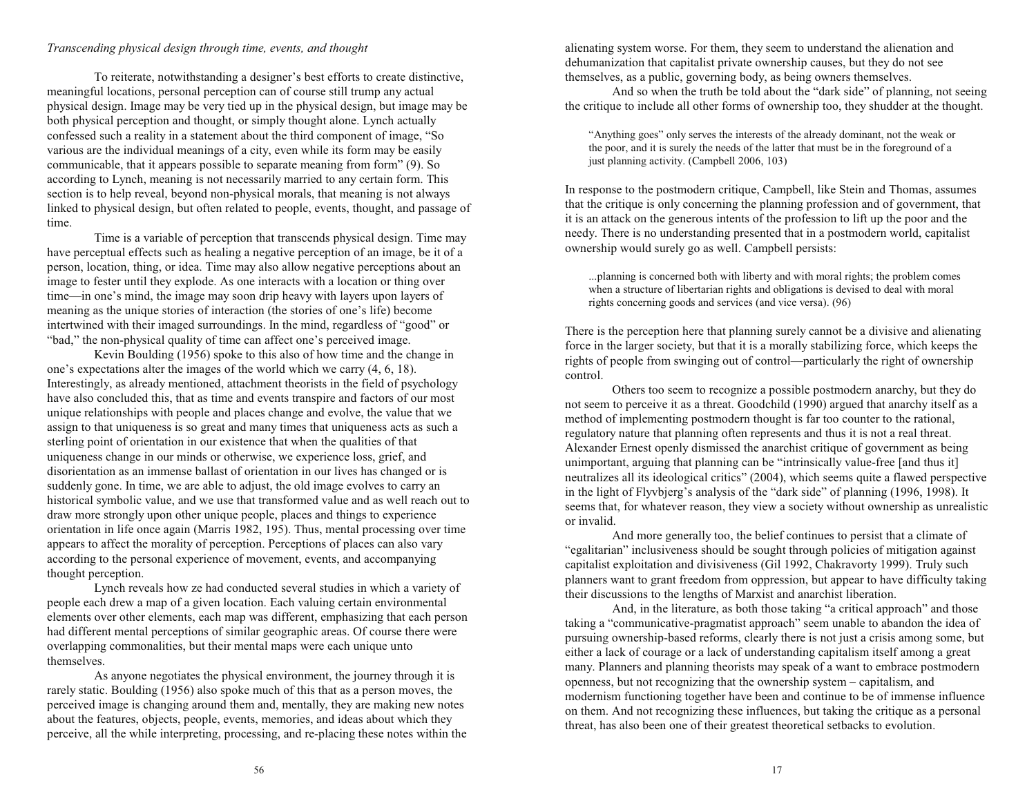*Transcending physical design through time, events, and thought*

To reiterate, notwithstanding a designer's best efforts to create distinctive, meaningful locations, personal perception can of course still trump any actual physical design. Image may be very tied up in the physical design, but image may be both physical perception and thought, or simply thought alone. Lynch actually confessed such a reality in a statement about the third component of image, "So various are the individual meanings of a city, even while its form may be easily communicable, that it appears possible to separate meaning from form" (9). So according to Lynch, meaning is not necessarily married to any certain form. This section is to help reveal, beyond non-physical morals, that meaning is not always linked to physical design, but often related to people, events, thought, and passage of time.

Time is a variable of perception that transcends physical design. Time may have perceptual effects such as healing a negative perception of an image, be it of a person, location, thing, or idea. Time may also allow negative perceptions about an image to fester until they explode. As one interacts with a location or thing over time—in one's mind, the image may soon drip heavy with layers upon layers of meaning as the unique stories of interaction (the stories of one's life) become intertwined with their imaged surroundings. In the mind, regardless of "good" or "bad," the non-physical quality of time can affect one's perceived image.

Kevin Boulding (1956) spoke to this also of how time and the change in one's expectations alter the images of the world which we carry (4, 6, 18). Interestingly, as already mentioned, attachment theorists in the field of psychology have also concluded this, that as time and events transpire and factors of our most unique relationships with people and places change and evolve, the value that we assign to that uniqueness is so great and many times that uniqueness acts as such a sterling point of orientation in our existence that when the qualities of that uniqueness change in our minds or otherwise, we experience loss, grief, and disorientation as an immense ballast of orientation in our lives has changed or is suddenly gone. In time, we are able to adjust, the old image evolves to carry an historical symbolic value, and we use that transformed value and as well reach out to draw more strongly upon other unique people, places and things to experience orientation in life once again (Marris 1982, 195). Thus, mental processing over time appears to affect the morality of perception. Perceptions of places can also vary according to the personal experience of movement, events, and accompanying thought perception.

Lynch reveals how ze had conducted several studies in which a variety of people each drew a map of a given location. Each valuing certain environmental elements over other elements, each map was different, emphasizing that each person had different mental perceptions of similar geographic areas. Of course there were overlapping commonalities, but their mental maps were each unique unto themselves.

As anyone negotiates the physical environment, the journey through it is rarely static. Boulding (1956) also spoke much of this that as a person moves, the perceived image is changing around them and, mentally, they are making new notes about the features, objects, people, events, memories, and ideas about which they perceive, all the while interpreting, processing, and re-placing these notes within the

alienating system worse. For them, they seem to understand the alienation and dehumanization that capitalist private ownership causes, but they do not see themselves, as a public, governing body, as being owners themselves.

And so when the truth be told about the "dark side" of planning, not seeing the critique to include all other forms of ownership too, they shudder at the thought.

> "Anything goes" only serves the interests of the already dominant, not the weak or the poor, and it is surely the needs of the latter that must be in the foreground of a just planning activity. (Campbell 2006, 103)

In response to the postmodern critique, Campbell, like Stein and Thomas, assumes that the critique is only concerning the planning profession and of government, that it is an attack on the generous intents of the profession to lift up the poor and the needy. There is no understanding presented that in a postmodern world, capitalist ownership would surely go as well. Campbell persists:

> ...planning is concerned both with liberty and with moral rights; the problem comes when a structure of libertarian rights and obligations is devised to deal with moral rights concerning goods and services (and vice versa). (96)

There is the perception here that planning surely cannot be a divisive and alienating force in the larger society, but that it is a morally stabilizing force, which keeps the rights of people from swinging out of control—particularly the right of ownership control.

Others too seem to recognize a possible postmodern anarchy, but they do not seem to perceive it as a threat. Goodchild (1990) argued that anarchy itself as a method of implementing postmodern thought is far too counter to the rational, regulatory nature that planning often represents and thus it is not a real threat. Alexander Ernest openly dismissed the anarchist critique of government as being unimportant, arguing that planning can be "intrinsically value-free [and thus it] neutralizes all its ideological critics" (2004), which seems quite a flawed perspective in the light of Flyvbjerg's analysis of the "dark side" of planning (1996, 1998). It seems that, for whatever reason, they view a society without ownership as unrealistic or invalid.

And more generally too, the belief continues to persist that a climate of "egalitarian" inclusiveness should be sought through policies of mitigation against capitalist exploitation and divisiveness (Gil 1992, Chakravorty 1999). Truly such planners want to grant freedom from oppression, but appear to have difficulty taking their discussions to the lengths of Marxist and anarchist liberation.

And, in the literature, as both those taking "a critical approach" and those taking a "communicative-pragmatist approach" seem unable to abandon the idea of pursuing ownership-based reforms, clearly there is not just a crisis among some, but either a lack of courage or a lack of understanding capitalism itself among a great many. Planners and planning theorists may speak of a want to embrace postmodern openness, but not recognizing that the ownership system – capitalism, and modernism functioning together have been and continue to be of immense influence on them. And not recognizing these influences, but taking the critique as a personal threat, has also been one of their greatest theoretical setbacks to evolution.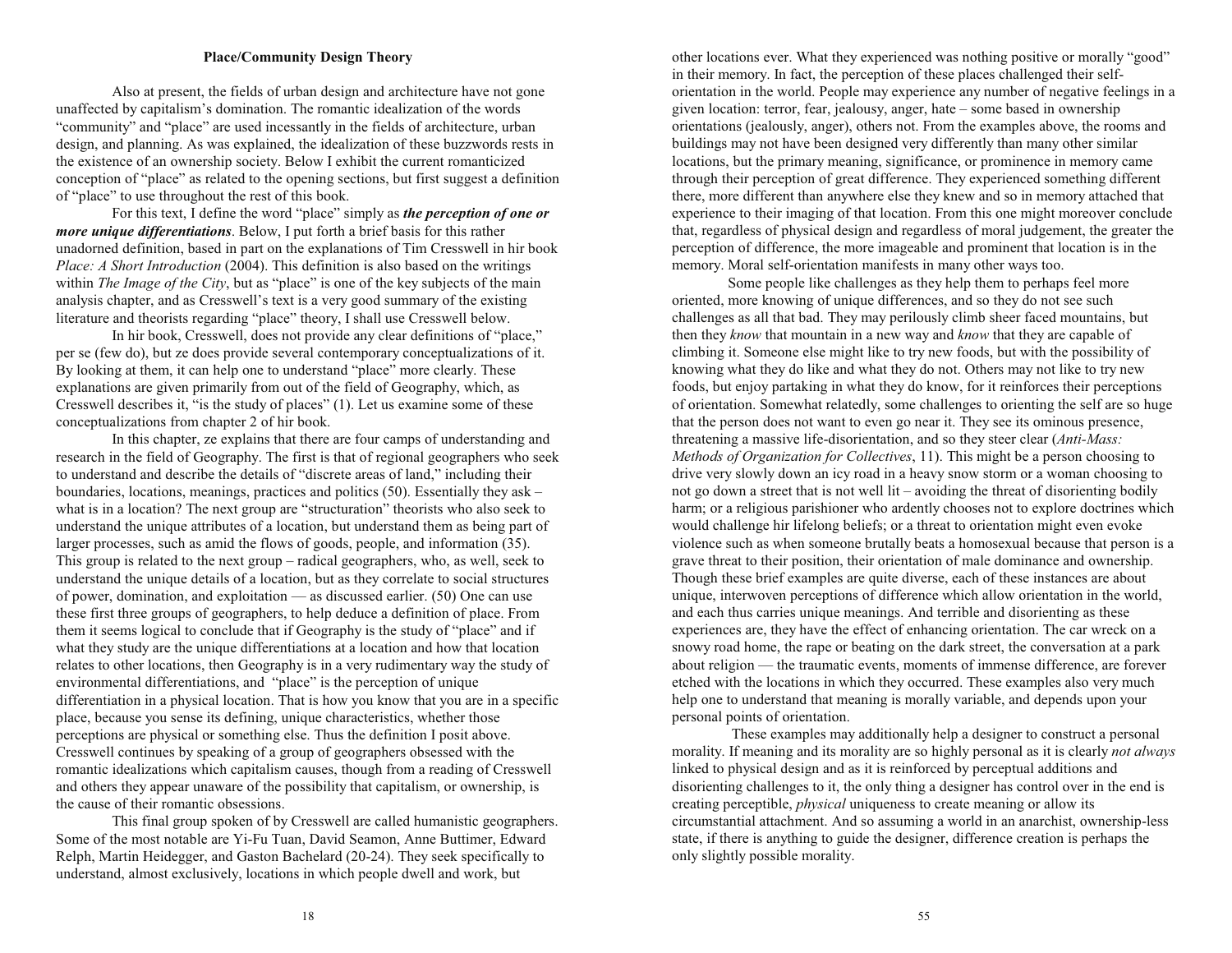### Place/Community Design Theory

Also at present, the fields of urban design and architecture have not gone unaffected by capitalism's domination. The romantic idealization of the words "community" and "place" are used incessantly in the fields of architecture, urban design, and planning. As was explained, the idealization of these buzzwords rests in the existence of an ownership society. Below I exhibit the current romanticized conception of "place" as related to the opening sections, but first suggest a definition of "place" to use throughout the rest of this book.

For this text, I define the word "place" simply as ***the perception of one or more unique differentiations***. Below, I put forth a brief basis for this rather unadorned definition, based in part on the explanations of Tim Cresswell in hir book *Place: A Short Introduction* (2004). This definition is also based on the writings within *The Image of the City*, but as "place" is one of the key subjects of the main analysis chapter, and as Cresswell's text is a very good summary of the existing literature and theorists regarding "place" theory, I shall use Cresswell below.

In hir book, Cresswell, does not provide any clear definitions of "place," per se (few do), but ze does provide several contemporary conceptualizations of it. By looking at them, it can help one to understand "place" more clearly. These explanations are given primarily from out of the field of Geography, which, as Cresswell describes it, "is the study of places" (1). Let us examine some of these conceptualizations from chapter 2 of hir book.

In this chapter, ze explains that there are four camps of understanding and research in the field of Geography. The first is that of regional geographers who seek to understand and describe the details of "discrete areas of land," including their boundaries, locations, meanings, practices and politics (50). Essentially they ask – what is in a location? The next group are "structuration" theorists who also seek to understand the unique attributes of a location, but understand them as being part of larger processes, such as amid the flows of goods, people, and information (35). This group is related to the next group – radical geographers, who, as well, seek to understand the unique details of a location, but as they correlate to social structures of power, domination, and exploitation — as discussed earlier. (50) One can use these first three groups of geographers, to help deduce a definition of place. From them it seems logical to conclude that if Geography is the study of "place" and if what they study are the unique differentiations at a location and how that location relates to other locations, then Geography is in a very rudimentary way the study of environmental differentiations, and "place" is the perception of unique differentiation in a physical location. That is how you know that you are in a specific place, because you sense its defining, unique characteristics, whether those perceptions are physical or something else. Thus the definition I posit above. Cresswell continues by speaking of a group of geographers obsessed with the romantic idealizations which capitalism causes, though from a reading of Cresswell and others they appear unaware of the possibility that capitalism, or ownership, is the cause of their romantic obsessions.

This final group spoken of by Cresswell are called humanistic geographers. Some of the most notable are Yi-Fu Tuan, David Seamon, Anne Buttimer, Edward Relph, Martin Heidegger, and Gaston Bachelard (20-24). They seek specifically to understand, almost exclusively, locations in which people dwell and work, but

other locations ever. What they experienced was nothing positive or morally "good" in their memory. In fact, the perception of these places challenged their self-orientation in the world. People may experience any number of negative feelings in a given location: terror, fear, jealousy, anger, hate – some based in ownership orientations (jealously, anger), others not. From the examples above, the rooms and buildings may not have been designed very differently than many other similar locations, but the primary meaning, significance, or prominence in memory came through their perception of great difference. They experienced something different there, more different than anywhere else they knew and so in memory attached that experience to their imaging of that location. From this one might moreover conclude that, regardless of physical design and regardless of moral judgement, the greater the perception of difference, the more imageable and prominent that location is in the memory. Moral self-orientation manifests in many other ways too.

Some people like challenges as they help them to perhaps feel more oriented, more knowing of unique differences, and so they do not see such challenges as all that bad. They may perilously climb sheer faced mountains, but then they *know* that mountain in a new way and *know* that they are capable of climbing it. Someone else might like to try new foods, but with the possibility of knowing what they do like and what they do not. Others may not like to try new foods, but enjoy partaking in what they do know, for it reinforces their perceptions of orientation. Somewhat relatedly, some challenges to orienting the self are so huge that the person does not want to even go near it. They see its ominous presence, threatening a massive life-disorientation, and so they steer clear (*Anti-Mass: Methods of Organization for Collectives*, 11). This might be a person choosing to drive very slowly down an icy road in a heavy snow storm or a woman choosing to not go down a street that is not well lit – avoiding the threat of disorienting bodily harm; or a religious parishioner who ardently chooses not to explore doctrines which would challenge hir lifelong beliefs; or a threat to orientation might even evoke violence such as when someone brutally beats a homosexual because that person is a grave threat to their position, their orientation of male dominance and ownership. Though these brief examples are quite diverse, each of these instances are about unique, interwoven perceptions of difference which allow orientation in the world, and each thus carries unique meanings. And terrible and disorienting as these experiences are, they have the effect of enhancing orientation. The car wreck on a snowy road home, the rape or beating on the dark street, the conversation at a park about religion — the traumatic events, moments of immense difference, are forever etched with the locations in which they occurred. These examples also very much help one to understand that meaning is morally variable, and depends upon your personal points of orientation.

These examples may additionally help a designer to construct a personal morality. If meaning and its morality are so highly personal as it is clearly *not always* linked to physical design and as it is reinforced by perceptual additions and disorienting challenges to it, the only thing a designer has control over in the end is creating perceptible, *physical* uniqueness to create meaning or allow its circumstantial attachment. And so assuming a world in an anarchist, ownership-less state, if there is anything to guide the designer, difference creation is perhaps the only slightly possible morality.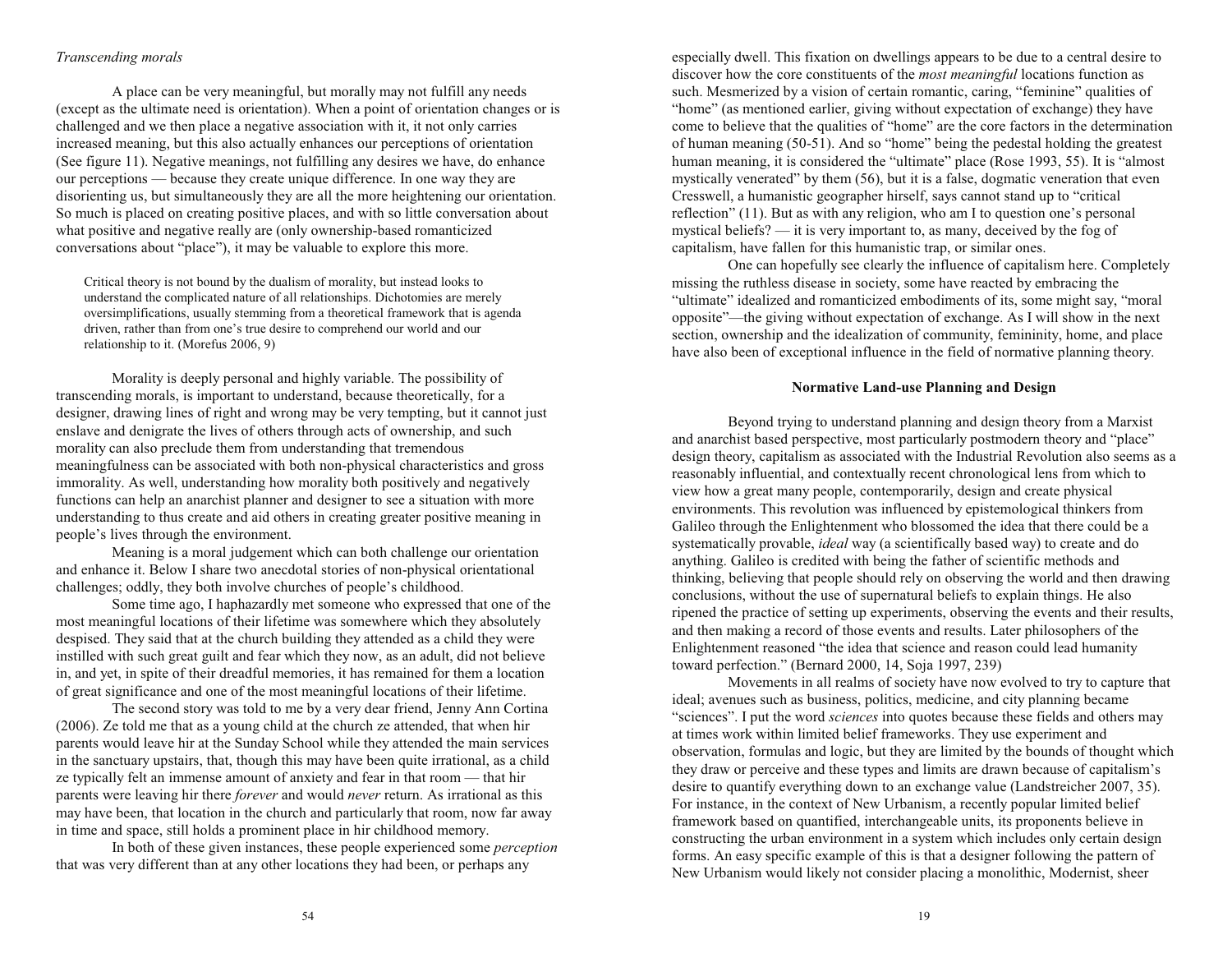*Transcending morals*

A place can be very meaningful, but morally may not fulfill any needs (except as the ultimate need is orientation). When a point of orientation changes or is challenged and we then place a negative association with it, it not only carries increased meaning, but this also actually enhances our perceptions of orientation (See figure 11). Negative meanings, not fulfilling any desires we have, do enhance our perceptions — because they create unique difference. In one way they are disorienting us, but simultaneously they are all the more heightening our orientation. So much is placed on creating positive places, and with so little conversation about what positive and negative really are (only ownership-based romanticized conversations about "place"), it may be valuable to explore this more.

> Critical theory is not bound by the dualism of morality, but instead looks to understand the complicated nature of all relationships. Dichotomies are merely oversimplifications, usually stemming from a theoretical framework that is agenda driven, rather than from one's true desire to comprehend our world and our relationship to it. (Morefus 2006, 9)

Morality is deeply personal and highly variable. The possibility of transcending morals, is important to understand, because theoretically, for a designer, drawing lines of right and wrong may be very tempting, but it cannot just enslave and denigrate the lives of others through acts of ownership, and such morality can also preclude them from understanding that tremendous meaningfulness can be associated with both non-physical characteristics and gross immorality. As well, understanding how morality both positively and negatively functions can help an anarchist planner and designer to see a situation with more understanding to thus create and aid others in creating greater positive meaning in people's lives through the environment.

Meaning is a moral judgement which can both challenge our orientation and enhance it. Below I share two anecdotal stories of non-physical orientational challenges; oddly, they both involve churches of people's childhood.

Some time ago, I haphazardly met someone who expressed that one of the most meaningful locations of their lifetime was somewhere which they absolutely despised. They said that at the church building they attended as a child they were instilled with such great guilt and fear which they now, as an adult, did not believe in, and yet, in spite of their dreadful memories, it has remained for them a location of great significance and one of the most meaningful locations of their lifetime.

The second story was told to me by a very dear friend, Jenny Ann Cortina (2006). Ze told me that as a young child at the church ze attended, that when hir parents would leave hir at the Sunday School while they attended the main services in the sanctuary upstairs, that, though this may have been quite irrational, as a child ze typically felt an immense amount of anxiety and fear in that room — that hir parents were leaving hir there *forever* and would *never* return. As irrational as this may have been, that location in the church and particularly that room, now far away in time and space, still holds a prominent place in hir childhood memory.

In both of these given instances, these people experienced some *perception* that was very different than at any other locations they had been, or perhaps any

especially dwell. This fixation on dwellings appears to be due to a central desire to discover how the core constituents of the *most meaningful* locations function as such. Mesmerized by a vision of certain romantic, caring, "feminine" qualities of "home" (as mentioned earlier, giving without expectation of exchange) they have come to believe that the qualities of "home" are the core factors in the determination of human meaning (50-51). And so "home" being the pedestal holding the greatest human meaning, it is considered the "ultimate" place (Rose 1993, 55). It is "almost mystically venerated" by them (56), but it is a false, dogmatic veneration that even Cresswell, a humanistic geographer hirself, says cannot stand up to "critical reflection" (11). But as with any religion, who am I to question one's personal mystical beliefs? — it is very important to, as many, deceived by the fog of capitalism, have fallen for this humanistic trap, or similar ones.

One can hopefully see clearly the influence of capitalism here. Completely missing the ruthless disease in society, some have reacted by embracing the "ultimate" idealized and romanticized embodiments of its, some might say, "moral opposite"—the giving without expectation of exchange. As I will show in the next section, ownership and the idealization of community, femininity, home, and place have also been of exceptional influence in the field of normative planning theory.

## Normative Land-use Planning and Design

Beyond trying to understand planning and design theory from a Marxist and anarchist based perspective, most particularly postmodern theory and "place" design theory, capitalism as associated with the Industrial Revolution also seems as a reasonably influential, and contextually recent chronological lens from which to view how a great many people, contemporarily, design and create physical environments. This revolution was influenced by epistemological thinkers from Galileo through the Enlightenment who blossomed the idea that there could be a systematically provable, *ideal* way (a scientifically based way) to create and do anything. Galileo is credited with being the father of scientific methods and thinking, believing that people should rely on observing the world and then drawing conclusions, without the use of supernatural beliefs to explain things. He also ripened the practice of setting up experiments, observing the events and their results, and then making a record of those events and results. Later philosophers of the Enlightenment reasoned "the idea that science and reason could lead humanity toward perfection." (Bernard 2000, 14, Soja 1997, 239)

Movements in all realms of society have now evolved to try to capture that ideal; avenues such as business, politics, medicine, and city planning became "sciences". I put the word *sciences* into quotes because these fields and others may at times work within limited belief frameworks. They use experiment and observation, formulas and logic, but they are limited by the bounds of thought which they draw or perceive and these types and limits are drawn because of capitalism's desire to quantify everything down to an exchange value (Landstreicher 2007, 35). For instance, in the context of New Urbanism, a recently popular limited belief framework based on quantified, interchangeable units, its proponents believe in constructing the urban environment in a system which includes only certain design forms. An easy specific example of this is that a designer following the pattern of New Urbanism would likely not consider placing a monolithic, Modernist, sheer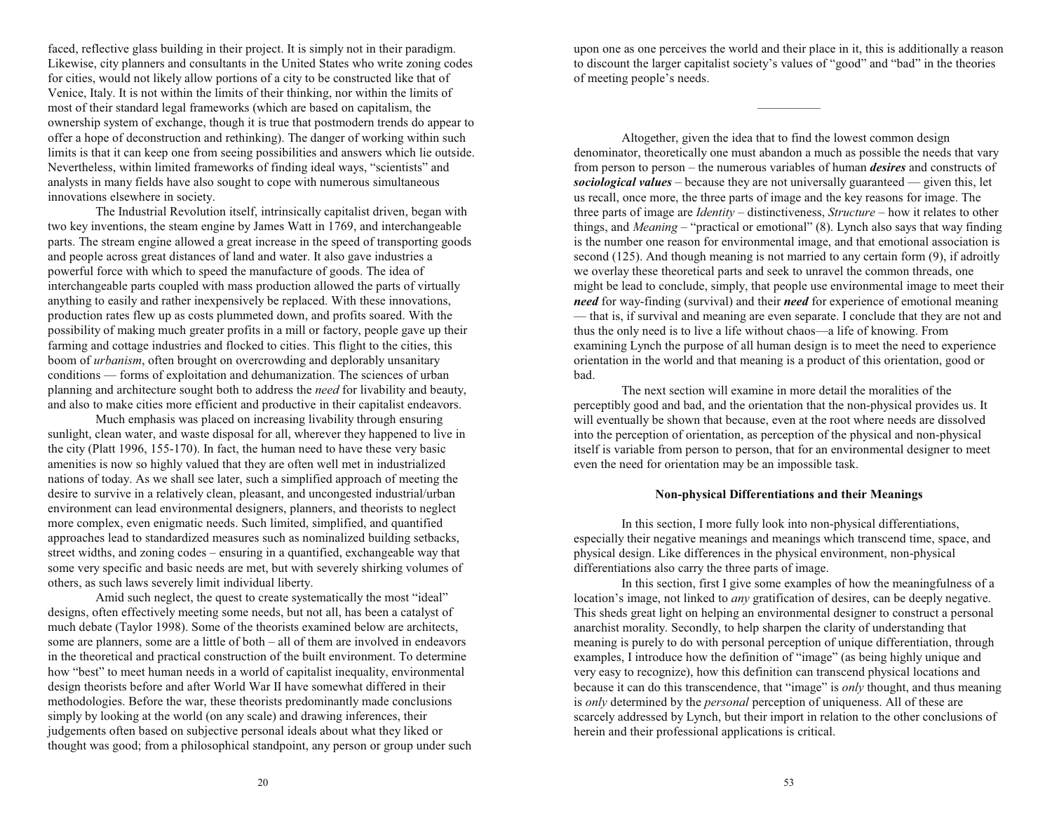faced, reflective glass building in their project. It is simply not in their paradigm. Likewise, city planners and consultants in the United States who write zoning codes for cities, would not likely allow portions of a city to be constructed like that of Venice, Italy. It is not within the limits of their thinking, nor within the limits of most of their standard legal frameworks (which are based on capitalism, the ownership system of exchange, though it is true that postmodern trends do appear to offer a hope of deconstruction and rethinking). The danger of working within such limits is that it can keep one from seeing possibilities and answers which lie outside. Nevertheless, within limited frameworks of finding ideal ways, "scientists" and analysts in many fields have also sought to cope with numerous simultaneous innovations elsewhere in society.

The Industrial Revolution itself, intrinsically capitalist driven, began with two key inventions, the steam engine by James Watt in 1769, and interchangeable parts. The stream engine allowed a great increase in the speed of transporting goods and people across great distances of land and water. It also gave industries a powerful force with which to speed the manufacture of goods. The idea of interchangeable parts coupled with mass production allowed the parts of virtually anything to easily and rather inexpensively be replaced. With these innovations, production rates flew up as costs plummeted down, and profits soared. With the possibility of making much greater profits in a mill or factory, people gave up their farming and cottage industries and flocked to cities. This flight to the cities, this boom of *urbanism*, often brought on overcrowding and deplorably unsanitary conditions — forms of exploitation and dehumanization. The sciences of urban planning and architecture sought both to address the *need* for livability and beauty, and also to make cities more efficient and productive in their capitalist endeavors.

Much emphasis was placed on increasing livability through ensuring sunlight, clean water, and waste disposal for all, wherever they happened to live in the city (Platt 1996, 155-170). In fact, the human need to have these very basic amenities is now so highly valued that they are often well met in industrialized nations of today. As we shall see later, such a simplified approach of meeting the desire to survive in a relatively clean, pleasant, and uncongested industrial/urban environment can lead environmental designers, planners, and theorists to neglect more complex, even enigmatic needs. Such limited, simplified, and quantified approaches lead to standardized measures such as nominalized building setbacks, street widths, and zoning codes – ensuring in a quantified, exchangeable way that some very specific and basic needs are met, but with severely shirking volumes of others, as such laws severely limit individual liberty.

Amid such neglect, the quest to create systematically the most "ideal" designs, often effectively meeting some needs, but not all, has been a catalyst of much debate (Taylor 1998). Some of the theorists examined below are architects, some are planners, some are a little of both – all of them are involved in endeavors in the theoretical and practical construction of the built environment. To determine how "best" to meet human needs in a world of capitalist inequality, environmental design theorists before and after World War II have somewhat differed in their methodologies. Before the war, these theorists predominantly made conclusions simply by looking at the world (on any scale) and drawing inferences, their judgements often based on subjective personal ideals about what they liked or thought was good; from a philosophical standpoint, any person or group under such

upon one as one perceives the world and their place in it, this is additionally a reason to discount the larger capitalist society's values of "good" and "bad" in the theories of meeting people's needs.

---

Altogether, given the idea that to find the lowest common design denominator, theoretically one must abandon a much as possible the needs that vary from person to person – the numerous variables of human ***desires*** and constructs of ***sociological values*** – because they are not universally guaranteed — given this, let us recall, once more, the three parts of image and the key reasons for image. The three parts of image are *Identity* – distinctiveness, *Structure* – how it relates to other things, and *Meaning* – "practical or emotional" (8). Lynch also says that way finding is the number one reason for environmental image, and that emotional association is second (125). And though meaning is not married to any certain form (9), if adroitly we overlay these theoretical parts and seek to unravel the common threads, one might be lead to conclude, simply, that people use environmental image to meet their ***need*** for way-finding (survival) and their ***need*** for experience of emotional meaning — that is, if survival and meaning are even separate. I conclude that they are not and thus the only need is to live a life without chaos—a life of knowing. From examining Lynch the purpose of all human design is to meet the need to experience orientation in the world and that meaning is a product of this orientation, good or bad.

The next section will examine in more detail the moralities of the perceptibly good and bad, and the orientation that the non-physical provides us. It will eventually be shown that because, even at the root where needs are dissolved into the perception of orientation, as perception of the physical and non-physical itself is variable from person to person, that for an environmental designer to meet even the need for orientation may be an impossible task.

### Non-physical Differentiations and their Meanings

In this section, I more fully look into non-physical differentiations, especially their negative meanings and meanings which transcend time, space, and physical design. Like differences in the physical environment, non-physical differentiations also carry the three parts of image.

In this section, first I give some examples of how the meaningfulness of a location's image, not linked to *any* gratification of desires, can be deeply negative. This sheds great light on helping an environmental designer to construct a personal anarchist morality. Secondly, to help sharpen the clarity of understanding that meaning is purely to do with personal perception of unique differentiation, through examples, I introduce how the definition of "image" (as being highly unique and very easy to recognize), how this definition can transcend physical locations and because it can do this transcendence, that "image" is *only* thought, and thus meaning is *only* determined by the *personal* perception of uniqueness. All of these are scarcely addressed by Lynch, but their import in relation to the other conclusions of herein and their professional applications is critical.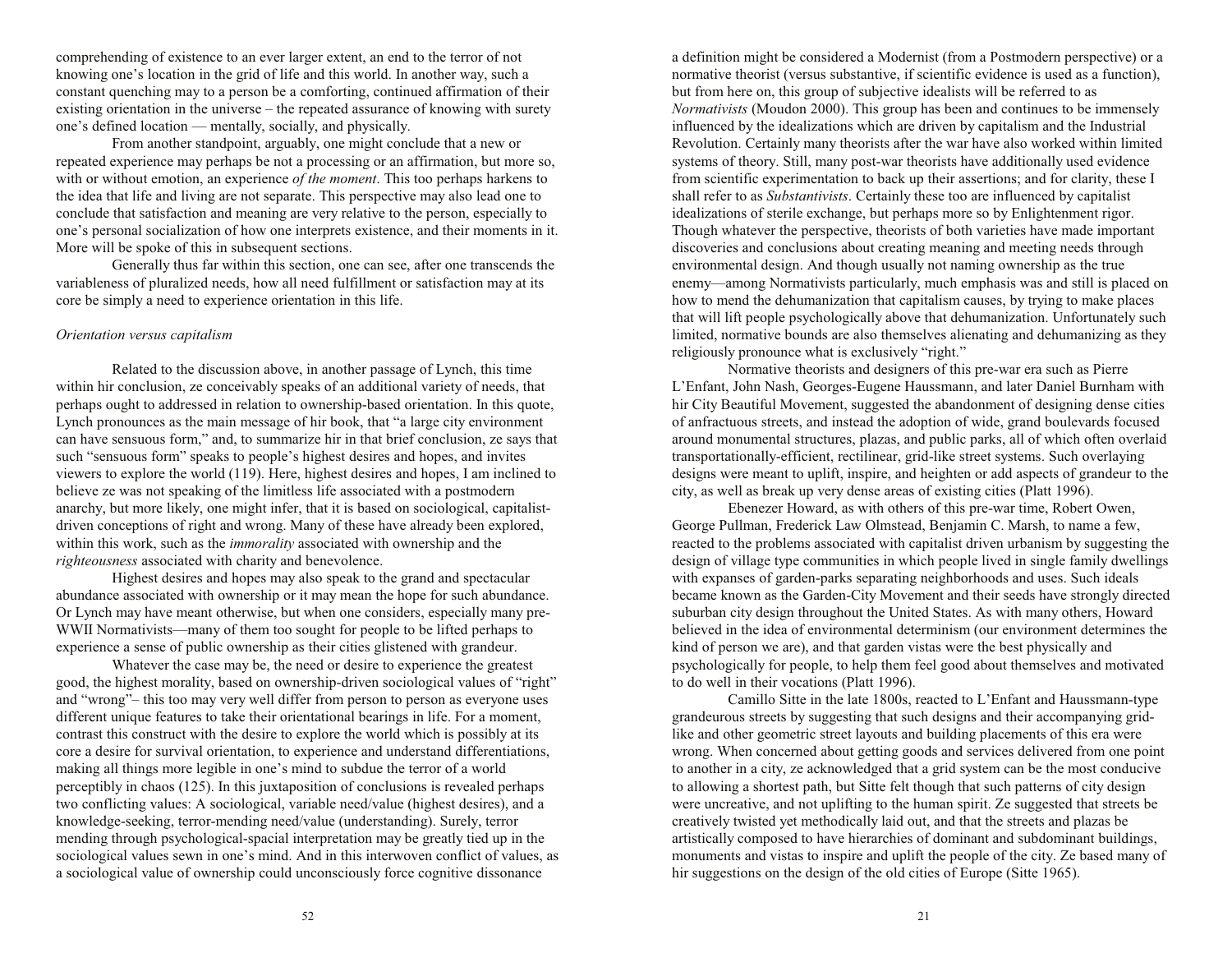comprehending of existence to an ever larger extent, an end to the terror of not knowing one's location in the grid of life and this world. In another way, such a constant quenching may to a person be a comforting, continued affirmation of their existing orientation in the universe – the repeated assurance of knowing with surety one's defined location — mentally, socially, and physically.

From another standpoint, arguably, one might conclude that a new or repeated experience may perhaps be not a processing or an affirmation, but more so, with or without emotion, an experience *of the moment*. This too perhaps harkens to the idea that life and living are not separate. This perspective may also lead one to conclude that satisfaction and meaning are very relative to the person, especially to one's personal socialization of how one interprets existence, and their moments in it. More will be spoke of this in subsequent sections.

Generally thus far within this section, one can see, after one transcends the variableness of pluralized needs, how all need fulfillment or satisfaction may at its core be simply a need to experience orientation in this life.

*Orientation versus capitalism*

Related to the discussion above, in another passage of Lynch, this time within hir conclusion, ze conceivably speaks of an additional variety of needs, that perhaps ought to addressed in relation to ownership-based orientation. In this quote, Lynch pronounces as the main message of his book, that "a large city environment can have sensuous form," and, to summarize hir in that brief conclusion, ze says that such "sensuous form" speaks to people's highest desires and hopes, and invites viewers to explore the world (119). Here, highest desires and hopes, I am inclined to believe ze was not speaking of the limitless life associated with a postmodern anarchy, but more likely, one might infer, that it is based on sociological, capitalist-driven conceptions of right and wrong. Many of these have already been explored, within this work, such as the *immorality* associated with ownership and the *righteousness* associated with charity and benevolence.

Highest desires and hopes may also speak to the grand and spectacular abundance associated with ownership or it may mean the hope for such abundance. Or Lynch may have meant otherwise, but when one considers, especially many pre-WWII Normativists—many of them too sought for people to be lifted perhaps to experience a sense of public ownership as their cities glistened with grandeur.

Whatever the case may be, the need or desire to experience the greatest good, the highest morality, based on ownership-driven sociological values of "right" and "wrong"– this too may very well differ from person to person as everyone uses different unique features to take their orientational bearings in life. For a moment, contrast this construct with the desire to explore the world which is possibly at its core a desire for survival orientation, to experience and understand differentiations, making all things more legible in one's mind to subdue the terror of a world perceptibly in chaos (125). In this juxtaposition of conclusions is revealed perhaps two conflicting values: A sociological, variable need/value (highest desires), and a knowledge-seeking, terror-mending need/value (understanding). Surely, terror mending through psychological-spacial interpretation may be greatly tied up in the sociological values sewn in one's mind. And in this interwoven conflict of values, as a sociological value of ownership could unconsciously force cognitive dissonance

a definition might be considered a Modernist (from a Postmodern perspective) or a normative theorist (versus substantive, if scientific evidence is used as a function), but from here on, this group of subjective idealists will be referred to as *Normativists* (Moudon 2000). This group has been and continues to be immensely influenced by the idealizations which are driven by capitalism and the Industrial Revolution. Certainly many theorists after the war have also worked within limited systems of theory. Still, many post-war theorists have additionally used evidence from scientific experimentation to back up their assertions; and for clarity, these I shall refer to as *Substantivists*. Certainly these too are influenced by capitalist idealizations of sterile exchange, but perhaps more so by Enlightenment rigor. Though whatever the perspective, theorists of both varieties have made important discoveries and conclusions about creating meaning and meeting needs through environmental design. And though usually not naming ownership as the true enemy—among Normativists particularly, much emphasis was and still is placed on how to mend the dehumanization that capitalism causes, by trying to make places that will lift people psychologically above that dehumanization. Unfortunately such limited, normative bounds are also themselves alienating and dehumanizing as they religiously pronounce what is exclusively "right."

Normative theorists and designers of this pre-war era such as Pierre L'Enfant, John Nash, Georges-Eugene Haussmann, and later Daniel Burnham with hir City Beautiful Movement, suggested the abandonment of designing dense cities of anfractuous streets, and instead the adoption of wide, grand boulevards focused around monumental structures, plazas, and public parks, all of which often overlaid transportationally-efficient, rectilinear, grid-like street systems. Such overlaying designs were meant to uplift, inspire, and heighten or add aspects of grandeur to the city, as well as break up very dense areas of existing cities (Platt 1996).

Ebenezer Howard, as with others of this pre-war time, Robert Owen, George Pullman, Frederick Law Olmstead, Benjamin C. Marsh, to name a few, reacted to the problems associated with capitalist driven urbanism by suggesting the design of village type communities in which people lived in single family dwellings with expanses of garden-parks separating neighborhoods and uses. Such ideals became known as the Garden-City Movement and their seeds have strongly directed suburban city design throughout the United States. As with many others, Howard believed in the idea of environmental determinism (our environment determines the kind of person we are), and that garden vistas were the best physically and psychologically for people, to help them feel good about themselves and motivated to do well in their vocations (Platt 1996).

Camillo Sitte in the late 1800s, reacted to L'Enfant and Haussmann-type grandeurous streets by suggesting that such designs and their accompanying grid-like and other geometric street layouts and building placements of this era were wrong. When concerned about getting goods and services delivered from one point to another in a city, ze acknowledged that a grid system can be the most conducive to allowing a shortest path, but Sitte felt though that such patterns of city design were uncreative, and not uplifting to the human spirit. Ze suggested that streets be creatively twisted yet methodically laid out, and that the streets and plazas be artistically composed to have hierarchies of dominant and subdominant buildings, monuments and vistas to inspire and uplift the people of the city. Ze based many of hir suggestions on the design of the old cities of Europe (Sitte 1965).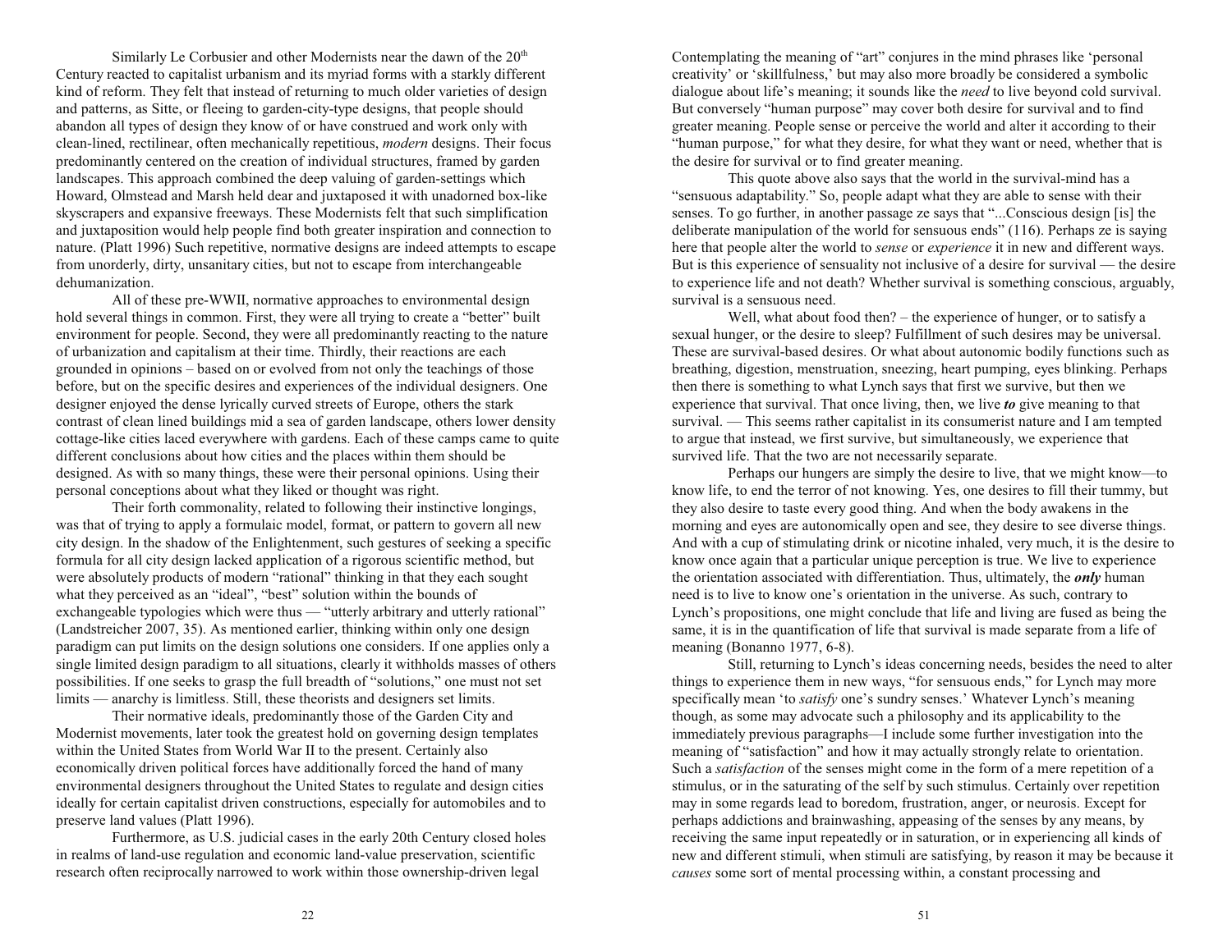Similarly Le Corbusier and other Modernists near the dawn of the 20th Century reacted to capitalist urbanism and its myriad forms with a starkly different kind of reform. They felt that instead of returning to much older varieties of design and patterns, as Sitte, or fleeing to garden-city-type designs, that people should abandon all types of design they know of or have construed and work only with clean-lined, rectilinear, often mechanically repetitious, *modern* designs. Their focus predominantly centered on the creation of individual structures, framed by garden landscapes. This approach combined the deep valuing of garden-settings which Howard, Olmstead and Marsh held dear and juxtaposed it with unadorned box-like skyscrapers and expansive freeways. These Modernists felt that such simplification and juxtaposition would help people find both greater inspiration and connection to nature. (Platt 1996) Such repetitive, normative designs are indeed attempts to escape from unorderly, dirty, unsanitary cities, but not to escape from interchangeable dehumanization.

All of these pre-WWII, normative approaches to environmental design hold several things in common. First, they were all trying to create a "better" built environment for people. Second, they were all predominantly reacting to the nature of urbanization and capitalism at their time. Thirdly, their reactions are each grounded in opinions – based on or evolved from not only the teachings of those before, but on the specific desires and experiences of the individual designers. One designer enjoyed the dense lyrically curved streets of Europe, others the stark contrast of clean lined buildings mid a sea of garden landscape, others lower density cottage-like cities laced everywhere with gardens. Each of these camps came to quite different conclusions about how cities and the places within them should be designed. As with so many things, these were their personal opinions. Using their personal conceptions about what they liked or thought was right.

Their forth commonality, related to following their instinctive longings, was that of trying to apply a formulaic model, format, or pattern to govern all new city design. In the shadow of the Enlightenment, such gestures of seeking a specific formula for all city design lacked application of a rigorous scientific method, but were absolutely products of modern "rational" thinking in that they each sought what they perceived as an "ideal", "best" solution within the bounds of exchangeable typologies which were thus — "utterly arbitrary and utterly rational" (Landstreicher 2007, 35). As mentioned earlier, thinking within only one design paradigm can put limits on the design solutions one considers. If one applies only a single limited design paradigm to all situations, clearly it withholds masses of others possibilities. If one seeks to grasp the full breadth of "solutions," one must not set limits — anarchy is limitless. Still, these theorists and designers set limits.

Their normative ideals, predominantly those of the Garden City and Modernist movements, later took the greatest hold on governing design templates within the United States from World War II to the present. Certainly also economically driven political forces have additionally forced the hand of many environmental designers throughout the United States to regulate and design cities ideally for certain capitalist driven constructions, especially for automobiles and to preserve land values (Platt 1996).

Furthermore, as U.S. judicial cases in the early 20th Century closed holes in realms of land-use regulation and economic land-value preservation, scientific research often reciprocally narrowed to work within those ownership-driven legal

Contemplating the meaning of "art" conjures in the mind phrases like 'personal creativity' or 'skillfulness,' but may also more broadly be considered a symbolic dialogue about life's meaning; it sounds like the *need* to live beyond cold survival. But conversely "human purpose" may cover both desire for survival and to find greater meaning. People sense or perceive the world and alter it according to their "human purpose," for what they desire, for what they want or need, whether that is the desire for survival or to find greater meaning.

This quote above also says that the world in the survival-mind has a "sensuous adaptability." So, people adapt what they are able to sense with their senses. To go further, in another passage ze says that "...Conscious design [is] the deliberate manipulation of the world for sensuous ends" (116). Perhaps ze is saying here that people alter the world to *sense* or *experience* it in new and different ways. But is this experience of sensuality not inclusive of a desire for survival — the desire to experience life and not death? Whether survival is something conscious, arguably, survival is a sensuous need.

Well, what about food then? – the experience of hunger, or to satisfy a sexual hunger, or the desire to sleep? Fulfillment of such desires may be universal. These are survival-based desires. Or what about autonomic bodily functions such as breathing, digestion, menstruation, sneezing, heart pumping, eyes blinking. Perhaps then there is something to what Lynch says that first we survive, but then we experience that survival. That once living, then, we live ***to*** give meaning to that survival. — This seems rather capitalist in its consumerist nature and I am tempted to argue that instead, we first survive, but simultaneously, we experience that survived life. That the two are not necessarily separate.

Perhaps our hungers are simply the desire to live, that we might know—to know life, to end the terror of not knowing. Yes, one desires to fill their tummy, but they also desire to taste every good thing. And when the body awakens in the morning and eyes are autonomically open and see, they desire to see diverse things. And with a cup of stimulating drink or nicotine inhaled, very much, it is the desire to know once again that a particular unique perception is true. We live to experience the orientation associated with differentiation. Thus, ultimately, the ***only*** human need is to live to know one's orientation in the universe. As such, contrary to Lynch's propositions, one might conclude that life and living are fused as being the same, it is in the quantification of life that survival is made separate from a life of meaning (Bonanno 1977, 6-8).

Still, returning to Lynch's ideas concerning needs, besides the need to alter things to experience them in new ways, "for sensuous ends," for Lynch may more specifically mean 'to *satisfy* one's sundry senses.' Whatever Lynch's meaning though, as some may advocate such a philosophy and its applicability to the immediately previous paragraphs—I include some further investigation into the meaning of "satisfaction" and how it may actually strongly relate to orientation. Such a *satisfaction* of the senses might come in the form of a mere repetition of a stimulus, or in the saturating of the self by such stimulus. Certainly over repetition may in some regards lead to boredom, frustration, anger, or neurosis. Except for perhaps addictions and brainwashing, appeasing of the senses by any means, by receiving the same input repeatedly or in saturation, or in experiencing all kinds of new and different stimuli, when stimuli are satisfying, by reason it may be because it *causes* some sort of mental processing within, a constant processing and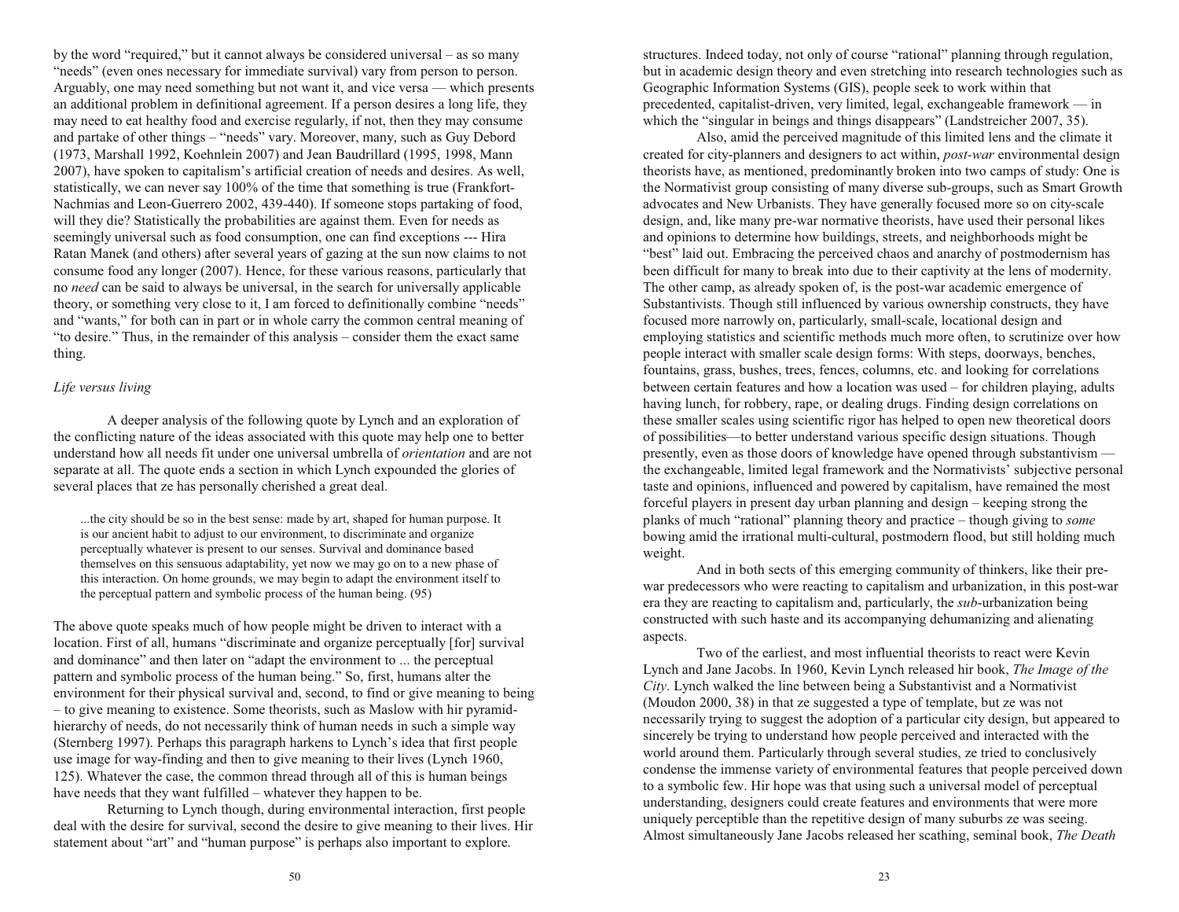by the word "required," but it cannot always be considered universal – as so many "needs" (even ones necessary for immediate survival) vary from person to person. Arguably, one may need something but not want it, and vice versa — which presents an additional problem in definitional agreement. If a person desires a long life, they may need to eat healthy food and exercise regularly, if not, then they may consume and partake of other things – "needs" vary. Moreover, many, such as Guy Debord (1973, Marshall 1992, Koehnlein 2007) and Jean Baudrillard (1995, 1998, Mann 2007), have spoken to capitalism's artificial creation of needs and desires. As well, statistically, we can never say 100% of the time that something is true (Frankfort-Nachmias and Leon-Guerrero 2002, 439-440). If someone stops partaking of food, will they die? Statistically the probabilities are against them. Even for needs as seemingly universal such as food consumption, one can find exceptions --- Hira Ratan Manek (and others) after several years of gazing at the sun now claims to not consume food any longer (2007). Hence, for these various reasons, particularly that no *need* can be said to always be universal, in the search for universally applicable theory, or something very close to it, I am forced to definitionally combine "needs" and "wants," for both can in part or in whole carry the common central meaning of "to desire." Thus, in the remainder of this analysis – consider them the exact same thing.

*Life versus living*

A deeper analysis of the following quote by Lynch and an exploration of the conflicting nature of the ideas associated with this quote may help one to better understand how all needs fit under one universal umbrella of *orientation* and are not separate at all. The quote ends a section in which Lynch expounded the glories of several places that ze has personally cherished a great deal.

> ...the city should be so in the best sense: made by art, shaped for human purpose. It is our ancient habit to adjust to our environment, to discriminate and organize perceptually whatever is present to our senses. Survival and dominance based themselves on this sensuous adaptability, yet now we may go on to a new phase of this interaction. On home grounds, we may begin to adapt the environment itself to the perceptual pattern and symbolic process of the human being. (95)

The above quote speaks much of how people might be driven to interact with a location. First of all, humans "discriminate and organize perceptually [for] survival and dominance" and then later on "adapt the environment to ... the perceptual pattern and symbolic process of the human being." So, first, humans alter the environment for their physical survival and, second, to find or give meaning to being – to give meaning to existence. Some theorists, such as Maslow with hir pyramid-hierarchy of needs, do not necessarily think of human needs in such a simple way (Sternberg 1997). Perhaps this paragraph harkens to Lynch's idea that first people use image for way-finding and then to give meaning to their lives (Lynch 1960, 125). Whatever the case, the common thread through all of this is human beings have needs that they want fulfilled – whatever they happen to be.

Returning to Lynch though, during environmental interaction, first people deal with the desire for survival, second the desire to give meaning to their lives. Hir statement about "art" and "human purpose" is perhaps also important to explore.

structures. Indeed today, not only of course "rational" planning through regulation, but in academic design theory and even stretching into research technologies such as Geographic Information Systems (GIS), people seek to work within that precedented, capitalist-driven, very limited, legal, exchangeable framework — in which the "singular in beings and things disappears" (Landstreicher 2007, 35).

Also, amid the perceived magnitude of this limited lens and the climate it created for city-planners and designers to act within, *post-war* environmental design theorists have, as mentioned, predominantly broken into two camps of study: One is the Normativist group consisting of many diverse sub-groups, such as Smart Growth advocates and New Urbanists. They have generally focused more so on city-scale design, and, like many pre-war normative theorists, have used their personal likes and opinions to determine how buildings, streets, and neighborhoods might be "best" laid out. Embracing the perceived chaos and anarchy of postmodernism has been difficult for many to break into due to their captivity at the lens of modernity. The other camp, as already spoken of, is the post-war academic emergence of Substantivists. Though still influenced by various ownership constructs, they have focused more narrowly on, particularly, small-scale, locational design and employing statistics and scientific methods much more often, to scrutinize over how people interact with smaller scale design forms: With steps, doorways, benches, fountains, grass, bushes, trees, fences, columns, etc. and looking for correlations between certain features and how a location was used – for children playing, adults having lunch, for robbery, rape, or dealing drugs. Finding design correlations on these smaller scales using scientific rigor has helped to open new theoretical doors of possibilities—to better understand various specific design situations. Though presently, even as those doors of knowledge have opened through substantivism — the exchangeable, limited legal framework and the Normativists' subjective personal taste and opinions, influenced and powered by capitalism, have remained the most forceful players in present day urban planning and design – keeping strong the planks of much "rational" planning theory and practice – though giving to *some* bowing amid the irrational multi-cultural, postmodern flood, but still holding much weight.

And in both sects of this emerging community of thinkers, like their pre-war predecessors who were reacting to capitalism and urbanization, in this post-war era they are reacting to capitalism and, particularly, the *sub*-urbanization being constructed with such haste and its accompanying dehumanizing and alienating aspects.

Two of the earliest, and most influential theorists to react were Kevin Lynch and Jane Jacobs. In 1960, Kevin Lynch released hir book, *The Image of the City*. Lynch walked the line between being a Substantivist and a Normativist (Moudon 2000, 38) in that ze suggested a type of template, but ze was not necessarily trying to suggest the adoption of a particular city design, but appeared to sincerely be trying to understand how people perceived and interacted with the world around them. Particularly through several studies, ze tried to conclusively condense the immense variety of environmental features that people perceived down to a symbolic few. Hir hope was that using such a universal model of perceptual understanding, designers could create features and environments that were more uniquely perceptible than the repetitive design of many suburbs ze was seeing. Almost simultaneously Jane Jacobs released her scathing, seminal book, *The Death*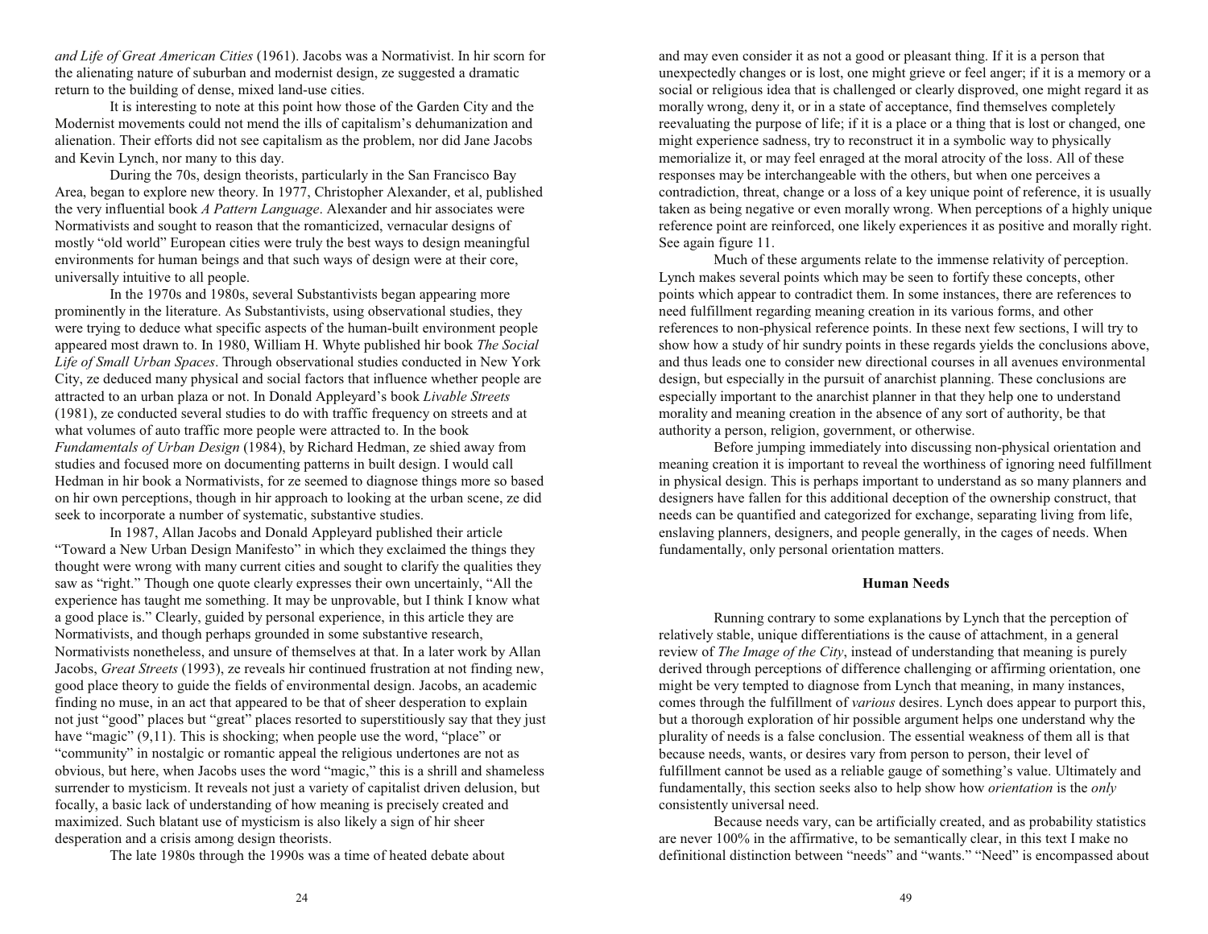*and Life of Great American Cities* (1961). Jacobs was a Normativist. In hir scorn for the alienating nature of suburban and modernist design, ze suggested a dramatic return to the building of dense, mixed land-use cities.

It is interesting to note at this point how those of the Garden City and the Modernist movements could not mend the ills of capitalism's dehumanization and alienation. Their efforts did not see capitalism as the problem, nor did Jane Jacobs and Kevin Lynch, nor many to this day.

During the 70s, design theorists, particularly in the San Francisco Bay Area, began to explore new theory. In 1977, Christopher Alexander, et al, published the very influential book *A Pattern Language*. Alexander and hir associates were Normativists and sought to reason that the romanticized, vernacular designs of mostly "old world" European cities were truly the best ways to design meaningful environments for human beings and that such ways of design were at their core, universally intuitive to all people.

In the 1970s and 1980s, several Substantivists began appearing more prominently in the literature. As Substantivists, using observational studies, they were trying to deduce what specific aspects of the human-built environment people appeared most drawn to. In 1980, William H. Whyte published hir book *The Social Life of Small Urban Spaces*. Through observational studies conducted in New York City, ze deduced many physical and social factors that influence whether people are attracted to an urban plaza or not. In Donald Appleyard's book *Livable Streets* (1981), ze conducted several studies to do with traffic frequency on streets and at what volumes of auto traffic more people were attracted to. In the book *Fundamentals of Urban Design* (1984), by Richard Hedman, ze shied away from studies and focused more on documenting patterns in built design. I would call Hedman in hir book a Normativists, for ze seemed to diagnose things more so based on hir own perceptions, though in hir approach to looking at the urban scene, ze did seek to incorporate a number of systematic, substantive studies.

In 1987, Allan Jacobs and Donald Appleyard published their article "Toward a New Urban Design Manifesto" in which they exclaimed the things they thought were wrong with many current cities and sought to clarify the qualities they saw as "right." Though one quote clearly expresses their own uncertainly, "All the experience has taught me something. It may be unprovable, but I think I know what a good place is." Clearly, guided by personal experience, in this article they are Normativists, and though perhaps grounded in some substantive research, Normativists nonetheless, and unsure of themselves at that. In a later work by Allan Jacobs, *Great Streets* (1993), ze reveals hir continued frustration at not finding new, good place theory to guide the fields of environmental design. Jacobs, an academic finding no muse, in an act that appeared to be that of sheer desperation to explain not just "good" places but "great" places resorted to superstitiously say that they just have "magic" (9,11). This is shocking; when people use the word, "place" or "community" in nostalgic or romantic appeal the religious undertones are not as obvious, but here, when Jacobs uses the word "magic," this is a shrill and shameless surrender to mysticism. It reveals not just a variety of capitalist driven delusion, but focally, a basic lack of understanding of how meaning is precisely created and maximized. Such blatant use of mysticism is also likely a sign of hir sheer desperation and a crisis among design theorists.

The late 1980s through the 1990s was a time of heated debate about

and may even consider it as not a good or pleasant thing. If it is a person that unexpectedly changes or is lost, one might grieve or feel anger; if it is a memory or a social or religious idea that is challenged or clearly disproved, one might regard it as morally wrong, deny it, or in a state of acceptance, find themselves completely reevaluating the purpose of life; if it is a place or a thing that is lost or changed, one might experience sadness, try to reconstruct it in a symbolic way to physically memorialize it, or may feel enraged at the moral atrocity of the loss. All of these responses may be interchangeable with the others, but when one perceives a contradiction, threat, change or a loss of a key unique point of reference, it is usually taken as being negative or even morally wrong. When perceptions of a highly unique reference point are reinforced, one likely experiences it as positive and morally right. See again figure 11.

Much of these arguments relate to the immense relativity of perception. Lynch makes several points which may be seen to fortify these concepts, other points which appear to contradict them. In some instances, there are references to need fulfillment regarding meaning creation in its various forms, and other references to non-physical reference points. In these next few sections, I will try to show how a study of hir sundry points in these regards yields the conclusions above, and thus leads one to consider new directional courses in all avenues environmental design, but especially in the pursuit of anarchist planning. These conclusions are especially important to the anarchist planner in that they help one to understand morality and meaning creation in the absence of any sort of authority, be that authority a person, religion, government, or otherwise.

Before jumping immediately into discussing non-physical orientation and meaning creation it is important to reveal the worthiness of ignoring need fulfillment in physical design. This is perhaps important to understand as so many planners and designers have fallen for this additional deception of the ownership construct, that needs can be quantified and categorized for exchange, separating living from life, enslaving planners, designers, and people generally, in the cages of needs. When fundamentally, only personal orientation matters.

### Human Needs

Running contrary to some explanations by Lynch that the perception of relatively stable, unique differentiations is the cause of attachment, in a general review of *The Image of the City*, instead of understanding that meaning is purely derived through perceptions of difference challenging or affirming orientation, one might be very tempted to diagnose from Lynch that meaning, in many instances, comes through the fulfillment of *various* desires. Lynch does appear to purport this, but a thorough exploration of hir possible argument helps one understand why the plurality of needs is a false conclusion. The essential weakness of them all is that because needs, wants, or desires vary from person to person, their level of fulfillment cannot be used as a reliable gauge of something's value. Ultimately and fundamentally, this section seeks also to help show how *orientation* is the *only* consistently universal need.

Because needs vary, can be artificially created, and as probability statistics are never 100% in the affirmative, to be semantically clear, in this text I make no definitional distinction between "needs" and "wants." "Need" is encompassed about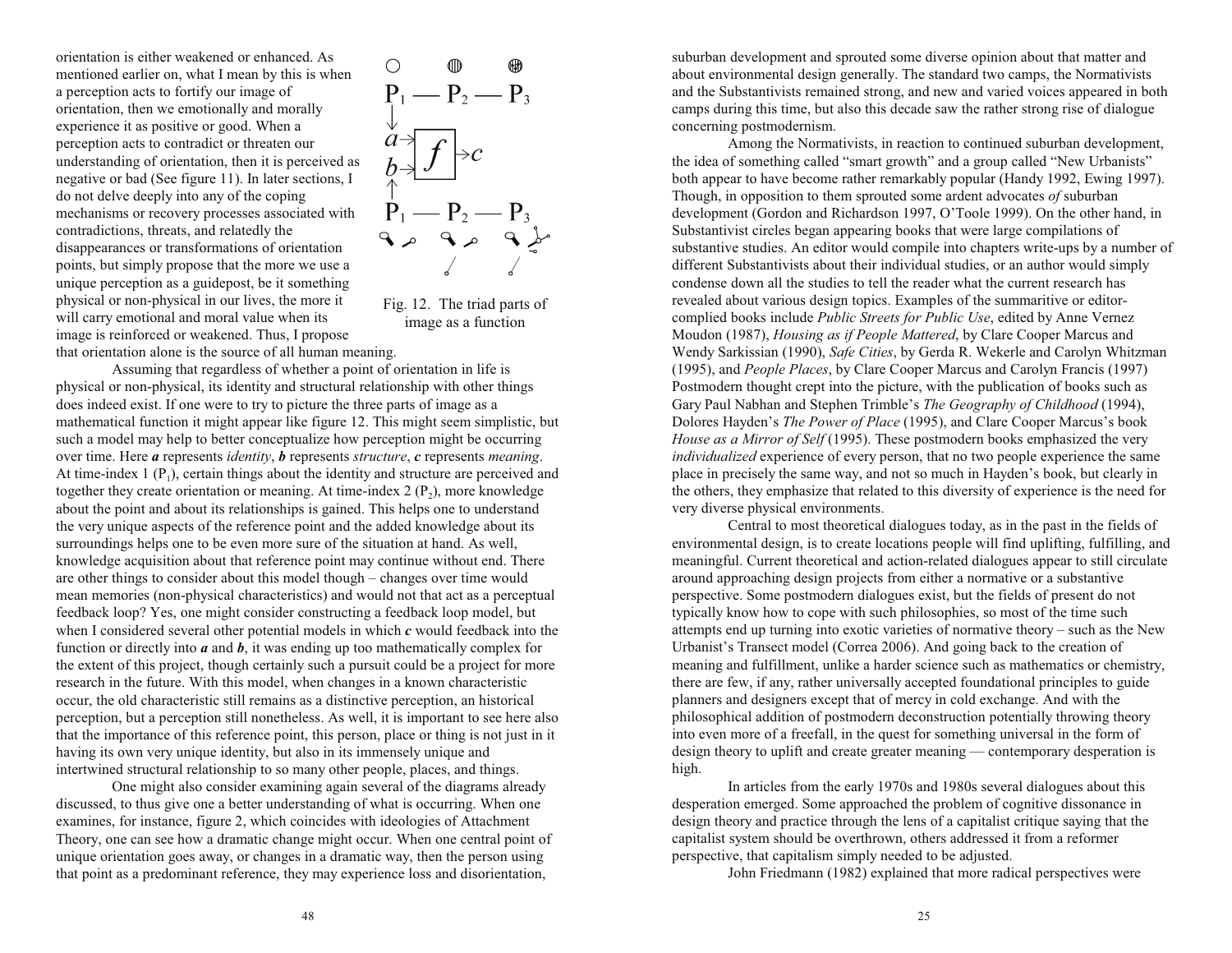orientation is either weakened or enhanced. As mentioned earlier on, what I mean by this is when a perception acts to fortify our image of orientation, then we emotionally and morally experience it as positive or good. When a perception acts to contradict or threaten our understanding of orientation, then it is perceived as negative or bad (See figure 11). In later sections, I do not delve deeply into any of the coping mechanisms or recovery processes associated with contradictions, threats, and relatedly the disappearances or transformations of orientation points, but simply propose that the more we use a unique perception as a guidepost, be it something physical or non-physical in our lives, the more it will carry emotional and moral value when its image is reinforced or weakened. Thus, I propose that orientation alone is the source of all human meaning.

Fig. 12. The triad parts of image as a function

Assuming that regardless of whether a point of orientation in life is physical or non-physical, its identity and structural relationship with other things does indeed exist. If one were to try to picture the three parts of image as a mathematical function it might appear like figure 12. This might seem simplistic, but such a model may help to better conceptualize how perception might be occurring over time. Here ***a*** represents *identity*, ***b*** represents *structure*, ***c*** represents *meaning*. At time-index 1 ($P_1$), certain things about the identity and structure are perceived and together they create orientation or meaning. At time-index 2 ($P_2$), more knowledge about the point and about its relationships is gained. This helps one to understand the very unique aspects of the reference point and the added knowledge about its surroundings helps one to be even more sure of the situation at hand. As well, knowledge acquisition about that reference point may continue without end. There are other things to consider about this model though – changes over time would mean memories (non-physical characteristics) and would not that act as a perceptual feedback loop? Yes, one might consider constructing a feedback loop model, but when I considered several other potential models in which ***c*** would feedback into the function or directly into ***a*** and ***b***, it was ending up too mathematically complex for the extent of this project, though certainly such a pursuit could be a project for more research in the future. With this model, when changes in a known characteristic occur, the old characteristic still remains as a distinctive perception, an historical perception, but a perception still nonetheless. As well, it is important to see here also that the importance of this reference point, this person, place or thing is not just in it having its own very unique identity, but also in its immensely unique and intertwined structural relationship to so many other people, places, and things.

One might also consider examining again several of the diagrams already discussed, to thus give one a better understanding of what is occurring. When one examines, for instance, figure 2, which coincides with ideologies of Attachment Theory, one can see how a dramatic change might occur. When one central point of unique orientation goes away, or changes in a dramatic way, then the person using that point as a predominant reference, they may experience loss and disorientation,

suburban development and sprouted some diverse opinion about that matter and about environmental design generally. The standard two camps, the Normativists and the Substantivists remained strong, and new and varied voices appeared in both camps during this time, but also this decade saw the rather strong rise of dialogue concerning postmodernism.

Among the Normativists, in reaction to continued suburban development, the idea of something called "smart growth" and a group called "New Urbanists" both appear to have become rather remarkably popular (Handy 1992, Ewing 1997). Though, in opposition to them sprouted some ardent advocates *of* suburban development (Gordon and Richardson 1997, O'Toole 1999). On the other hand, in Substantivist circles began appearing books that were large compilations of substantive studies. An editor would compile into chapters write-ups by a number of different Substantivists about their individual studies, or an author would simply condense down all the studies to tell the reader what the current research has revealed about various design topics. Examples of the summaritive or editor-complied books include *Public Streets for Public Use*, edited by Anne Vernez Moudon (1987), *Housing as if People Mattered*, by Clare Cooper Marcus and Wendy Sarkissian (1990), *Safe Cities*, by Gerda R. Wekerle and Carolyn Whitzman (1995), and *People Places*, by Clare Cooper Marcus and Carolyn Francis (1997) Postmodern thought crept into the picture, with the publication of books such as Gary Paul Nabhan and Stephen Trimble's *The Geography of Childhood* (1994), Dolores Hayden's *The Power of Place* (1995), and Clare Cooper Marcus's book *House as a Mirror of Self* (1995). These postmodern books emphasized the very *individualized* experience of every person, that no two people experience the same place in precisely the same way, and not so much in Hayden's book, but clearly in the others, they emphasize that related to this diversity of experience is the need for very diverse physical environments.

Central to most theoretical dialogues today, as in the past in the fields of environmental design, is to create locations people will find uplifting, fulfilling, and meaningful. Current theoretical and action-related dialogues appear to still circulate around approaching design projects from either a normative or a substantive perspective. Some postmodern dialogues exist, but the fields of present do not typically know how to cope with such philosophies, so most of the time such attempts end up turning into exotic varieties of normative theory – such as the New Urbanist's Transect model (Correa 2006). And going back to the creation of meaning and fulfillment, unlike a harder science such as mathematics or chemistry, there are few, if any, rather universally accepted foundational principles to guide planners and designers except that of mercy in cold exchange. And with the philosophical addition of postmodern deconstruction potentially throwing theory into even more of a freefall, in the quest for something universal in the form of design theory to uplift and create greater meaning — contemporary desperation is high.

In articles from the early 1970s and 1980s several dialogues about this desperation emerged. Some approached the problem of cognitive dissonance in design theory and practice through the lens of a capitalist critique saying that the capitalist system should be overthrown, others addressed it from a reformer perspective, that capitalism simply needed to be adjusted.

John Friedmann (1982) explained that more radical perspectives were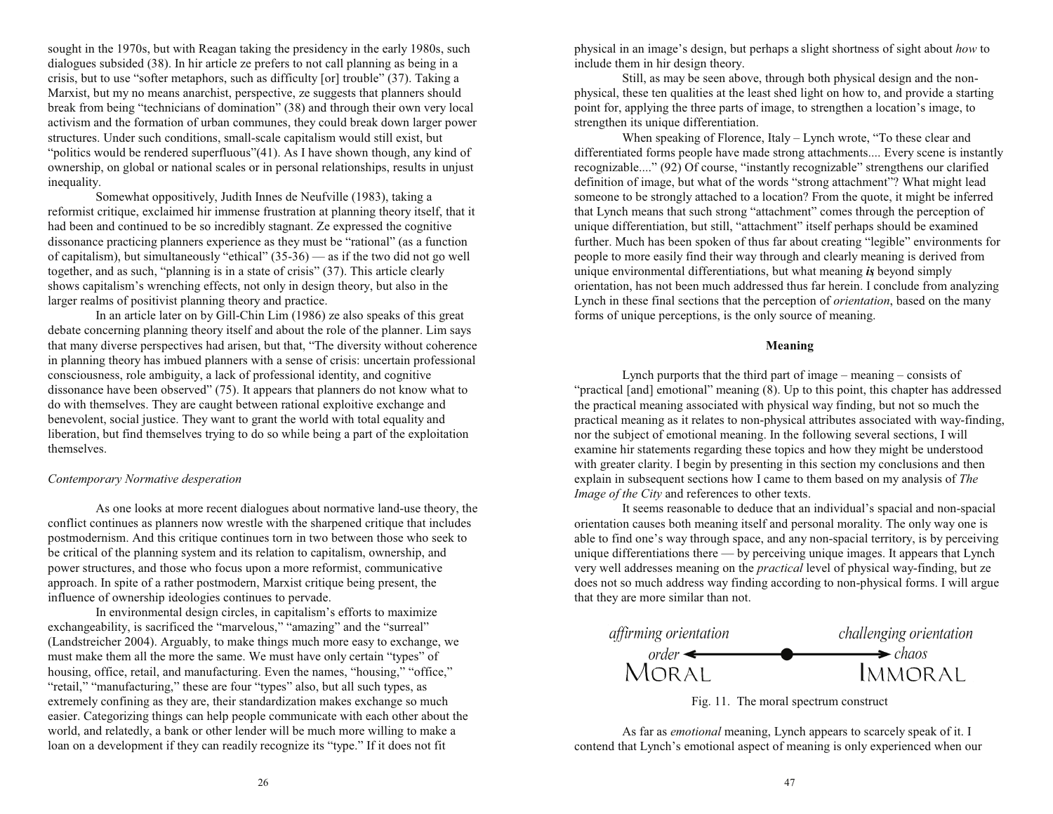sought in the 1970s, but with Reagan taking the presidency in the early 1980s, such dialogues subsided (38). In hir article ze prefers to not call planning as being in a crisis, but to use "softer metaphors, such as difficulty [or] trouble" (37). Taking a Marxist, but my no means anarchist, perspective, ze suggests that planners should break from being "technicians of domination" (38) and through their own very local activism and the formation of urban communes, they could break down larger power structures. Under such conditions, small-scale capitalism would still exist, but "politics would be rendered superfluous"(41). As I have shown though, any kind of ownership, on global or national scales or in personal relationships, results in unjust inequality.

Somewhat oppositively, Judith Innes de Neufville (1983), taking a reformist critique, exclaimed hir immense frustration at planning theory itself, that it had been and continued to be so incredibly stagnant. Ze expressed the cognitive dissonance practicing planners experience as they must be "rational" (as a function of capitalism), but simultaneously "ethical" (35-36) — as if the two did not go well together, and as such, "planning is in a state of crisis" (37). This article clearly shows capitalism's wrenching effects, not only in design theory, but also in the larger realms of positivist planning theory and practice.

In an article later on by Gill-Chin Lim (1986) ze also speaks of this great debate concerning planning theory itself and about the role of the planner. Lim says that many diverse perspectives had arisen, but that, "The diversity without coherence in planning theory has imbued planners with a sense of crisis: uncertain professional consciousness, role ambiguity, a lack of professional identity, and cognitive dissonance have been observed" (75). It appears that planners do not know what to do with themselves. They are caught between rational exploitive exchange and benevolent, social justice. They want to grant the world with total equality and liberation, but find themselves trying to do so while being a part of the exploitation themselves.

*Contemporary Normative desperation*

As one looks at more recent dialogues about normative land-use theory, the conflict continues as planners now wrestle with the sharpened critique that includes postmodernism. And this critique continues torn in two between those who seek to be critical of the planning system and its relation to capitalism, ownership, and power structures, and those who focus upon a more reformist, communicative approach. In spite of a rather postmodern, Marxist critique being present, the influence of ownership ideologies continues to pervade.

In environmental design circles, in capitalism's efforts to maximize exchangeability, is sacrificed the "marvelous," "amazing" and the "surreal" (Landstreicher 2004). Arguably, to make things much more easy to exchange, we must make them all the more the same. We must have only certain "types" of housing, office, retail, and manufacturing. Even the names, "housing," "office," "retail," "manufacturing," these are four "types" also, but all such types, as extremely confining as they are, their standardization makes exchange so much easier. Categorizing things can help people communicate with each other about the world, and relatedly, a bank or other lender will be much more willing to make a loan on a development if they can readily recognize its "type." If it does not fit

physical in an image's design, but perhaps a slight shortness of sight about *how* to include them in hir design theory.

Still, as may be seen above, through both physical design and the non-physical, these ten qualities at the least shed light on how to, and provide a starting point for, applying the three parts of image, to strengthen a location's image, to strengthen its unique differentiation.

When speaking of Florence, Italy – Lynch wrote, "To these clear and differentiated forms people have made strong attachments.... Every scene is instantly recognizable...." (92) Of course, "instantly recognizable" strengthens our clarified definition of image, but what of the words "strong attachment"? What might lead someone to be strongly attached to a location? From the quote, it might be inferred that Lynch means that such strong "attachment" comes through the perception of unique differentiation, but still, "attachment" itself perhaps should be examined further. Much has been spoken of thus far about creating "legible" environments for people to more easily find their way through and clearly meaning is derived from unique environmental differentiations, but what meaning ***is*** beyond simply orientation, has not been much addressed thus far herein. I conclude from analyzing Lynch in these final sections that the perception of *orientation*, based on the many forms of unique perceptions, is the only source of meaning.

**Meaning**

Lynch purports that the third part of image – meaning – consists of "practical [and] emotional" meaning (8). Up to this point, this chapter has addressed the practical meaning associated with physical way finding, but not so much the practical meaning as it relates to non-physical attributes associated with way-finding, nor the subject of emotional meaning. In the following several sections, I will examine hir statements regarding these topics and how they might be understood with greater clarity. I begin by presenting in this section my conclusions and then explain in subsequent sections how I came to them based on my analysis of *The Image of the City* and references to other texts.

It seems reasonable to deduce that an individual's spacial and non-spacial orientation causes both meaning itself and personal morality. The only way one is able to find one's way through space, and any non-spacial territory, is by perceiving unique differentiations there — by perceiving unique images. It appears that Lynch very well addresses meaning on the *practical* level of physical way-finding, but ze does not so much address way finding according to non-physical forms. I will argue that they are more similar than not.

*affirming orientation* — *challenging orientation*
order ← ● → chaos
MORAL — IMMORAL

Fig. 11. The moral spectrum construct

As far as *emotional* meaning, Lynch appears to scarcely speak of it. I contend that Lynch's emotional aspect of meaning is only experienced when our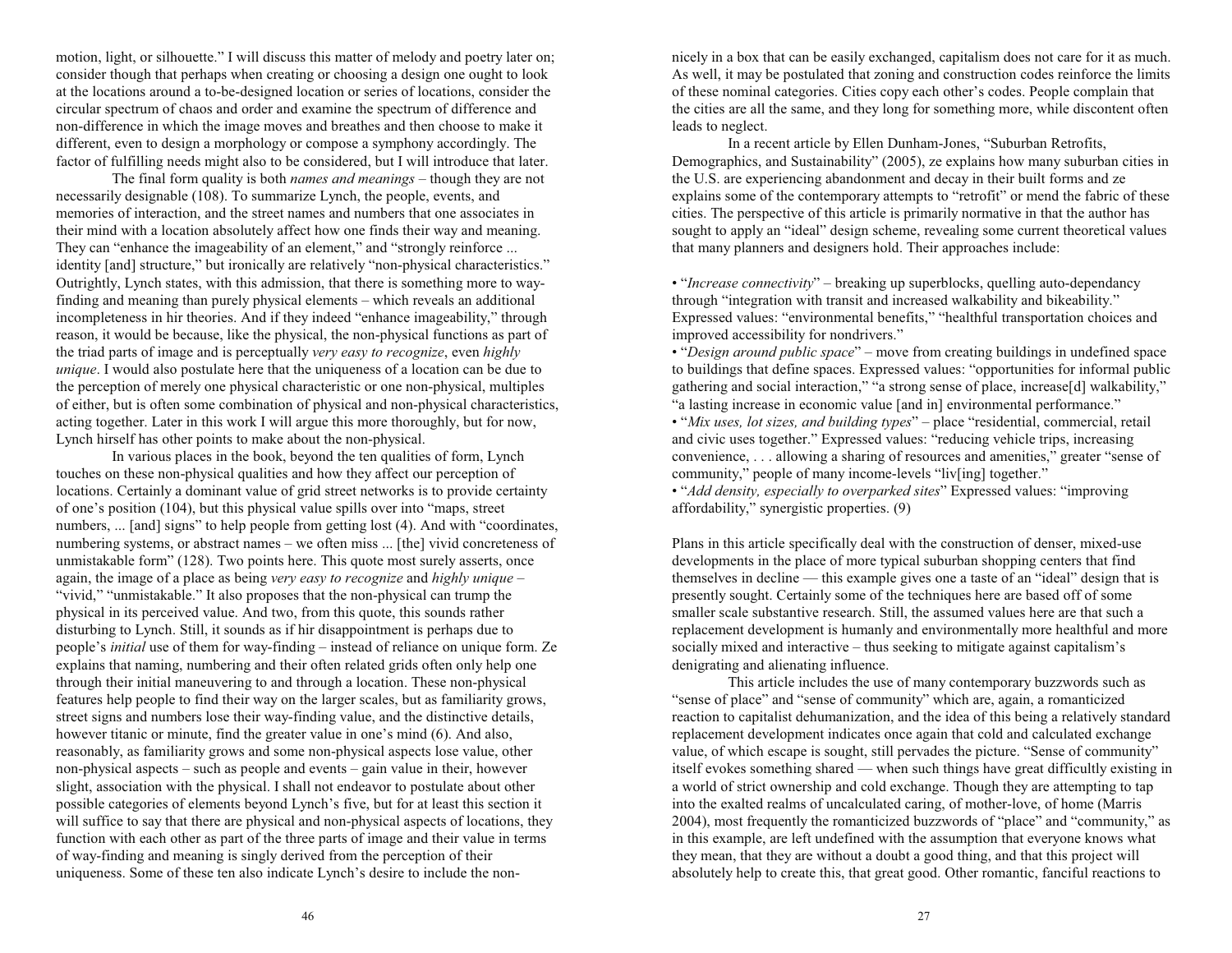motion, light, or silhouette." I will discuss this matter of melody and poetry later on; consider though that perhaps when creating or choosing a design one ought to look at the locations around a to-be-designed location or series of locations, consider the circular spectrum of chaos and order and examine the spectrum of difference and non-difference in which the image moves and breathes and then choose to make it different, even to design a morphology or compose a symphony accordingly. The factor of fulfilling needs might also to be considered, but I will introduce that later.

The final form quality is both *names and meanings* – though they are not necessarily designable (108). To summarize Lynch, the people, events, and memories of interaction, and the street names and numbers that one associates in their mind with a location absolutely affect how one finds their way and meaning. They can "enhance the imageability of an element," and "strongly reinforce ... identity [and] structure," but ironically are relatively "non-physical characteristics." Outrightly, Lynch states, with this admission, that there is something more to way-finding and meaning than purely physical elements – which reveals an additional incompleteness in hir theories. And if they indeed "enhance imageability," through reason, it would be because, like the physical, the non-physical functions as part of the triad parts of image and is perceptually *very easy to recognize*, even *highly unique*. I would also postulate here that the uniqueness of a location can be due to the perception of merely one physical characteristic or one non-physical, multiples of either, but is often some combination of physical and non-physical characteristics, acting together. Later in this work I will argue this more thoroughly, but for now, Lynch hirself has other points to make about the non-physical.

In various places in the book, beyond the ten qualities of form, Lynch touches on these non-physical qualities and how they affect our perception of locations. Certainly a dominant value of grid street networks is to provide certainty of one's position (104), but this physical value spills over into "maps, street numbers, ... [and] signs" to help people from getting lost (4). And with "coordinates, numbering systems, or abstract names – we often miss ... [the] vivid concreteness of unmistakable form" (128). Two points here. This quote most surely asserts, once again, the image of a place as being *very easy to recognize* and *highly unique* – "vivid," "unmistakable." It also proposes that the non-physical can trump the physical in its perceived value. And two, from this quote, this sounds rather disturbing to Lynch. Still, it sounds as if hir disappointment is perhaps due to people's *initial* use of them for way-finding – instead of reliance on unique form. Ze explains that naming, numbering and their often related grids often only help one through their initial maneuvering to and through a location. These non-physical features help people to find their way on the larger scales, but as familiarity grows, street signs and numbers lose their way-finding value, and the distinctive details, however titanic or minute, find the greater value in one's mind (6). And also, reasonably, as familiarity grows and some non-physical aspects lose value, other non-physical aspects – such as people and events – gain value in their, however slight, association with the physical. I shall not endeavor to postulate about other possible categories of elements beyond Lynch's five, but for at least this section it will suffice to say that there are physical and non-physical aspects of locations, they function with each other as part of the three parts of image and their value in terms of way-finding and meaning is singly derived from the perception of their uniqueness. Some of these ten also indicate Lynch's desire to include the non-

nicely in a box that can be easily exchanged, capitalism does not care for it as much. As well, it may be postulated that zoning and construction codes reinforce the limits of these nominal categories. Cities copy each other's codes. People complain that the cities are all the same, and they long for something more, while discontent often leads to neglect.

In a recent article by Ellen Dunham-Jones, "Suburban Retrofits, Demographics, and Sustainability" (2005), ze explains how many suburban cities in the U.S. are experiencing abandonment and decay in their built forms and ze explains some of the contemporary attempts to "retrofit" or mend the fabric of these cities. The perspective of this article is primarily normative in that the author has sought to apply an "ideal" design scheme, revealing some current theoretical values that many planners and designers hold. Their approaches include:

- "*Increase connectivity*" – breaking up superblocks, quelling auto-dependancy through "integration with transit and increased walkability and bikeability." Expressed values: "environmental benefits," "healthful transportation choices and improved accessibility for nondrivers."
- "*Design around public space*" – move from creating buildings in undefined space to buildings that define spaces. Expressed values: "opportunities for informal public gathering and social interaction," "a strong sense of place, increase[d] walkability," "a lasting increase in economic value [and in] environmental performance."
- "*Mix uses, lot sizes, and building types*" – place "residential, commercial, retail and civic uses together." Expressed values: "reducing vehicle trips, increasing convenience, . . . allowing a sharing of resources and amenities," greater "sense of community," people of many income-levels "liv[ing] together."
- "*Add density, especially to overparked sites*" Expressed values: "improving affordability," synergistic properties. (9)

Plans in this article specifically deal with the construction of denser, mixed-use developments in the place of more typical suburban shopping centers that find themselves in decline — this example gives one a taste of an "ideal" design that is presently sought. Certainly some of the techniques here are based off of some smaller scale substantive research. Still, the assumed values here are that such a replacement development is humanly and environmentally more healthful and more socially mixed and interactive – thus seeking to mitigate against capitalism's denigrating and alienating influence.

This article includes the use of many contemporary buzzwords such as "sense of place" and "sense of community" which are, again, a romanticized reaction to capitalist dehumanization, and the idea of this being a relatively standard replacement development indicates once again that cold and calculated exchange value, of which escape is sought, still pervades the picture. "Sense of community" itself evokes something shared — when such things have great difficultly existing in a world of strict ownership and cold exchange. Though they are attempting to tap into the exalted realms of uncalculated caring, of mother-love, of home (Marris 2004), most frequently the romanticized buzzwords of "place" and "community," as in this example, are left undefined with the assumption that everyone knows what they mean, that they are without a doubt a good thing, and that this project will absolutely help to create this, that great good. Other romantic, fanciful reactions to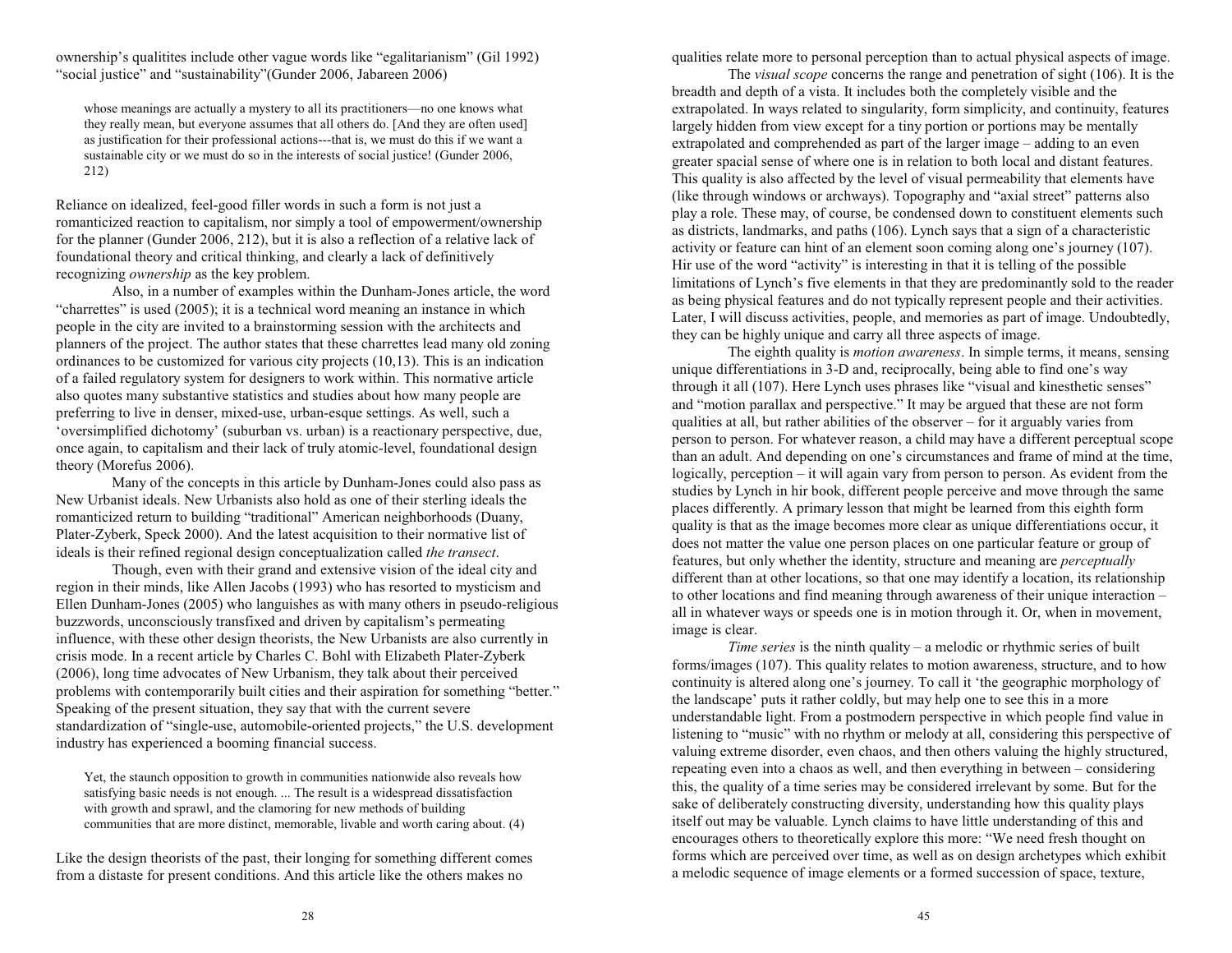ownership's qualitites include other vague words like "egalitarianism" (Gil 1992) "social justice" and "sustainability"(Gunder 2006, Jabareen 2006)

> whose meanings are actually a mystery to all its practitioners—no one knows what they really mean, but everyone assumes that all others do. [And they are often used] as justification for their professional actions---that is, we must do this if we want a sustainable city or we must do so in the interests of social justice! (Gunder 2006, 212)

Reliance on idealized, feel-good filler words in such a form is not just a romanticized reaction to capitalism, nor simply a tool of empowerment/ownership for the planner (Gunder 2006, 212), but it is also a reflection of a relative lack of foundational theory and critical thinking, and clearly a lack of definitively recognizing *ownership* as the key problem.

Also, in a number of examples within the Dunham-Jones article, the word "charrettes" is used (2005); it is a technical word meaning an instance in which people in the city are invited to a brainstorming session with the architects and planners of the project. The author states that these charrettes lead many old zoning ordinances to be customized for various city projects (10,13). This is an indication of a failed regulatory system for designers to work within. This normative article also quotes many substantive statistics and studies about how many people are preferring to live in denser, mixed-use, urban-esque settings. As well, such a 'oversimplified dichotomy' (suburban vs. urban) is a reactionary perspective, due, once again, to capitalism and their lack of truly atomic-level, foundational design theory (Morefus 2006).

Many of the concepts in this article by Dunham-Jones could also pass as New Urbanist ideals. New Urbanists also hold as one of their sterling ideals the romanticized return to building "traditional" American neighborhoods (Duany, Plater-Zyberk, Speck 2000). And the latest acquisition to their normative list of ideals is their refined regional design conceptualization called *the transect*.

Though, even with their grand and extensive vision of the ideal city and region in their minds, like Allen Jacobs (1993) who has resorted to mysticism and Ellen Dunham-Jones (2005) who languishes as with many others in pseudo-religious buzzwords, unconsciously transfixed and driven by capitalism's permeating influence, with these other design theorists, the New Urbanists are also currently in crisis mode. In a recent article by Charles C. Bohl with Elizabeth Plater-Zyberk (2006), long time advocates of New Urbanism, they talk about their perceived problems with contemporarily built cities and their aspiration for something "better." Speaking of the present situation, they say that with the current severe standardization of "single-use, automobile-oriented projects," the U.S. development industry has experienced a booming financial success.

> Yet, the staunch opposition to growth in communities nationwide also reveals how satisfying basic needs is not enough. ... The result is a widespread dissatisfaction with growth and sprawl, and the clamoring for new methods of building communities that are more distinct, memorable, livable and worth caring about. (4)

Like the design theorists of the past, their longing for something different comes from a distaste for present conditions. And this article like the others makes no

qualities relate more to personal perception than to actual physical aspects of image.

The *visual scope* concerns the range and penetration of sight (106). It is the breadth and depth of a vista. It includes both the completely visible and the extrapolated. In ways related to singularity, form simplicity, and continuity, features largely hidden from view except for a tiny portion or portions may be mentally extrapolated and comprehended as part of the larger image – adding to an even greater spacial sense of where one is in relation to both local and distant features. This quality is also affected by the level of visual permeability that elements have (like through windows or archways). Topography and "axial street" patterns also play a role. These may, of course, be condensed down to constituent elements such as districts, landmarks, and paths (106). Lynch says that a sign of a characteristic activity or feature can hint of an element soon coming along one's journey (107). Hir use of the word "activity" is interesting in that it is telling of the possible limitations of Lynch's five elements in that they are predominantly sold to the reader as being physical features and do not typically represent people and their activities. Later, I will discuss activities, people, and memories as part of image. Undoubtedly, they can be highly unique and carry all three aspects of image.

The eighth quality is *motion awareness*. In simple terms, it means, sensing unique differentiations in 3-D and, reciprocally, being able to find one's way through it all (107). Here Lynch uses phrases like "visual and kinesthetic senses" and "motion parallax and perspective." It may be argued that these are not form qualities at all, but rather abilities of the observer – for it arguably varies from person to person. For whatever reason, a child may have a different perceptual scope than an adult. And depending on one's circumstances and frame of mind at the time, logically, perception – it will again vary from person to person. As evident from the studies by Lynch in hir book, different people perceive and move through the same places differently. A primary lesson that might be learned from this eighth form quality is that as the image becomes more clear as unique differentiations occur, it does not matter the value one person places on one particular feature or group of features, but only whether the identity, structure and meaning are *perceptually* different than at other locations, so that one may identify a location, its relationship to other locations and find meaning through awareness of their unique interaction – all in whatever ways or speeds one is in motion through it. Or, when in movement, image is clear.

*Time series* is the ninth quality – a melodic or rhythmic series of built forms/images (107). This quality relates to motion awareness, structure, and to how continuity is altered along one's journey. To call it 'the geographic morphology of the landscape' puts it rather coldly, but may help one to see this in a more understandable light. From a postmodern perspective in which people find value in listening to "music" with no rhythm or melody at all, considering this perspective of valuing extreme disorder, even chaos, and then others valuing the highly structured, repeating even into a chaos as well, and then everything in between – considering this, the quality of a time series may be considered irrelevant by some. But for the sake of deliberately constructing diversity, understanding how this quality plays itself out may be valuable. Lynch claims to have little understanding of this and encourages others to theoretically explore this more: "We need fresh thought on forms which are perceived over time, as well as on design archetypes which exhibit a melodic sequence of image elements or a formed succession of space, texture,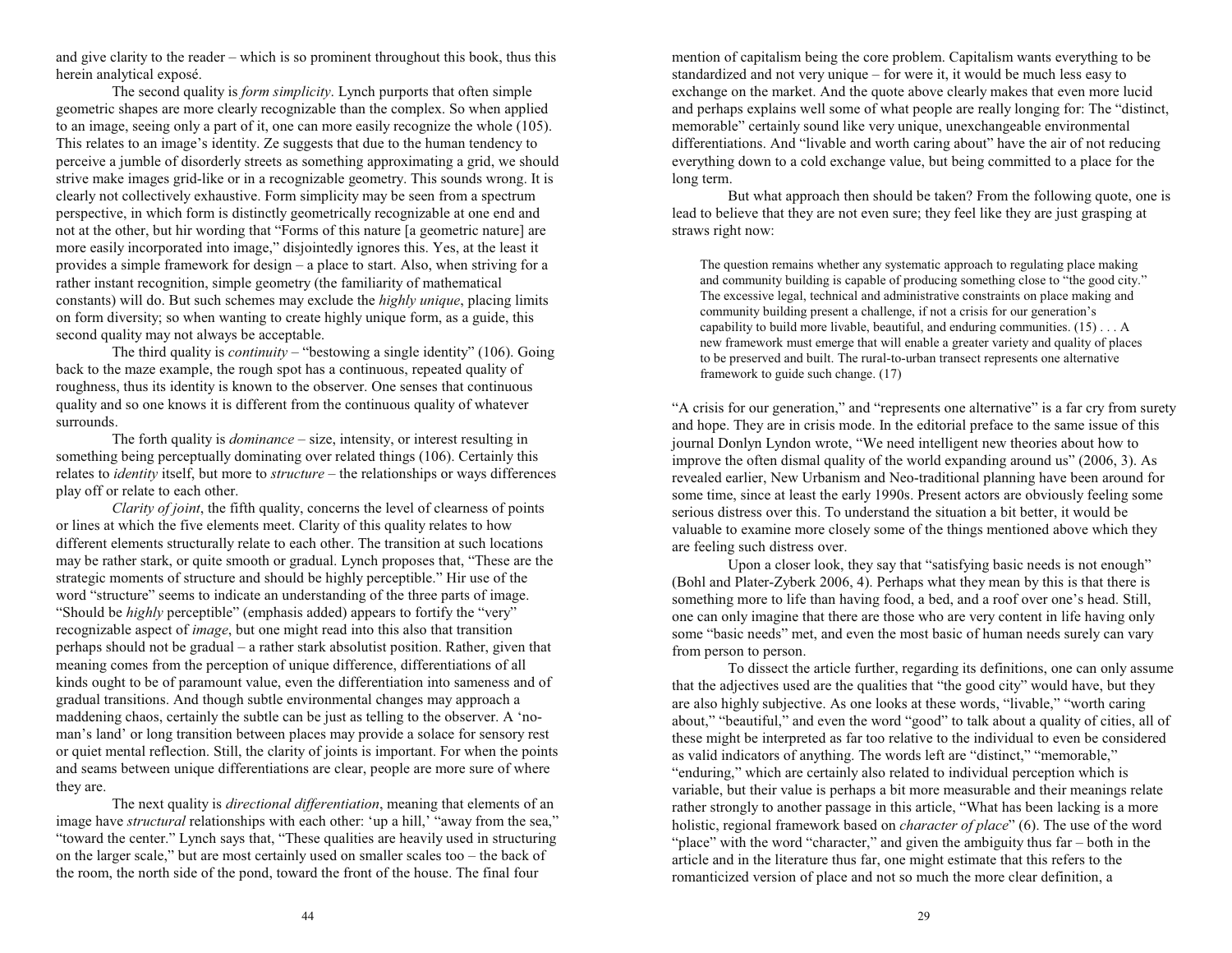and give clarity to the reader – which is so prominent throughout this book, thus this herein analytical exposé.

The second quality is *form simplicity*. Lynch purports that often simple geometric shapes are more clearly recognizable than the complex. So when applied to an image, seeing only a part of it, one can more easily recognize the whole (105). This relates to an image's identity. Ze suggests that due to the human tendency to perceive a jumble of disorderly streets as something approximating a grid, we should strive make images grid-like or in a recognizable geometry. This sounds wrong. It is clearly not collectively exhaustive. Form simplicity may be seen from a spectrum perspective, in which form is distinctly geometrically recognizable at one end and not at the other, but hir wording that "Forms of this nature [a geometric nature] are more easily incorporated into image," disjointedly ignores this. Yes, at the least it provides a simple framework for design – a place to start. Also, when striving for a rather instant recognition, simple geometry (the familiarity of mathematical constants) will do. But such schemes may exclude the *highly unique*, placing limits on form diversity; so when wanting to create highly unique form, as a guide, this second quality may not always be acceptable.

The third quality is *continuity* – "bestowing a single identity" (106). Going back to the maze example, the rough spot has a continuous, repeated quality of roughness, thus its identity is known to the observer. One senses that continuous quality and so one knows it is different from the continuous quality of whatever surrounds.

The forth quality is *dominance* – size, intensity, or interest resulting in something being perceptually dominating over related things (106). Certainly this relates to *identity* itself, but more to *structure* – the relationships or ways differences play off or relate to each other.

*Clarity of joint*, the fifth quality, concerns the level of clearness of points or lines at which the five elements meet. Clarity of this quality relates to how different elements structurally relate to each other. The transition at such locations may be rather stark, or quite smooth or gradual. Lynch proposes that, "These are the strategic moments of structure and should be highly perceptible." Hir use of the word "structure" seems to indicate an understanding of the three parts of image. "Should be *highly* perceptible" (emphasis added) appears to fortify the "very" recognizable aspect of *image*, but one might read into this also that transition perhaps should not be gradual – a rather stark absolutist position. Rather, given that meaning comes from the perception of unique difference, differentiations of all kinds ought to be of paramount value, even the differentiation into sameness and of gradual transitions. And though subtle environmental changes may approach a maddening chaos, certainly the subtle can be just as telling to the observer. A 'no-man's land' or long transition between places may provide a solace for sensory rest or quiet mental reflection. Still, the clarity of joints is important. For when the points and seams between unique differentiations are clear, people are more sure of where they are.

The next quality is *directional differentiation*, meaning that elements of an image have *structural* relationships with each other: 'up a hill,' "away from the sea," "toward the center." Lynch says that, "These qualities are heavily used in structuring on the larger scale," but are most certainly used on smaller scales too – the back of the room, the north side of the pond, toward the front of the house. The final four

mention of capitalism being the core problem. Capitalism wants everything to be standardized and not very unique – for were it, it would be much less easy to exchange on the market. And the quote above clearly makes that even more lucid and perhaps explains well some of what people are really longing for: The "distinct, memorable" certainly sound like very unique, unexchangeable environmental differentiations. And "livable and worth caring about" have the air of not reducing everything down to a cold exchange value, but being committed to a place for the long term.

But what approach then should be taken? From the following quote, one is lead to believe that they are not even sure; they feel like they are just grasping at straws right now:

> The question remains whether any systematic approach to regulating place making and community building is capable of producing something close to "the good city." The excessive legal, technical and administrative constraints on place making and community building present a challenge, if not a crisis for our generation's capability to build more livable, beautiful, and enduring communities. (15) . . . A new framework must emerge that will enable a greater variety and quality of places to be preserved and built. The rural-to-urban transect represents one alternative framework to guide such change. (17)

"A crisis for our generation," and "represents one alternative" is a far cry from surety and hope. They are in crisis mode. In the editorial preface to the same issue of this journal Donlyn Lyndon wrote, "We need intelligent new theories about how to improve the often dismal quality of the world expanding around us" (2006, 3). As revealed earlier, New Urbanism and Neo-traditional planning have been around for some time, since at least the early 1990s. Present actors are obviously feeling some serious distress over this. To understand the situation a bit better, it would be valuable to examine more closely some of the things mentioned above which they are feeling such distress over.

Upon a closer look, they say that "satisfying basic needs is not enough" (Bohl and Plater-Zyberk 2006, 4). Perhaps what they mean by this is that there is something more to life than having food, a bed, and a roof over one's head. Still, one can only imagine that there are those who are very content in life having only some "basic needs" met, and even the most basic of human needs surely can vary from person to person.

To dissect the article further, regarding its definitions, one can only assume that the adjectives used are the qualities that "the good city" would have, but they are also highly subjective. As one looks at these words, "livable," "worth caring about," "beautiful," and even the word "good" to talk about a quality of cities, all of these might be interpreted as far too relative to the individual to even be considered as valid indicators of anything. The words left are "distinct," "memorable," "enduring," which are certainly also related to individual perception which is variable, but their value is perhaps a bit more measurable and their meanings relate rather strongly to another passage in this article, "What has been lacking is a more holistic, regional framework based on *character of place*" (6). The use of the word "place" with the word "character," and given the ambiguity thus far – both in the article and in the literature thus far, one might estimate that this refers to the romanticized version of place and not so much the more clear definition, a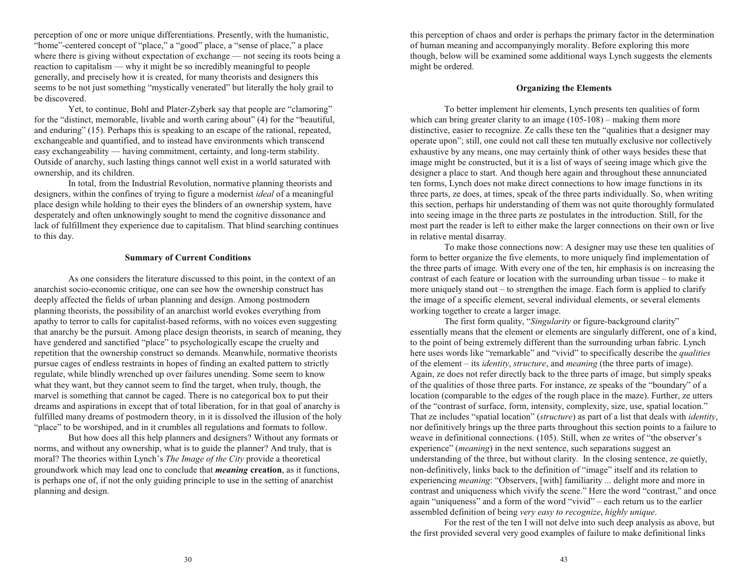perception of one or more unique differentiations. Presently, with the humanistic, "home"-centered concept of "place," a "good" place, a "sense of place," a place where there is giving without expectation of exchange — not seeing its roots being a reaction to capitalism — why it might be so incredibly meaningful to people generally, and precisely how it is created, for many theorists and designers this seems to be not just something "mystically venerated" but literally the holy grail to be discovered.

Yet, to continue, Bohl and Plater-Zyberk say that people are "clamoring" for the "distinct, memorable, livable and worth caring about" (4) for the "beautiful, and enduring" (15). Perhaps this is speaking to an escape of the rational, repeated, exchangeable and quantified, and to instead have environments which transcend easy exchangeability — having commitment, certainty, and long-term stability. Outside of anarchy, such lasting things cannot well exist in a world saturated with ownership, and its children.

In total, from the Industrial Revolution, normative planning theorists and designers, within the confines of trying to figure a modernist *ideal* of a meaningful place design while holding to their eyes the blinders of an ownership system, have desperately and often unknowingly sought to mend the cognitive dissonance and lack of fulfillment they experience due to capitalism. That blind searching continues to this day.

### Summary of Current Conditions

As one considers the literature discussed to this point, in the context of an anarchist socio-economic critique, one can see how the ownership construct has deeply affected the fields of urban planning and design. Among postmodern planning theorists, the possibility of an anarchist world evokes everything from apathy to terror to calls for capitalist-based reforms, with no voices even suggesting that anarchy be the pursuit. Among place design theorists, in search of meaning, they have gendered and sanctified "place" to psychologically escape the cruelty and repetition that the ownership construct so demands. Meanwhile, normative theorists pursue cages of endless restraints in hopes of finding an exalted pattern to strictly regulate, while blindly wrenched up over failures unending. Some seem to know what they want, but they cannot seem to find the target, when truly, though, the marvel is something that cannot be caged. There is no categorical box to put their dreams and aspirations in except that of total liberation, for in that goal of anarchy is fulfilled many dreams of postmodern theory, in it is dissolved the illusion of the holy "place" to be worshiped, and in it crumbles all regulations and formats to follow.

But how does all this help planners and designers? Without any formats or norms, and without any ownership, what is to guide the planner? And truly, that is moral? The theories within Lynch's *The Image of the City* provide a theoretical groundwork which may lead one to conclude that ***meaning* creation**, as it functions, is perhaps one of, if not the only guiding principle to use in the setting of anarchist planning and design.

this perception of chaos and order is perhaps the primary factor in the determination of human meaning and accompanyingly morality. Before exploring this more though, below will be examined some additional ways Lynch suggests the elements might be ordered.

### Organizing the Elements

To better implement hir elements, Lynch presents ten qualities of form which can bring greater clarity to an image (105-108) – making them more distinctive, easier to recognize. Ze calls these ten the "qualities that a designer may operate upon"; still, one could not call these ten mutually exclusive nor collectively exhaustive by any means, one may certainly think of other ways besides these that image might be constructed, but it is a list of ways of seeing image which give the designer a place to start. And though here again and throughout these annunciated ten forms, Lynch does not make direct connections to how image functions in its three parts, ze does, at times, speak of the three parts individually. So, when writing this section, perhaps hir understanding of them was not quite thoroughly formulated into seeing image in the three parts ze postulates in the introduction. Still, for the most part the reader is left to either make the larger connections on their own or live in relative mental disarray.

To make those connections now: A designer may use these ten qualities of form to better organize the five elements, to more uniquely find implementation of the three parts of image. With every one of the ten, hir emphasis is on increasing the contrast of each feature or location with the surrounding urban tissue – to make it more uniquely stand out – to strengthen the image. Each form is applied to clarify the image of a specific element, several individual elements, or several elements working together to create a larger image.

The first form quality, "*Singularity* or figure-background clarity" essentially means that the element or elements are singularly different, one of a kind, to the point of being extremely different than the surrounding urban fabric. Lynch here uses words like "remarkable" and "vivid" to specifically describe the *qualities* of the element – its *identity*, *structure*, and *meaning* (the three parts of image). Again, ze does not refer directly back to the three parts of image, but simply speaks of the qualities of those three parts. For instance, ze speaks of the "boundary" of a location (comparable to the edges of the rough place in the maze). Further, ze utters of the "contrast of surface, form, intensity, complexity, size, use, spatial location." That ze includes "spatial location" (*structure*) as part of a list that deals with *identity*, nor definitively brings up the three parts throughout this section points to a failure to weave in definitional connections. (105). Still, when ze writes of "the observer's experience" (*meaning*) in the next sentence, such separations suggest an understanding of the three, but without clarity. In the closing sentence, ze quietly, non-definitively, links back to the definition of "image" itself and its relation to experiencing *meaning*: "Observers, [with] familiarity ... delight more and more in contrast and uniqueness which vivify the scene." Here the word "contrast," and once again "uniqueness" and a form of the word "vivid" – each return us to the earlier assembled definition of being *very easy to recognize*, *highly unique*.

For the rest of the ten I will not delve into such deep analysis as above, but the first provided several very good examples of failure to make definitional links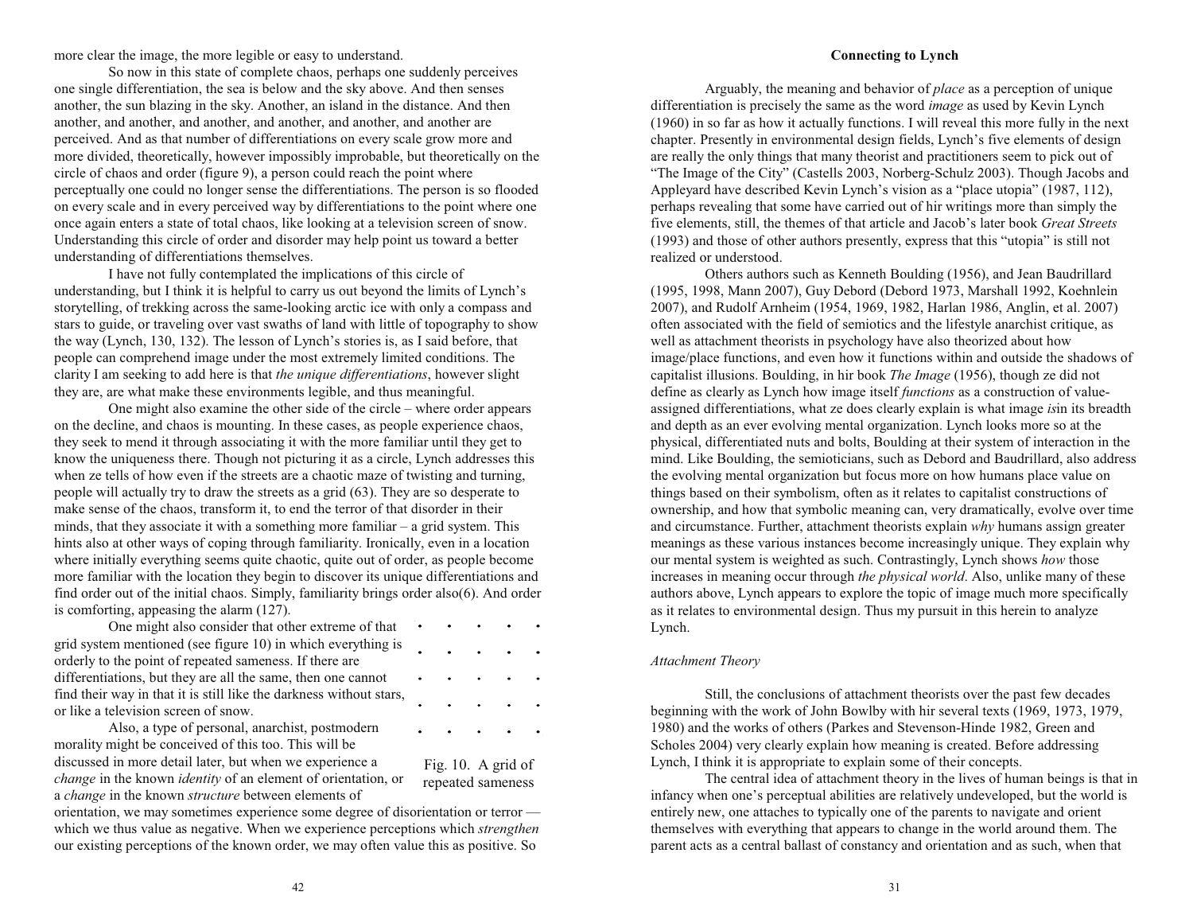more clear the image, the more legible or easy to understand.

So now in this state of complete chaos, perhaps one suddenly perceives one single differentiation, the sea is below and the sky above. And then senses another, the sun blazing in the sky. Another, an island in the distance. And then another, and another, and another, and another, and another, and another are perceived. And as that number of differentiations on every scale grow more and more divided, theoretically, however impossibly improbable, but theoretically on the circle of chaos and order (figure 9), a person could reach the point where perceptually one could no longer sense the differentiations. The person is so flooded on every scale and in every perceived way by differentiations to the point where one once again enters a state of total chaos, like looking at a television screen of snow. Understanding this circle of order and disorder may help point us toward a better understanding of differentiations themselves.

I have not fully contemplated the implications of this circle of understanding, but I think it is helpful to carry us out beyond the limits of Lynch's storytelling, of trekking across the same-looking arctic ice with only a compass and stars to guide, or traveling over vast swaths of land with little of topography to show the way (Lynch, 130, 132). The lesson of Lynch's stories is, as I said before, that people can comprehend image under the most extremely limited conditions. The clarity I am seeking to add here is that *the unique differentiations*, however slight they are, are what make these environments legible, and thus meaningful.

One might also examine the other side of the circle – where order appears on the decline, and chaos is mounting. In these cases, as people experience chaos, they seek to mend it through associating it with the more familiar until they get to know the uniqueness there. Though not picturing it as a circle, Lynch addresses this when ze tells of how even if the streets are a chaotic maze of twisting and turning, people will actually try to draw the streets as a grid (63). They are so desperate to make sense of the chaos, transform it, to end the terror of that disorder in their minds, that they associate it with a something more familiar – a grid system. This hints also at other ways of coping through familiarity. Ironically, even in a location where initially everything seems quite chaotic, quite out of order, as people become more familiar with the location they begin to discover its unique differentiations and find order out of the initial chaos. Simply, familiarity brings order also(6). And order is comforting, appeasing the alarm (127).

One might also consider that other extreme of that grid system mentioned (see figure 10) in which everything is orderly to the point of repeated sameness. If there are differentiations, but they are all the same, then one cannot find their way in that it is still like the darkness without stars, or like a television screen of snow.

Fig. 10. A grid of repeated sameness

Also, a type of personal, anarchist, postmodern morality might be conceived of this too. This will be discussed in more detail later, but when we experience a *change* in the known *identity* of an element of orientation, or a *change* in the known *structure* between elements of orientation, we may sometimes experience some degree of disorientation or terror — which we thus value as negative. When we experience perceptions which *strengthen* our existing perceptions of the known order, we may often value this as positive. So

**Connecting to Lynch**

Arguably, the meaning and behavior of *place* as a perception of unique differentiation is precisely the same as the word *image* as used by Kevin Lynch (1960) in so far as how it actually functions. I will reveal this more fully in the next chapter. Presently in environmental design fields, Lynch's five elements of design are really the only things that many theorist and practitioners seem to pick out of "The Image of the City" (Castells 2003, Norberg-Schulz 2003). Though Jacobs and Appleyard have described Kevin Lynch's vision as a "place utopia" (1987, 112), perhaps revealing that some have carried out of hir writings more than simply the five elements, still, the themes of that article and Jacob's later book *Great Streets* (1993) and those of other authors presently, express that this "utopia" is still not realized or understood.

Others authors such as Kenneth Boulding (1956), and Jean Baudrillard (1995, 1998, Mann 2007), Guy Debord (Debord 1973, Marshall 1992, Koehnlein 2007), and Rudolf Arnheim (1954, 1969, 1982, Harlan 1986, Anglin, et al. 2007) often associated with the field of semiotics and the lifestyle anarchist critique, as well as attachment theorists in psychology have also theorized about how image/place functions, and even how it functions within and outside the shadows of capitalist illusions. Boulding, in hir book *The Image* (1956), though ze did not define as clearly as Lynch how image itself *functions* as a construction of value-assigned differentiations, what ze does clearly explain is what image *is*in its breadth and depth as an ever evolving mental organization. Lynch looks more so at the physical, differentiated nuts and bolts, Boulding at their system of interaction in the mind. Like Boulding, the semioticians, such as Debord and Baudrillard, also address the evolving mental organization but focus more on how humans place value on things based on their symbolism, often as it relates to capitalist constructions of ownership, and how that symbolic meaning can, very dramatically, evolve over time and circumstance. Further, attachment theorists explain *why* humans assign greater meanings as these various instances become increasingly unique. They explain why our mental system is weighted as such. Contrastingly, Lynch shows *how* those increases in meaning occur through *the physical world*. Also, unlike many of these authors above, Lynch appears to explore the topic of image much more specifically as it relates to environmental design. Thus my pursuit in this herein to analyze Lynch.

*Attachment Theory*

Still, the conclusions of attachment theorists over the past few decades beginning with the work of John Bowlby with hir several texts (1969, 1973, 1979, 1980) and the works of others (Parkes and Stevenson-Hinde 1982, Green and Scholes 2004) very clearly explain how meaning is created. Before addressing Lynch, I think it is appropriate to explain some of their concepts.

The central idea of attachment theory in the lives of human beings is that in infancy when one's perceptual abilities are relatively undeveloped, but the world is entirely new, one attaches to typically one of the parents to navigate and orient themselves with everything that appears to change in the world around them. The parent acts as a central ballast of constancy and orientation and as such, when that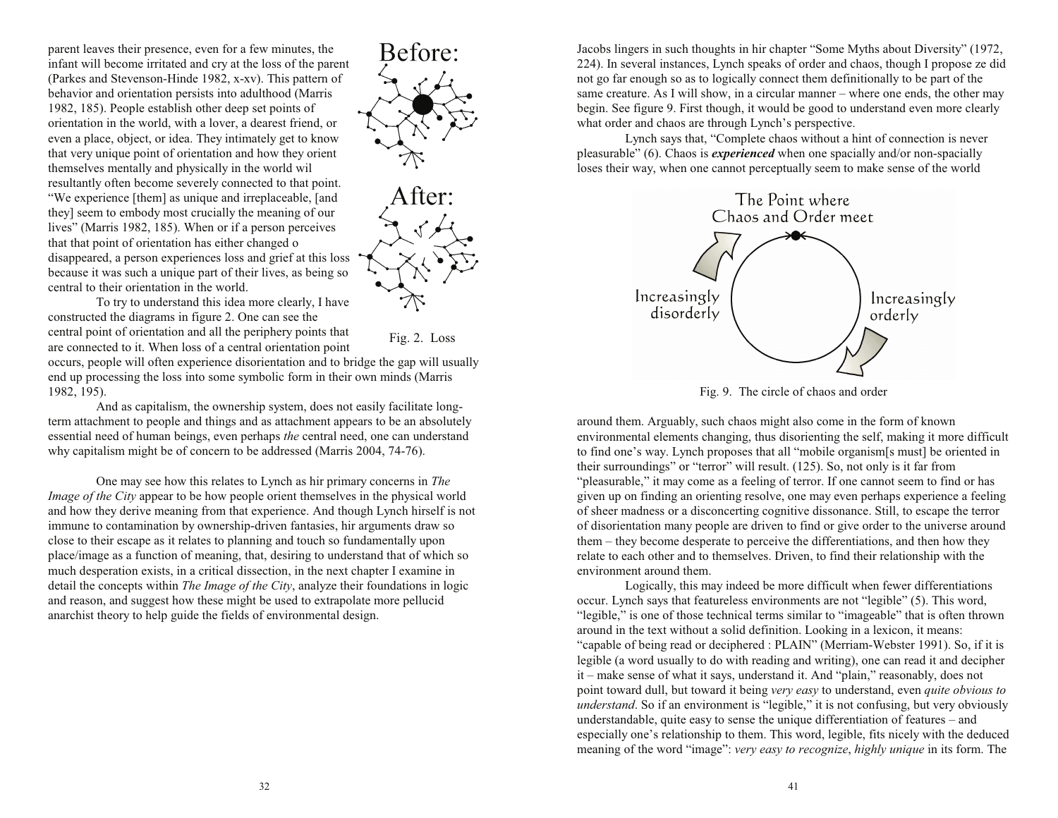parent leaves their presence, even for a few minutes, the infant will become irritated and cry at the loss of the parent (Parkes and Stevenson-Hinde 1982, x-xv). This pattern of behavior and orientation persists into adulthood (Marris 1982, 185). People establish other deep set points of orientation in the world, with a lover, a dearest friend, or even a place, object, or idea. They intimately get to know that very unique point of orientation and how they orient themselves mentally and physically in the world wil resultantly often become severely connected to that point. "We experience [them] as unique and irreplaceable, [and they] seem to embody most crucially the meaning of our lives" (Marris 1982, 185). When or if a person perceives that that point of orientation has either changed o disappeared, a person experiences loss and grief at this loss because it was such a unique part of their lives, as being so central to their orientation in the world.

Before:

After:

Fig. 2. Loss

To try to understand this idea more clearly, I have constructed the diagrams in figure 2. One can see the central point of orientation and all the periphery points that are connected to it. When loss of a central orientation point occurs, people will often experience disorientation and to bridge the gap will usually end up processing the loss into some symbolic form in their own minds (Marris 1982, 195).

And as capitalism, the ownership system, does not easily facilitate long-term attachment to people and things and as attachment appears to be an absolutely essential need of human beings, even perhaps *the* central need, one can understand why capitalism might be of concern to be addressed (Marris 2004, 74-76).

One may see how this relates to Lynch as hir primary concerns in *The Image of the City* appear to be how people orient themselves in the physical world and how they derive meaning from that experience. And though Lynch hirself is not immune to contamination by ownership-driven fantasies, hir arguments draw so close to their escape as it relates to planning and touch so fundamentally upon place/image as a function of meaning, that, desiring to understand that of which so much desperation exists, in a critical dissection, in the next chapter I examine in detail the concepts within *The Image of the City*, analyze their foundations in logic and reason, and suggest how these might be used to extrapolate more pellucid anarchist theory to help guide the fields of environmental design.

Jacobs lingers in such thoughts in hir chapter "Some Myths about Diversity" (1972, 224). In several instances, Lynch speaks of order and chaos, though I propose ze did not go far enough so as to logically connect them definitionally to be part of the same creature. As I will show, in a circular manner – where one ends, the other may begin. See figure 9. First though, it would be good to understand even more clearly what order and chaos are through Lynch's perspective.

Lynch says that, "Complete chaos without a hint of connection is never pleasurable" (6). Chaos is ***experienced*** when one spacially and/or non-spacially loses their way, when one cannot perceptually seem to make sense of the world

The Point where Chaos and Order meet

Increasingly disorderly

Increasingly orderly

Fig. 9. The circle of chaos and order

around them. Arguably, such chaos might also come in the form of known environmental elements changing, thus disorienting the self, making it more difficult to find one's way. Lynch proposes that all "mobile organism[s must] be oriented in their surroundings" or "terror" will result. (125). So, not only is it far from "pleasurable," it may come as a feeling of terror. If one cannot seem to find or has given up on finding an orienting resolve, one may even perhaps experience a feeling of sheer madness or a disconcerting cognitive dissonance. Still, to escape the terror of disorientation many people are driven to find or give order to the universe around them – they become desperate to perceive the differentiations, and then how they relate to each other and to themselves. Driven, to find their relationship with the environment around them.

Logically, this may indeed be more difficult when fewer differentiations occur. Lynch says that featureless environments are not "legible" (5). This word, "legible," is one of those technical terms similar to "imageable" that is often thrown around in the text without a solid definition. Looking in a lexicon, it means: "capable of being read or deciphered : PLAIN" (Merriam-Webster 1991). So, if it is legible (a word usually to do with reading and writing), one can read it and decipher it – make sense of what it says, understand it. And "plain," reasonably, does not point toward dull, but toward it being *very easy* to understand, even *quite obvious to understand*. So if an environment is "legible," it is not confusing, but very obviously understandable, quite easy to sense the unique differentiation of features – and especially one's relationship to them. This word, legible, fits nicely with the deduced meaning of the word "image": *very easy to recognize*, *highly unique* in its form. The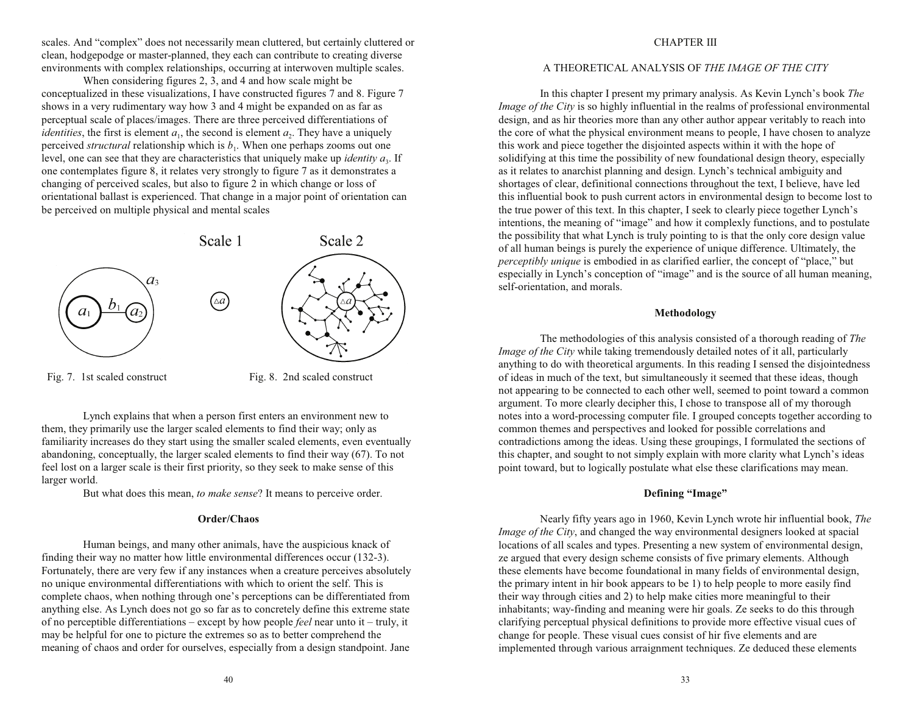scales. And "complex" does not necessarily mean cluttered, but certainly cluttered or clean, hodgepodge or master-planned, they each can contribute to creating diverse environments with complex relationships, occurring at interwoven multiple scales.

When considering figures 2, 3, and 4 and how scale might be conceptualized in these visualizations, I have constructed figures 7 and 8. Figure 7 shows in a very rudimentary way how 3 and 4 might be expanded on as far as perceptual scale of places/images. There are three perceived differentiations of *identities*, the first is element $a_1$, the second is element $a_2$. They have a uniquely perceived *structural* relationship which is $b_1$. When one perhaps zooms out one level, one can see that they are characteristics that uniquely make up *identity* $a_3$. If one contemplates figure 8, it relates very strongly to figure 7 as it demonstrates a changing of perceived scales, but also to figure 2 in which change or loss of orientational ballast is experienced. That change in a major point of orientation can be perceived on multiple physical and mental scales

Fig. 7. 1st scaled construct

Fig. 8. 2nd scaled construct

Lynch explains that when a person first enters an environment new to them, they primarily use the larger scaled elements to find their way; only as familiarity increases do they start using the smaller scaled elements, even eventually abandoning, conceptually, the larger scaled elements to find their way (67). To not feel lost on a larger scale is their first priority, so they seek to make sense of this larger world.

But what does this mean, *to make sense*? It means to perceive order.

**Order/Chaos**

Human beings, and many other animals, have the auspicious knack of finding their way no matter how little environmental differences occur (132-3). Fortunately, there are very few if any instances when a creature perceives absolutely no unique environmental differentiations with which to orient the self. This is complete chaos, when nothing through one's perceptions can be differentiated from anything else. As Lynch does not go so far as to concretely define this extreme state of no perceptible differentiations – except by how people *feel* near unto it – truly, it may be helpful for one to picture the extremes so as to better comprehend the meaning of chaos and order for ourselves, especially from a design standpoint. Jane

# CHAPTER III

## A THEORETICAL ANALYSIS OF *THE IMAGE OF THE CITY*

In this chapter I present my primary analysis. As Kevin Lynch's book *The Image of the City* is so highly influential in the realms of professional environmental design, and as hir theories more than any other author appear veritably to reach into the core of what the physical environment means to people, I have chosen to analyze this work and piece together the disjointed aspects within it with the hope of solidifying at this time the possibility of new foundational design theory, especially as it relates to anarchist planning and design. Lynch's technical ambiguity and shortages of clear, definitional connections throughout the text, I believe, have led this influential book to push current actors in environmental design to become lost to the true power of this text. In this chapter, I seek to clearly piece together Lynch's intentions, the meaning of "image" and how it complexly functions, and to postulate the possibility that what Lynch is truly pointing to is that the only core design value of all human beings is purely the experience of unique difference. Ultimately, the *perceptibly unique* is embodied in as clarified earlier, the concept of "place," but especially in Lynch's conception of "image" and is the source of all human meaning, self-orientation, and morals.

### Methodology

The methodologies of this analysis consisted of a thorough reading of *The Image of the City* while taking tremendously detailed notes of it all, particularly anything to do with theoretical arguments. In this reading I sensed the disjointedness of ideas in much of the text, but simultaneously it seemed that these ideas, though not appearing to be connected to each other well, seemed to point toward a common argument. To more clearly decipher this, I chose to transpose all of my thorough notes into a word-processing computer file. I grouped concepts together according to common themes and perspectives and looked for possible correlations and contradictions among the ideas. Using these groupings, I formulated the sections of this chapter, and sought to not simply explain with more clarity what Lynch's ideas point toward, but to logically postulate what else these clarifications may mean.

### Defining "Image"

Nearly fifty years ago in 1960, Kevin Lynch wrote hir influential book, *The Image of the City*, and changed the way environmental designers looked at spacial locations of all scales and types. Presenting a new system of environmental design, ze argued that every design scheme consists of five primary elements. Although these elements have become foundational in many fields of environmental design, the primary intent in hir book appears to be 1) to help people to more easily find their way through cities and 2) to help make cities more meaningful to their inhabitants; way-finding and meaning were hir goals. Ze seeks to do this through clarifying perceptual physical definitions to provide more effective visual cues of change for people. These visual cues consist of hir five elements and are implemented through various arraignment techniques. Ze deduced these elements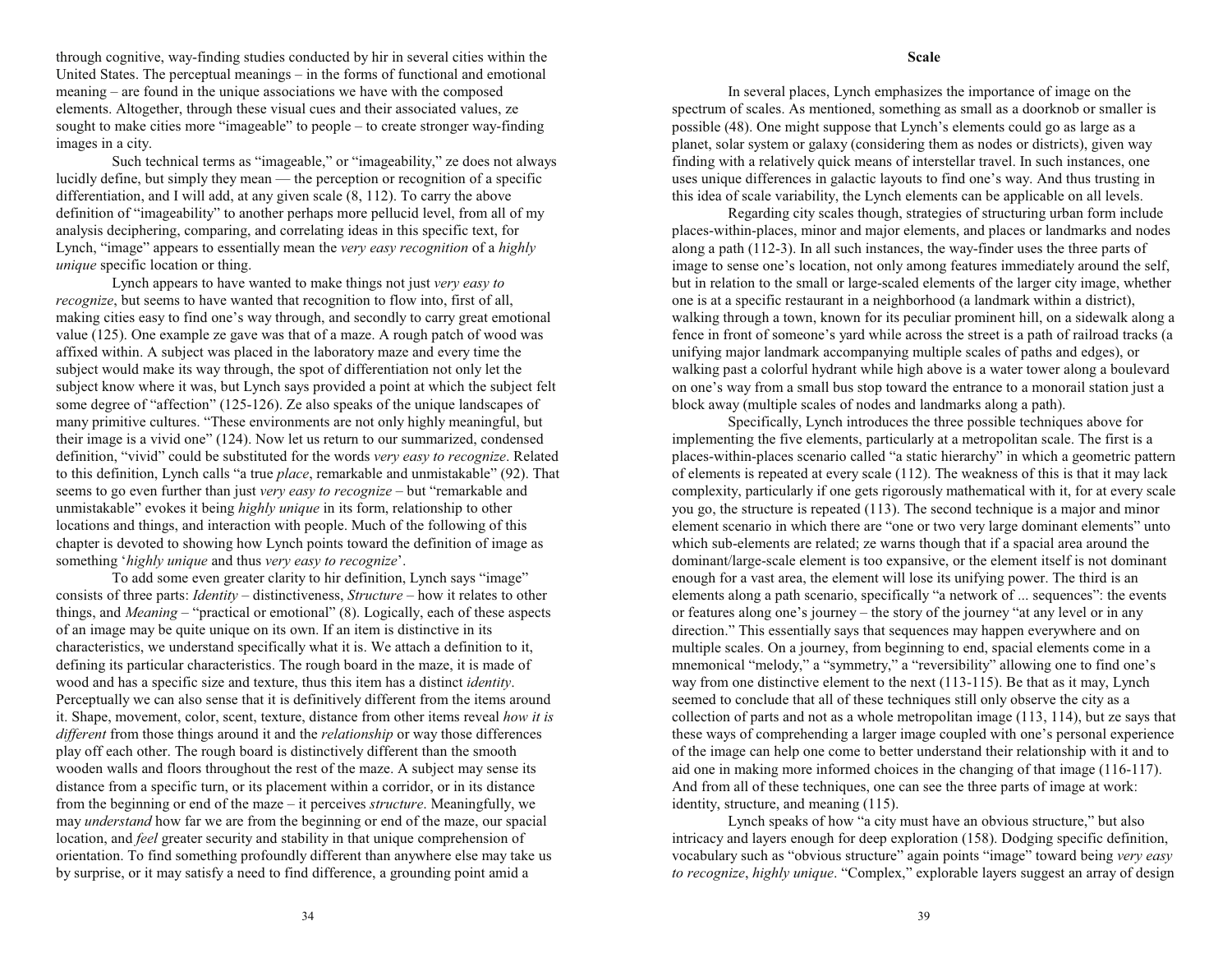through cognitive, way-finding studies conducted by hir in several cities within the United States. The perceptual meanings – in the forms of functional and emotional meaning – are found in the unique associations we have with the composed elements. Altogether, through these visual cues and their associated values, ze sought to make cities more "imageable" to people – to create stronger way-finding images in a city.

Such technical terms as "imageable," or "imageability," ze does not always lucidly define, but simply they mean — the perception or recognition of a specific differentiation, and I will add, at any given scale (8, 112). To carry the above definition of "imageability" to another perhaps more pellucid level, from all of my analysis deciphering, comparing, and correlating ideas in this specific text, for Lynch, "image" appears to essentially mean the *very easy recognition* of a *highly unique* specific location or thing.

Lynch appears to have wanted to make things not just *very easy to recognize*, but seems to have wanted that recognition to flow into, first of all, making cities easy to find one's way through, and secondly to carry great emotional value (125). One example ze gave was that of a maze. A rough patch of wood was affixed within. A subject was placed in the laboratory maze and every time the subject would make its way through, the spot of differentiation not only let the subject know where it was, but Lynch says provided a point at which the subject felt some degree of "affection" (125-126). Ze also speaks of the unique landscapes of many primitive cultures. "These environments are not only highly meaningful, but their image is a vivid one" (124). Now let us return to our summarized, condensed definition, "vivid" could be substituted for the words *very easy to recognize*. Related to this definition, Lynch calls "a true *place*, remarkable and unmistakable" (92). That seems to go even further than just *very easy to recognize* – but "remarkable and unmistakable" evokes it being *highly unique* in its form, relationship to other locations and things, and interaction with people. Much of the following of this chapter is devoted to showing how Lynch points toward the definition of image as something '*highly unique* and thus *very easy to recognize*'.

To add some even greater clarity to hir definition, Lynch says "image" consists of three parts: *Identity* – distinctiveness, *Structure* – how it relates to other things, and *Meaning* – "practical or emotional" (8). Logically, each of these aspects of an image may be quite unique on its own. If an item is distinctive in its characteristics, we understand specifically what it is. We attach a definition to it, defining its particular characteristics. The rough board in the maze, it is made of wood and has a specific size and texture, thus this item has a distinct *identity*. Perceptually we can also sense that it is definitively different from the items around it. Shape, movement, color, scent, texture, distance from other items reveal *how it is different* from those things around it and the *relationship* or way those differences play off each other. The rough board is distinctively different than the smooth wooden walls and floors throughout the rest of the maze. A subject may sense its distance from a specific turn, or its placement within a corridor, or in its distance from the beginning or end of the maze – it perceives *structure*. Meaningfully, we may *understand* how far we are from the beginning or end of the maze, our spacial location, and *feel* greater security and stability in that unique comprehension of orientation. To find something profoundly different than anywhere else may take us by surprise, or it may satisfy a need to find difference, a grounding point amid a

## Scale

In several places, Lynch emphasizes the importance of image on the spectrum of scales. As mentioned, something as small as a doorknob or smaller is possible (48). One might suppose that Lynch's elements could go as large as a planet, solar system or galaxy (considering them as nodes or districts), given way finding with a relatively quick means of interstellar travel. In such instances, one uses unique differences in galactic layouts to find one's way. And thus trusting in this idea of scale variability, the Lynch elements can be applicable on all levels.

Regarding city scales though, strategies of structuring urban form include places-within-places, minor and major elements, and places or landmarks and nodes along a path (112-3). In all such instances, the way-finder uses the three parts of image to sense one's location, not only among features immediately around the self, but in relation to the small or large-scaled elements of the larger city image, whether one is at a specific restaurant in a neighborhood (a landmark within a district), walking through a town, known for its peculiar prominent hill, on a sidewalk along a fence in front of someone's yard while across the street is a path of railroad tracks (a unifying major landmark accompanying multiple scales of paths and edges), or walking past a colorful hydrant while high above is a water tower along a boulevard on one's way from a small bus stop toward the entrance to a monorail station just a block away (multiple scales of nodes and landmarks along a path).

Specifically, Lynch introduces the three possible techniques above for implementing the five elements, particularly at a metropolitan scale. The first is a places-within-places scenario called "a static hierarchy" in which a geometric pattern of elements is repeated at every scale (112). The weakness of this is that it may lack complexity, particularly if one gets rigorously mathematical with it, for at every scale you go, the structure is repeated (113). The second technique is a major and minor element scenario in which there are "one or two very large dominant elements" unto which sub-elements are related; ze warns though that if a spacial area around the dominant/large-scale element is too expansive, or the element itself is not dominant enough for a vast area, the element will lose its unifying power. The third is an elements along a path scenario, specifically "a network of ... sequences": the events or features along one's journey – the story of the journey "at any level or in any direction." This essentially says that sequences may happen everywhere and on multiple scales. On a journey, from beginning to end, spacial elements come in a mnemonical "melody," a "symmetry," a "reversibility" allowing one to find one's way from one distinctive element to the next (113-115). Be that as it may, Lynch seemed to conclude that all of these techniques still only observe the city as a collection of parts and not as a whole metropolitan image (113, 114), but ze says that these ways of comprehending a larger image coupled with one's personal experience of the image can help one come to better understand their relationship with it and to aid one in making more informed choices in the changing of that image (116-117). And from all of these techniques, one can see the three parts of image at work: identity, structure, and meaning (115).

Lynch speaks of how "a city must have an obvious structure," but also intricacy and layers enough for deep exploration (158). Dodging specific definition, vocabulary such as "obvious structure" again points "image" toward being *very easy to recognize*, *highly unique*. "Complex," explorable layers suggest an array of design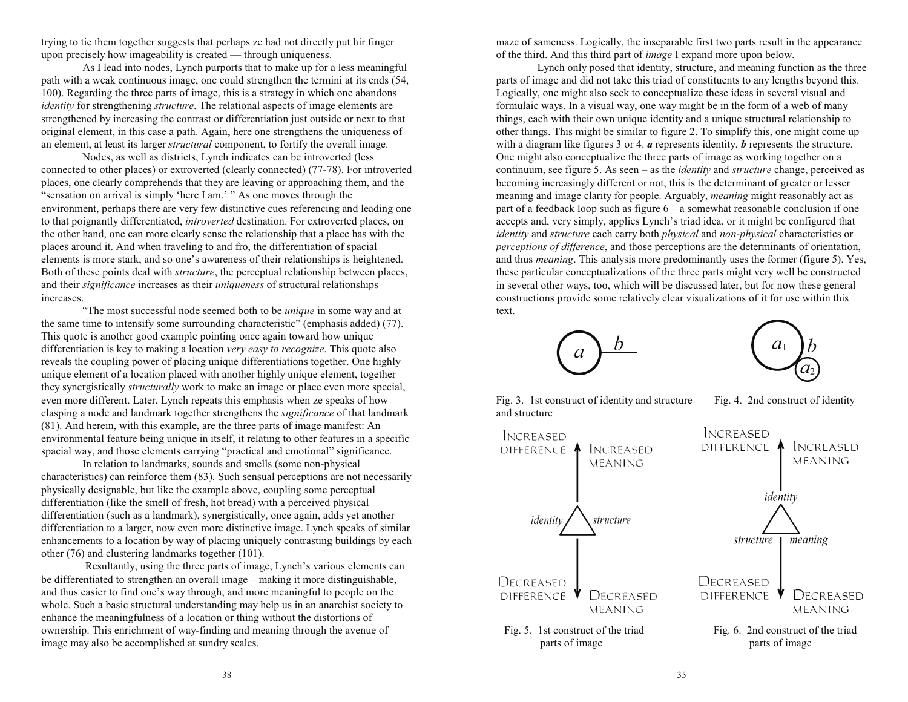trying to tie them together suggests that perhaps ze had not directly put hir finger upon precisely how imageability is created — through uniqueness.

As I lead into nodes, Lynch purports that to make up for a less meaningful path with a weak continuous image, one could strengthen the termini at its ends (54, 100). Regarding the three parts of image, this is a strategy in which one abandons *identity* for strengthening *structure*. The relational aspects of image elements are strengthened by increasing the contrast or differentiation just outside or next to that original element, in this case a path. Again, here one strengthens the uniqueness of an element, at least its larger *structural* component, to fortify the overall image.

Nodes, as well as districts, Lynch indicates can be introverted (less connected to other places) or extroverted (clearly connected) (77-78). For introverted places, one clearly comprehends that they are leaving or approaching them, and the "sensation on arrival is simply 'here I am.' " As one moves through the environment, perhaps there are very few distinctive cues referencing and leading one to that poignantly differentiated, *introverted* destination. For extroverted places, on the other hand, one can more clearly sense the relationship that a place has with the places around it. And when traveling to and fro, the differentiation of spacial elements is more stark, and so one's awareness of their relationships is heightened. Both of these points deal with *structure*, the perceptual relationship between places, and their *significance* increases as their *uniqueness* of structural relationships increases.

"The most successful node seemed both to be *unique* in some way and at the same time to intensify some surrounding characteristic" (emphasis added) (77). This quote is another good example pointing once again toward how unique differentiation is key to making a location *very easy to recognize*. This quote also reveals the coupling power of placing unique differentiations together. One highly unique element of a location placed with another highly unique element, together they synergistically *structurally* work to make an image or place even more special, even more different. Later, Lynch repeats this emphasis when ze speaks of how clasping a node and landmark together strengthens the *significance* of that landmark (81). And herein, with this example, are the three parts of image manifest: An environmental feature being unique in itself, it relating to other features in a specific spacial way, and those elements carrying "practical and emotional" significance.

In relation to landmarks, sounds and smells (some non-physical characteristics) can reinforce them (83). Such sensual perceptions are not necessarily physically designable, but like the example above, coupling some perceptual differentiation (like the smell of fresh, hot bread) with a perceived physical differentiation (such as a landmark), synergistically, once again, adds yet another differentiation to a larger, now even more distinctive image. Lynch speaks of similar enhancements to a location by way of placing uniquely contrasting buildings by each other (76) and clustering landmarks together (101).

Resultantly, using the three parts of image, Lynch's various elements can be differentiated to strengthen an overall image – making it more distinguishable, and thus easier to find one's way through, and more meaningful to people on the whole. Such a basic structural understanding may help us in an anarchist society to enhance the meaningfulness of a location or thing without the distortions of ownership. This enrichment of way-finding and meaning through the avenue of image may also be accomplished at sundry scales.

maze of sameness. Logically, the inseparable first two parts result in the appearance of the third. And this third part of *image* I expand more upon below.

Lynch only posed that identity, structure, and meaning function as the three parts of image and did not take this triad of constituents to any lengths beyond this. Logically, one might also seek to conceptualize these ideas in several visual and formulaic ways. In a visual way, one way might be in the form of a web of many things, each with their own unique identity and a unique structural relationship to other things. This might be similar to figure 2. To simplify this, one might come up with a diagram like figures 3 or 4. ***a*** represents identity, ***b*** represents the structure. One might also conceptualize the three parts of image as working together on a continuum, see figure 5. As seen – as the *identity* and *structure* change, perceived as becoming increasingly different or not, this is the determinant of greater or lesser meaning and image clarity for people. Arguably, *meaning* might reasonably act as part of a feedback loop such as figure 6 – a somewhat reasonable conclusion if one accepts and, very simply, applies Lynch's triad idea, or it might be configured that *identity* and *structure* each carry both *physical* and *non-physical* characteristics or *perceptions of difference*, and those perceptions are the determinants of orientation, and thus *meaning*. This analysis more predominantly uses the former (figure 5). Yes, these particular conceptualizations of the three parts might very well be constructed in several other ways, too, which will be discussed later, but for now these general constructions provide some relatively clear visualizations of it for use within this text.

$a$ — $b$

Fig. 3. 1st construct of identity and structure and structure

$a_1$ $b$ $a_2$

Fig. 4. 2nd construct of identity

INCREASED DIFFERENCE — INCREASED MEANING
identity / structure
DECREASED DIFFERENCE — DECREASED MEANING

Fig. 5. 1st construct of the triad parts of image

INCREASED DIFFERENCE — INCREASED MEANING
identity
structure | meaning
DECREASED DIFFERENCE — DECREASED MEANING

Fig. 6. 2nd construct of the triad parts of image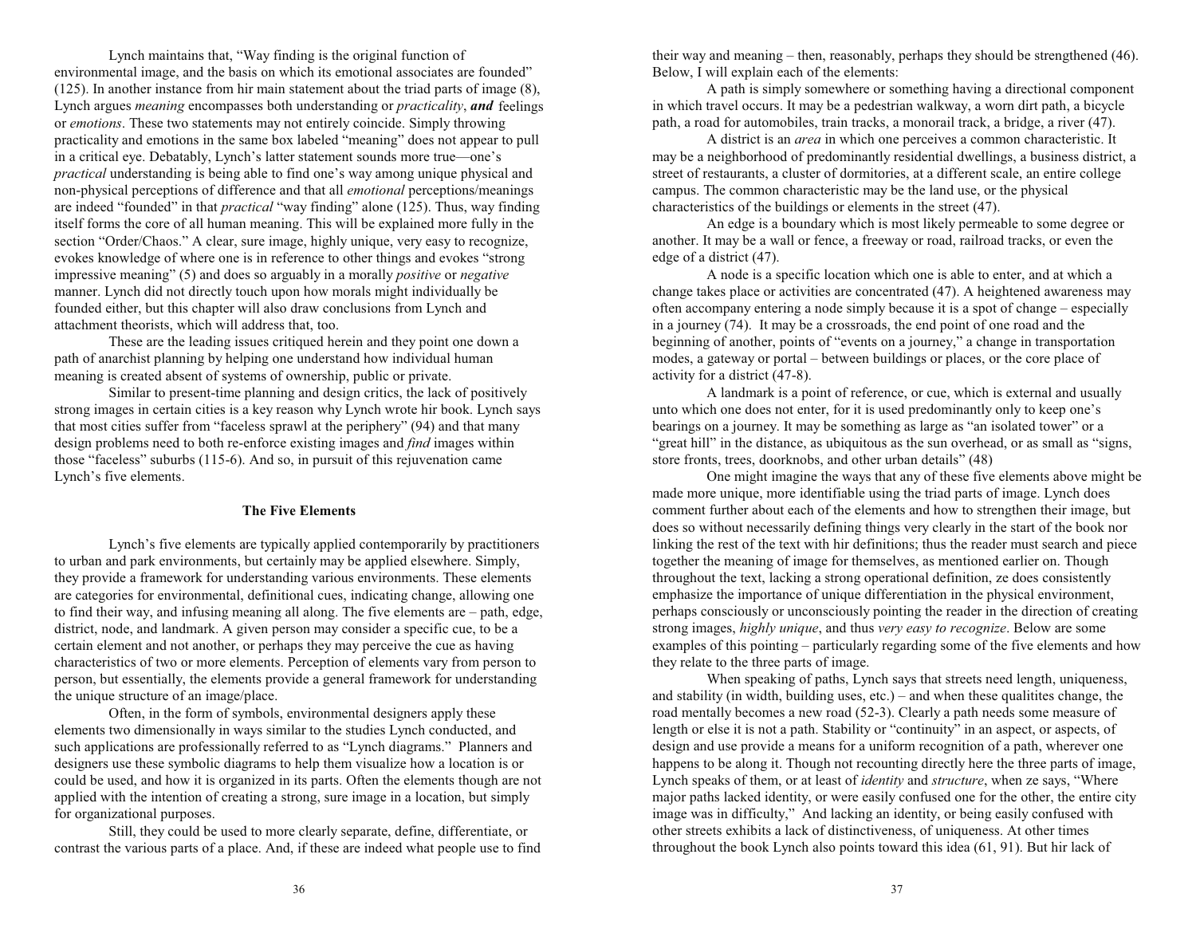Lynch maintains that, "Way finding is the original function of environmental image, and the basis on which its emotional associates are founded" (125). In another instance from hir main statement about the triad parts of image (8), Lynch argues *meaning* encompasses both understanding or *practicality*, ***and*** feelings or *emotions*. These two statements may not entirely coincide. Simply throwing practicality and emotions in the same box labeled "meaning" does not appear to pull in a critical eye. Debatably, Lynch's latter statement sounds more true—one's *practical* understanding is being able to find one's way among unique physical and non-physical perceptions of difference and that all *emotional* perceptions/meanings are indeed "founded" in that *practical* "way finding" alone (125). Thus, way finding itself forms the core of all human meaning. This will be explained more fully in the section "Order/Chaos." A clear, sure image, highly unique, very easy to recognize, evokes knowledge of where one is in reference to other things and evokes "strong impressive meaning" (5) and does so arguably in a morally *positive* or *negative* manner. Lynch did not directly touch upon how morals might individually be founded either, but this chapter will also draw conclusions from Lynch and attachment theorists, which will address that, too.

These are the leading issues critiqued herein and they point one down a path of anarchist planning by helping one understand how individual human meaning is created absent of systems of ownership, public or private.

Similar to present-time planning and design critics, the lack of positively strong images in certain cities is a key reason why Lynch wrote hir book. Lynch says that most cities suffer from "faceless sprawl at the periphery" (94) and that many design problems need to both re-enforce existing images and *find* images within those "faceless" suburbs (115-6). And so, in pursuit of this rejuvenation came Lynch's five elements.

## The Five Elements

Lynch's five elements are typically applied contemporarily by practitioners to urban and park environments, but certainly may be applied elsewhere. Simply, they provide a framework for understanding various environments. These elements are categories for environmental, definitional cues, indicating change, allowing one to find their way, and infusing meaning all along. The five elements are – path, edge, district, node, and landmark. A given person may consider a specific cue, to be a certain element and not another, or perhaps they may perceive the cue as having characteristics of two or more elements. Perception of elements vary from person to person, but essentially, the elements provide a general framework for understanding the unique structure of an image/place.

Often, in the form of symbols, environmental designers apply these elements two dimensionally in ways similar to the studies Lynch conducted, and such applications are professionally referred to as "Lynch diagrams." Planners and designers use these symbolic diagrams to help them visualize how a location is or could be used, and how it is organized in its parts. Often the elements though are not applied with the intention of creating a strong, sure image in a location, but simply for organizational purposes.

Still, they could be used to more clearly separate, define, differentiate, or contrast the various parts of a place. And, if these are indeed what people use to find their way and meaning – then, reasonably, perhaps they should be strengthened (46). Below, I will explain each of the elements:

A path is simply somewhere or something having a directional component in which travel occurs. It may be a pedestrian walkway, a worn dirt path, a bicycle path, a road for automobiles, train tracks, a monorail track, a bridge, a river (47).

A district is an *area* in which one perceives a common characteristic. It may be a neighborhood of predominantly residential dwellings, a business district, a street of restaurants, a cluster of dormitories, at a different scale, an entire college campus. The common characteristic may be the land use, or the physical characteristics of the buildings or elements in the street (47).

An edge is a boundary which is most likely permeable to some degree or another. It may be a wall or fence, a freeway or road, railroad tracks, or even the edge of a district (47).

A node is a specific location which one is able to enter, and at which a change takes place or activities are concentrated (47). A heightened awareness may often accompany entering a node simply because it is a spot of change – especially in a journey (74). It may be a crossroads, the end point of one road and the beginning of another, points of "events on a journey," a change in transportation modes, a gateway or portal – between buildings or places, or the core place of activity for a district (47-8).

A landmark is a point of reference, or cue, which is external and usually unto which one does not enter, for it is used predominantly only to keep one's bearings on a journey. It may be something as large as "an isolated tower" or a "great hill" in the distance, as ubiquitous as the sun overhead, or as small as "signs, store fronts, trees, doorknobs, and other urban details" (48)

One might imagine the ways that any of these five elements above might be made more unique, more identifiable using the triad parts of image. Lynch does comment further about each of the elements and how to strengthen their image, but does so without necessarily defining things very clearly in the start of the book nor linking the rest of the text with hir definitions; thus the reader must search and piece together the meaning of image for themselves, as mentioned earlier on. Though throughout the text, lacking a strong operational definition, ze does consistently emphasize the importance of unique differentiation in the physical environment, perhaps consciously or unconsciously pointing the reader in the direction of creating strong images, *highly unique*, and thus *very easy to recognize*. Below are some examples of this pointing – particularly regarding some of the five elements and how they relate to the three parts of image.

When speaking of paths, Lynch says that streets need length, uniqueness, and stability (in width, building uses, etc.) – and when these qualitites change, the road mentally becomes a new road (52-3). Clearly a path needs some measure of length or else it is not a path. Stability or "continuity" in an aspect, or aspects, of design and use provide a means for a uniform recognition of a path, wherever one happens to be along it. Though not recounting directly here the three parts of image, Lynch speaks of them, or at least of *identity* and *structure*, when ze says, "Where major paths lacked identity, or were easily confused one for the other, the entire city image was in difficulty," And lacking an identity, or being easily confused with other streets exhibits a lack of distinctiveness, of uniqueness. At other times throughout the book Lynch also points toward this idea (61, 91). But hir lack of